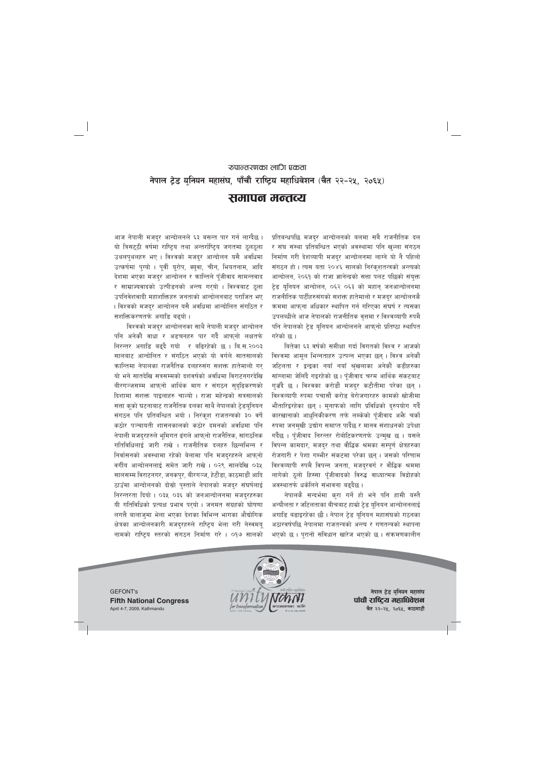रुपान्तरणका लागि एकता

# नेपाल ट्रेड यूनियन महासंघ, पाँचौं राष्ट्रिय महाधिवेशन (चैत २२-२५, २०६५)

## समापन मन्तव्य

आज नेपाली मजदुर आन्दोलनले ६३ वसन्त पार गर्न लाग्दैछ। यो त्रिसठ्ठी वर्षमा राष्ट्रिय तथा अन्तर्राष्ट्रिय जगतमा ठूलठूला उथलपुथलहरु भए। विश्वको मजदुर आन्दोलन यसै अवधिमा उत्कर्षमा पुग्यो। पूर्वी यूरोप, क्युवा, चीन, भियतनाम, आदि देशमा भएका मजदुर आन्दोलन र क्रान्तिले पूँजीवाद सामन्तवाद र साम्राज्यवादको उत्पीडनको अन्त्य गर्‍यो। विश्वबाट ठूला उपनिवेशवादी महाशक्तिहरु जनताको आन्दोलनबाट पराजित भए। विश्वको मजदुर आन्दोलन यसै अवधिमा आन्दोलित संगठित र सशक्तिकरणतर्फ अगाडि बढ्यो।

विश्वको मजदुर आन्दोलनका साथै नेपाली मजदुर आन्दोलन पनि अनेकौं बाधा र अड्चनहरु पार गर्दै आफ्नो लक्षतर्फ निरन्तर अगाडि बढ्दै गयो र बढिरहेको छ। बि.स.२००३ सालबाट आन्दोलित र संगठित भएको यो वर्गले सातसालको क्रान्तिमा नेपालका राजनैतिक दलहरुसंग सशक्त हातेमालो गर् यो भने सातदेखि सत्रसम्मको दशवर्षको अवधिमा विराटनगरदेखि वीरगञ्जसम्म आफ्नो आर्थिक माग र संगठन सुदृढिकरणको दिशामा सशक्त पाइलाहरु चाल्यो। राजा महेन्द्रको सत्रसालको सत्ता कूको घटनाबाट राजनैतिक दलका साथै नेपालको ट्रेडयुनियन संगठन पनि प्रतिबन्धित भयो। निरंकुश राजतन्त्रको ३० वर्षे कठोर पञ्चायती शासनकालको कठोर दमनको अवधिमा पनि नेपाली मजदुरहरुले भूमिगत ढंगले आफ्नो राजनैतिक, सांगठनिक गतिविधिलाई जारी राखे। राजनैतिक दलहरु छिन्नभिन्न र निर्वासनको अवस्थामा रहेको बेलामा पनि मजदुरहरुले आफ्नो वर्गीय आन्दोलनलाई समेत जारी राखे। ०२९ सालदेखि ०३५ सालसम्म विराटनगर, जनकपुर, वीरगञ्ज, हेटौंडा, काठमाडौं आदि ठाउँमा आन्दोलनको दोस्रो पुस्ताले नेपालको मजदुर संघर्षलाई निरन्तरता दियो। ०३५ ०३६ को जनआन्दोलनमा मजदुरहरुका यी गतिविधिको प्रत्यक्ष प्रभाव पर्‍यो। जनमत संग्रहको घोषणा लगत्तै बालाजुमा भेला भएका देशका विभिन्न भागका औद्योगिक क्षेत्रका आन्दोलनकारी मजदुरहरुले राष्ट्रिय भेला गरी नेस्वमयू नामको राष्ट्रिय स्तरको संगठन निर्माण गरे। ०१७ सालको प्रतिबन्धपछि मजदुर आन्दोलनको बलमा सबै राजनीतिक दल र संघ संस्था प्रतिबन्धित भएको अवस्थामा पनि खुल्ला संगठन निर्माण गरी देशव्यापी मजदुर आन्दोलनमा लाग्ने यो नै पहिलो संगठन हो। त्यस यता २०४६ सालको निरंकुशतन्त्रको अन्त्यको आन्दोलन, २०६१ को राजा ज्ञानेन्द्रको सत्ता पलट पछिको संयुक्त ट्रेड यूनियन आन्दोलन, ०६२ ०६३ को महान् जनआन्दोलनमा राजनीतिक पार्टीहरुसंगको सशक्त हातेमालो र मजदुर आन्दोलनकै क्रममा आफ्ना अधिकार स्थापित गर्न गरिएका संघर्ष र त्यसका उपलब्धीले आज नेपालको राजनीतिक वृत्तमा र विश्वव्यापी रुपमै पनि नेपालको ट्रेड यूनियन आन्दोलनले आफ्नो प्रतिष्ठा स्थापित गरेको छ।

बितेका ६३ वर्षको समीक्षा गर्दा विगतको विश्व र आजको विश्वमा आमूल भिन्नताहरु उत्पन्न भएका छन्। विश्व अनेकौं जटिलता र द्वन्द्वका नयाँ नयाँ श्रृंखलाका अनेकौं कडीहरुका साङ्लामा जेलिंदै गइरहेको छ। पूँजीवाद चरम आर्थिक संकटबाट गुज्रँदै छ। विश्वका करोडौं मजदुर कटौतीमा परेका छन्। विश्वव्यापी रुपमा पचासौं करोड बेरोजगारहरु कामको खोजीमा भौंतारिइरहेका छन्। मुनाफको लागि प्रविधिको दुरुपयोग गर्दै कारखानाको आधुनिकीकरण तर्फ लम्केको पूँजीवाद अझै चर्को रुपमा जनमुखी उद्योग समाप्त पार्दैछ र मानव संशाधनको उपेक्षा गर्दैछ। पूँजीवाद निरन्तर रोबोटिकरणतर्फ उन्मुख छ। यसले विपन्न कामदार, मजदुर तथा बौद्धिक श्रमका सम्पूर्ण क्षेत्रहरुका रोजगारी र पेशा गम्भीर संकटमा परेका छन्। जसको परिणाम विश्वव्यापी रुपमै विपन्न जनता, मजदुरवर्ग र बौद्धिक श्रममा लागेको ठूलो हिस्सा पूँजीवादको विरुद्ध बाध्यात्मक विद्रोहको अवस्थातर्फ धकेलिने संभावना बढ्दैछ।

नेपालकै सन्दर्भमा कुरा गर्ने हो भने पनि हामी यस्तै अन्यौलता र जटिलताका बीचबाट हाम्रो ट्रेड यूनियन आन्दोलनलाई अगाडि बढाइरहेका छौं। नेपाल ट्रेड यूनियन महासंघको गठनका अठारवर्षपछि नेपालमा राजतन्त्रको अन्त्य र गणतन्त्रको स्थापना भएको छ। पुरानो संविधान खारेज भएको छ। संक्रमणकालीन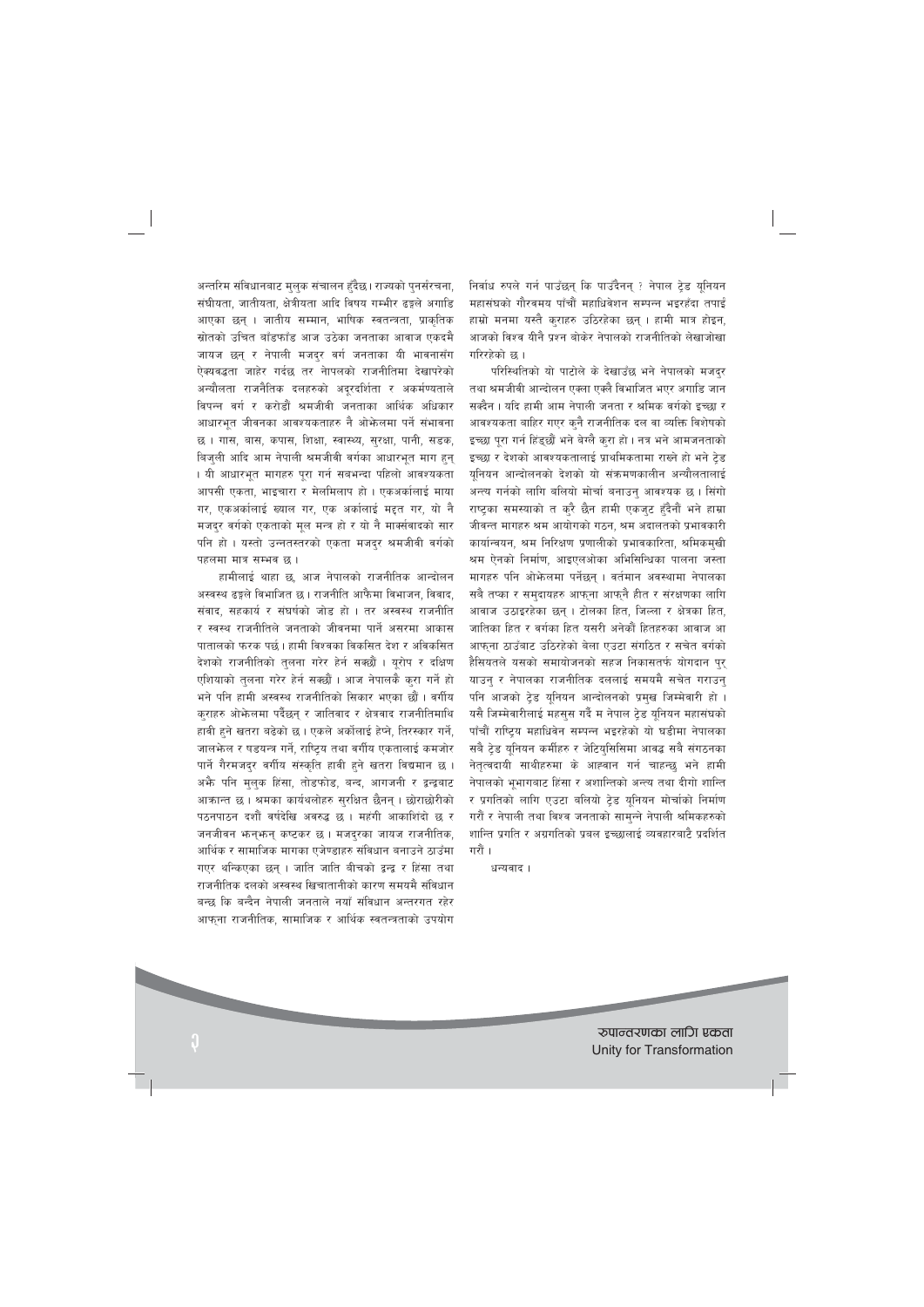अन्तरिम संविधानबाट मुलुक संचालन हुँदैछ। राज्यको पुनर्संरचना, संघीयता, जातीयता, क्षेत्रीयता आदि विषय गम्भीर ढङ्गले अगाडि आएका छन् । जातीय सम्मान, भाषिक स्वतन्त्रता, प्राकृतिक स्रोतको उचित बाँडफाँड आज उठेका जनताका आवाज एकदमै जायज छन् र नेपाली मजदुर वर्ग जनताका यी भावनासँग ऐक्यबद्धता जाहेर गर्दछ तर नेपालको राजनीतिमा देखापरेको अन्यौलता राजनैतिक दलहरुको अदूरदर्शिता र अकर्मण्यताले विपन्न वर्ग र करोडौं श्रमजीवी जनताका आर्थिक अधिकार आधारभूत जीवनका आवश्यकताहरु नै ओझेलमा पर्ने संभावना छ । गास, बास, कपास, शिक्षा, स्वास्थ्य, सुरक्षा, पानी, सडक, बिजुली आदि आम नेपाली श्रमजीवी वर्गका आधारभूत माग हुन् । यी आधारभूत मागहरु पूरा गर्न सबभन्दा पहिलो आवश्यकता आपसी एकता, भाइचारा र मेलमिलाप हो । एकअर्कालाई माया गर, एकअर्कालाई ख्याल गर, एक अर्कालाई मद्दत गर, यो नै मजदुर वर्गको एकताको मूल मन्त्र हो र यो नै मार्क्सवादको सार पनि हो । यस्तो उन्नतस्तरको एकता मजदुर श्रमजीवी वर्गको पहलमा मात्र सम्भव छ ।

हामीलाई थाहा छ, आज नेपालको राजनीतिक आन्दोलन अस्वस्थ ढङ्गले विभाजित छ। राजनीति आफैमा विभाजन, विवाद, संवाद, सहकार्य र संघर्षको जोड हो । तर अस्वस्थ राजनीति र स्वस्थ राजनीतिले जनताको जीवनमा पार्ने असरमा आकास पातालको फरक पर्छ। हामी विश्वका विकसित देश र अविकसित देशको राजनीतिको तुलना गरेर हेर्न सक्छौं । युरोप र दक्षिण एशियाको तुलना गरेर हेर्न सक्छौं । आज नेपालकै कुरा गर्ने हो भने पनि हामी अस्वस्थ राजनीतिको सिकार भएका छौं । वर्गीय कुराहरु ओझेलमा पर्दैछन् र जातिवाद र क्षेत्रवाद राजनीतिमाथि हावी हुने खतरा बढेको छ। एकले अर्कोलाई हेप्ने, तिरस्कार गर्ने, जालझेल र षडयन्त्र गर्ने, राष्ट्रिय तथा वर्गीय एकतालाई कमजोर पार्ने गैरमजदुर वर्गीय संस्कृति हावी हुने खतरा विद्यमान छ । अझै पनि मुलुक हिंसा, तोडफोड, बन्द, आगजनी र द्वन्द्वबाट आक्रान्त छ । श्रमका कार्यथलोहरु सुरक्षित छैनन् । छोराछोरीको पठनपाठन दशौं वर्षदेखि अवरुद्ध छ । महंगी आकाशिंदो छ र जनजीवन झन्झन् कष्टकर छ । मजदुरका जायज राजनीतिक, आर्थिक र सामाजिक मागका एजेण्डाहरु संविधान बनाउने ठाउँमा गएर थन्किएका छन् । जाति जाति बीचको द्वन्द्व र हिंसा तथा राजनीतिक दलको अस्वस्थ खिचातानीको कारण समयमै संविधान बन्छ कि बन्दैन नेपाली जनताले नयाँ संविधान अन्तरगत रहेर आफ्ना राजनीतिक, सामाजिक र आर्थिक स्वतन्त्रताको उपयोग निर्वाध रुपले गर्न पाउँछन् कि पाउँदैनन् ? नेपाल ट्रेड युनियन महासंघको गौरवमय पाँचौं महाधिवेशन सम्पन्न भइरहँदा तपाई हाम्रो मनमा यस्तै कुराहरु उठिरहेका छन् । हामी मात्र होइन, आजको विश्व यीनै प्रश्न बोकेर नेपालको राजनीतिको लेखाजोखा गरिरहेको छ ।

परिस्थितिको यो पाटोले के देखाउँछ भने नेपालको मजदुर तथा श्रमजीवी आन्दोलन एक्ला एक्लै विभाजित भएर अगाडि जान सक्दैन । यदि हामी आम नेपाली जनता र श्रमिक वर्गको इच्छा र आवश्यकता बाहिर गएर कुनै राजनीतिक दल वा व्यक्ति विशेषको इच्छा पूरा गर्न हिंड्छौं भने बेग्लै कुरा हो । नत्र भने आमजनताको इच्छा र देशको आवश्यकतालाई प्राथमिकतामा राख्ने हो भने ट्रेड युनियन आन्दोलनको देशको यो संक्रमणकालीन अन्यौलतालाई अन्त्य गर्नको लागि बलियो मोर्चा बनाउनु आवश्यक छ । सिंगो राष्ट्रका समस्याको त कुरै छैन हामी एकजुट हुँदैनौं भने हाम्रा जीवन्त मागहरु श्रम आयोगको गठन, श्रम अदालतको प्रभावकारी कार्यान्वयन, श्रम निरिक्षण प्रणालीको प्रभावकारिता, श्रमिकमुखी श्रम ऐनको निर्माण, आइएलओका अभिसिन्धिका पालना जस्ता मागहरु पनि ओझेलमा पर्नेछन् । वर्तमान अवस्थामा नेपालका सबै तप्का र समुदायहरु आफ्ना आफ्नै हीत र संरक्षणका लागि आवाज उठाइरहेका छन् । टोलका हित, जिल्ला र क्षेत्रका हित, जातिका हित र वर्गका हित यसरी अनेकौं हितहरुका आवाज आ आफ्ना ठाउँबाट उठिरहेको बेला एउटा संगठित र सचेत वर्गको हैसियतले यसको समाधानको सहज निकासतर्फ योगदान पुर्‍याउनु र नेपालका राजनीतिक दललाई समयमै सचेत गराउनु पनि आजको ट्रेड युनियन आन्दोलनको प्रमुख जिम्मेवारी हो । यसै जिम्मेवारीलाई महसुस गर्दै म नेपाल ट्रेड युनियन महासंघको पाँचौं राष्ट्रिय महाधिवेन सम्पन्न भइरहेको यो घडीमा नेपालका सबै ट्रेड युनियन कर्मीहरु र जेटियुसिसिमा आवद्ध सबै संगठनका नेतृत्वदायी साथीहरुमा के आह्वान गर्न चाहन्छु भने हामी नेपालको भूभागबाट हिंसा र अशान्तिको अन्त्य तथा दीगो शान्ति र प्रगतिको लागि एउटा बलियो ट्रेड युनियन मोर्चाको निर्माण गरौं र नेपाली तथा विश्व जनताको सामुन्ने नेपाली श्रमिकहरुको शान्ति प्रगति र अग्रगतिको प्रबल इच्छालाई व्यवहारबाटै प्रदर्शित गरौं ।

धन्यवाद ।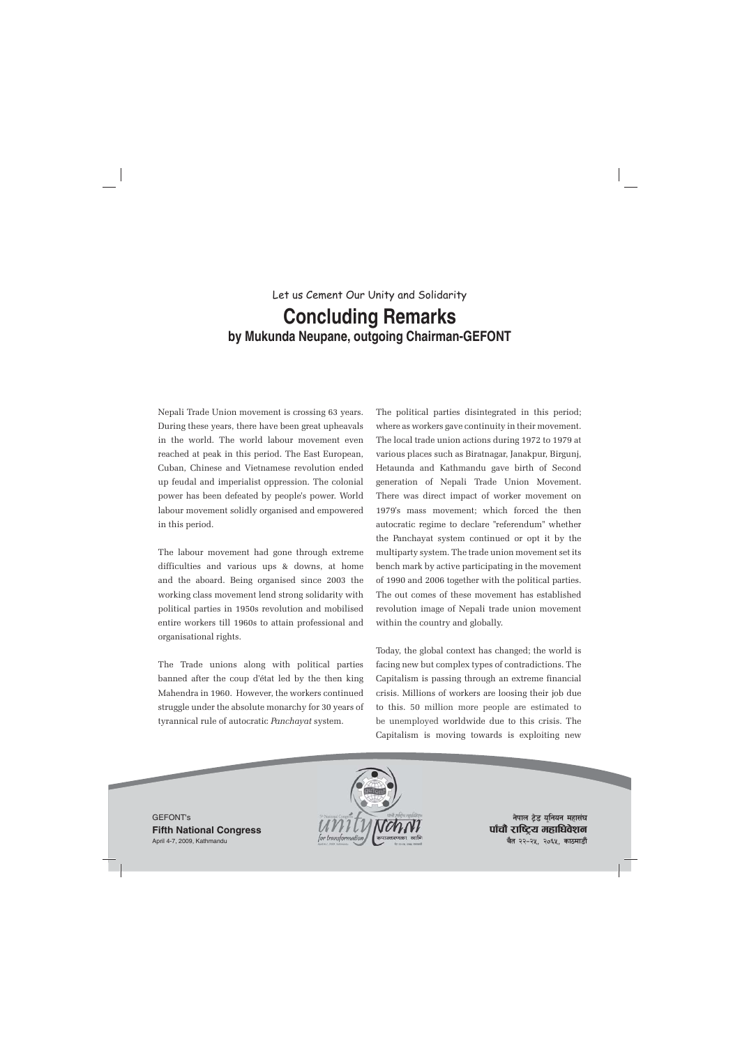Let us Cement Our Unity and Solidarity

# Concluding Remarks

## by Mukunda Neupane, outgoing Chairman-GEFONT

Nepali Trade Union movement is crossing 63 years. During these years, there have been great upheavals in the world. The world labour movement even reached at peak in this period. The East European, Cuban, Chinese and Vietnamese revolution ended up feudal and imperialist oppression. The colonial power has been defeated by people's power. World labour movement solidly organised and empowered in this period.

The labour movement had gone through extreme difficulties and various ups & downs, at home and the aboard. Being organised since 2003 the working class movement lend strong solidarity with political parties in 1950s revolution and mobilised entire workers till 1960s to attain professional and organisational rights.

The Trade unions along with political parties banned after the coup d'état led by the then king Mahendra in 1960. However, the workers continued struggle under the absolute monarchy for 30 years of tyrannical rule of autocratic *Panchayat* system.

The political parties disintegrated in this period; where as workers gave continuity in their movement. The local trade union actions during 1972 to 1979 at various places such as Biratnagar, Janakpur, Birgunj, Hetaunda and Kathmandu gave birth of Second generation of Nepali Trade Union Movement. There was direct impact of worker movement on 1979's mass movement; which forced the then autocratic regime to declare "referendum" whether the Panchayat system continued or opt it by the multiparty system. The trade union movement set its bench mark by active participating in the movement of 1990 and 2006 together with the political parties. The out comes of these movement has established revolution image of Nepali trade union movement within the country and globally.

Today, the global context has changed; the world is facing new but complex types of contradictions. The Capitalism is passing through an extreme financial crisis. Millions of workers are loosing their job due to this. 50 million more people are estimated to be unemployed worldwide due to this crisis. The Capitalism is moving towards is exploiting new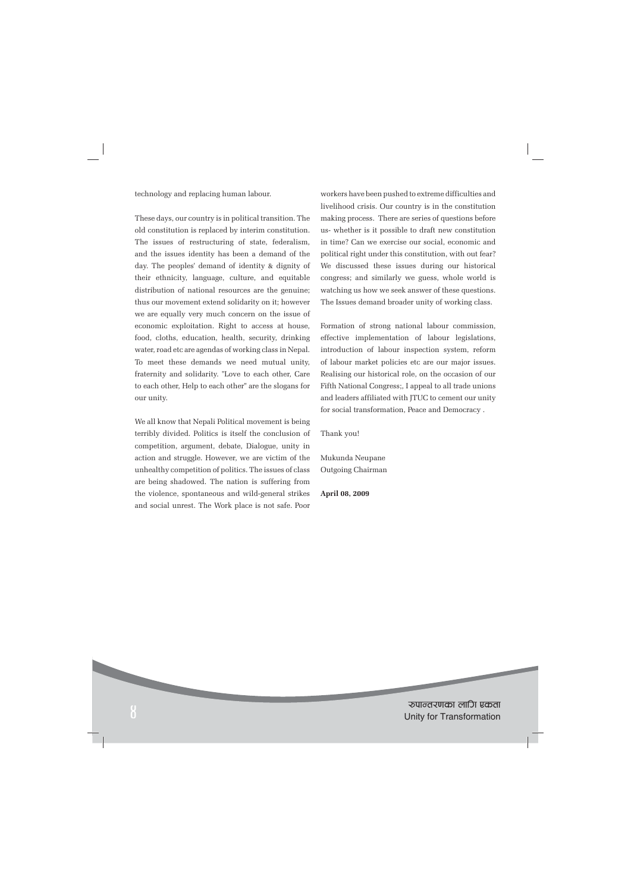technology and replacing human labour.

These days, our country is in political transition. The old constitution is replaced by interim constitution. The issues of restructuring of state, federalism, and the issues identity has been a demand of the day. The peoples' demand of identity & dignity of their ethnicity, language, culture, and equitable distribution of national resources are the genuine; thus our movement extend solidarity on it; however we are equally very much concern on the issue of economic exploitation. Right to access at house, food, cloths, education, health, security, drinking water, road etc are agendas of working class in Nepal. To meet these demands we need mutual unity, fraternity and solidarity. "Love to each other, Care to each other, Help to each other" are the slogans for our unity.

We all know that Nepali Political movement is being terribly divided. Politics is itself the conclusion of competition, argument, debate, Dialogue, unity in action and struggle. However, we are victim of the unhealthy competition of politics. The issues of class are being shadowed. The nation is suffering from the violence, spontaneous and wild-general strikes and social unrest. The Work place is not safe. Poor workers have been pushed to extreme difficulties and livelihood crisis. Our country is in the constitution making process. There are series of questions before us- whether is it possible to draft new constitution in time? Can we exercise our social, economic and political right under this constitution, with out fear? We discussed these issues during our historical congress; and similarly we guess, whole world is watching us how we seek answer of these questions. The Issues demand broader unity of working class.

Formation of strong national labour commission, effective implementation of labour legislations, introduction of labour inspection system, reform of labour market policies etc are our major issues. Realising our historical role, on the occasion of our Fifth National Congress;, I appeal to all trade unions and leaders affiliated with JTUC to cement our unity for social transformation, Peace and Democracy .

Thank you!

Mukunda Neupane
Outgoing Chairman

**April 08, 2009**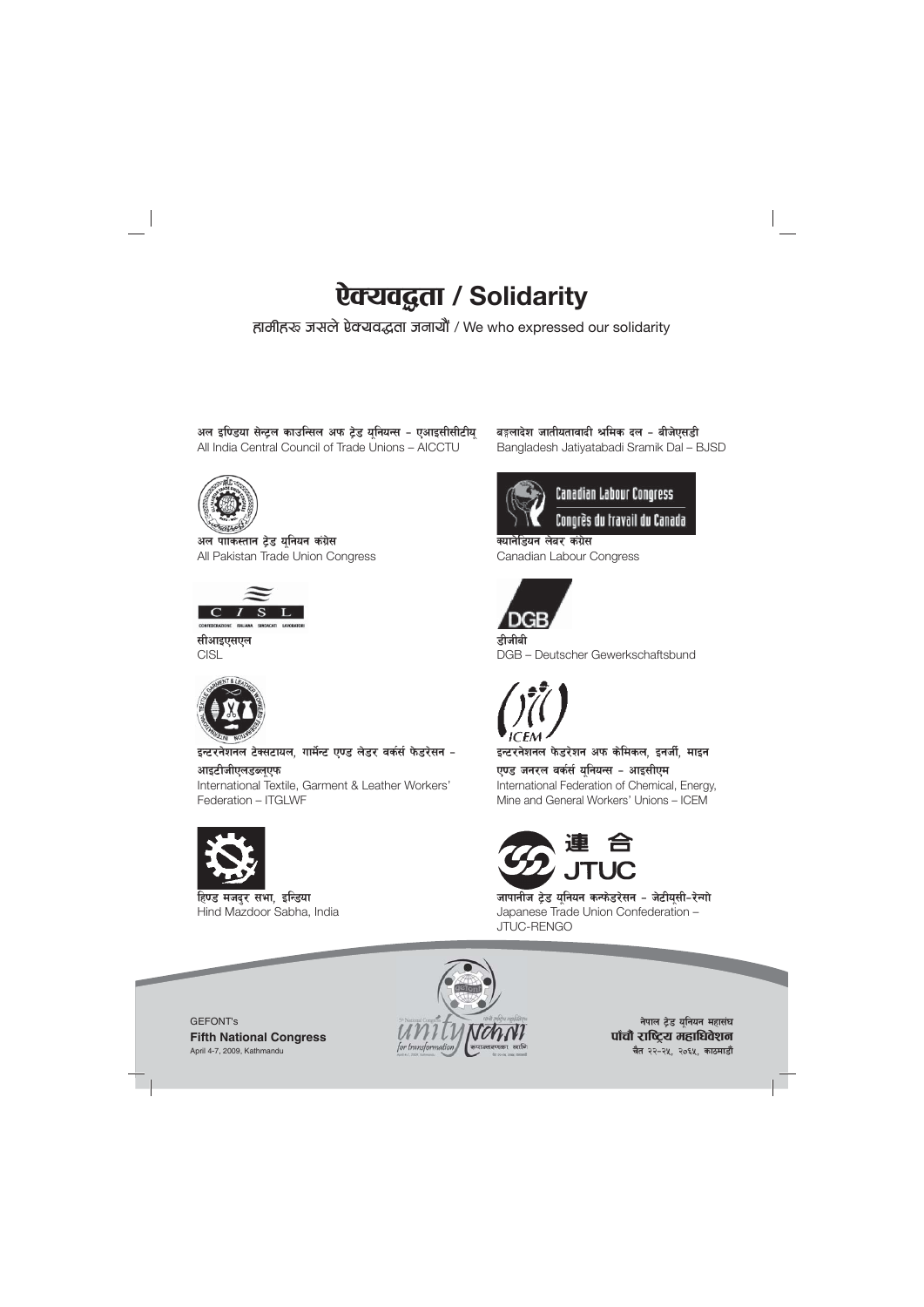# ऐक्यवद्धता / Solidarity

हामीहरू जसले ऐक्यवद्धता जनायौं / We who expressed our solidarity

अल इण्डिया सेन्ट्रल काउन्सिल अफ ट्रेड यूनियन्स – एआइसीसीटीयू
All India Central Council of Trade Unions – AICCTU

अल पाकिस्तान ट्रेड यूनियन कंग्रेस
All Pakistan Trade Union Congress

सीआइएसएल
CISL

इन्टरनेशनल टेक्सटायल, गार्मेन्ट एण्ड लेडर वर्कर्स फेडरेसन – आइटीजीएलडब्लूएफ
International Textile, Garment & Leather Workers' Federation – ITGLWF

हिण्ड मजदुर सभा, इन्डिया
Hind Mazdoor Sabha, India

बङ्गलादेश जातीयतावादी श्रमिक दल – बीजेएसडी
Bangladesh Jatiyatabadi Sramik Dal – BJSD

क्यानेडियन लेबर कंग्रेस
Canadian Labour Congress

डीजीबी
DGB – Deutscher Gewerkschaftsbund

इन्टरनेशनल फेडरेशन अफ केमिकल, इनर्जी, माइन एण्ड जनरल वर्कर्स यूनियन्स – आइसीएम
International Federation of Chemical, Energy, Mine and General Workers' Unions – ICEM

जापानीज ट्रेड यूनियन कन्फेडरेसन – जेटीयूसी–रेन्गो
Japanese Trade Union Confederation – JTUC-RENGO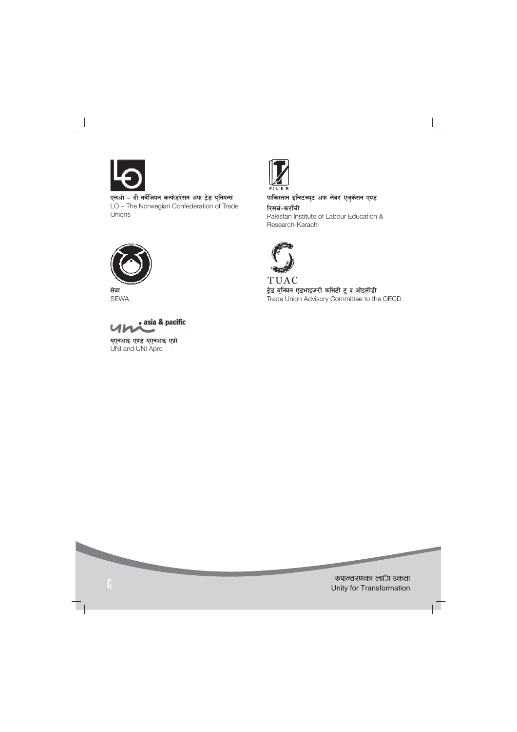एलओ - दी नर्वेजियन कन्फेडरेसन अफ ट्रेड यूनियन्स
LO – The Norwegian Confederation of Trade Unions

पाकिस्तान इन्स्टिच्यूट अफ लेबर एजुकेसन एण्ड रिसर्च-कराँची
Pakistan Institute of Labour Education & Research-Karachi

सेवा
SEWA

TUAC
ट्रेड यूनियन एडभाइजरी कमिटी टु द ओइसीडी
Trade Union Advisory Committee to the OECD

uni asia & pacific
यूएनआइ एण्ड यूएनआइ एप्रो
UNI and UNI Apro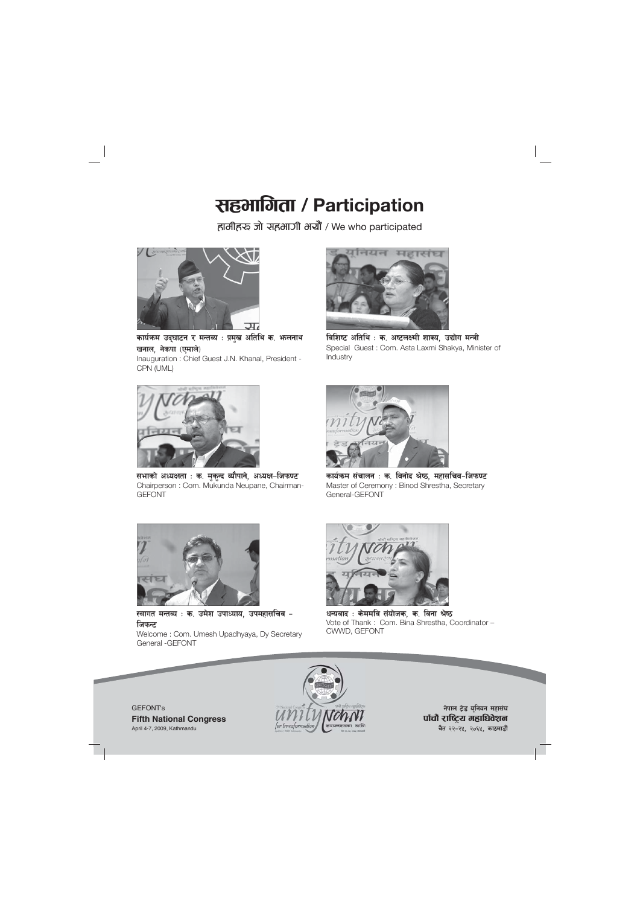# सहभागिता / Participation

हामीहरु जो सहभागी भयौं / We who participated

कार्यक्रम उद्घाटन र मन्तव्य : प्रमुख अतिथि क. झलनाथ खनाल, नेकपा (एमाले)
Inauguration : Chief Guest J.N. Khanal, President - CPN (UML)

विशिष्ट अतिथि : क. अष्टलक्ष्मी शाक्य, उद्योग मन्त्री
Special Guest : Com. Asta Laxmi Shakya, Minister of Industry

सभाको अध्यक्षता : क. मुकुन्द न्यौपाने, अध्यक्ष–जिफण्ट
Chairperson : Com. Mukunda Neupane, Chairman-GEFONT

कार्यक्रम संचालन : क. विनोद श्रेष्ठ, महासचिव-जिफण्ट
Master of Ceremony : Binod Shrestha, Secretary General-GEFONT

स्वागत मन्तव्य : क. उमेश उपाध्याय, उपमहासचिव - जिफन्ट
Welcome : Com. Umesh Upadhyaya, Dy Secretary General -GEFONT

धन्यवाद : केममवि संयोजक, क. विना श्रेष्ठ
Vote of Thank : Com. Bina Shrestha, Coordinator – CWWD, GEFONT

GEFONT's
**Fifth National Congress**
April 4-7, 2009, Kathmandu

नेपाल ट्रेड यूनियन महासंघ
**पाँचौ राष्ट्रिय महाधिवेशन**
चैत २२–२५, २०६५, काठमाडौं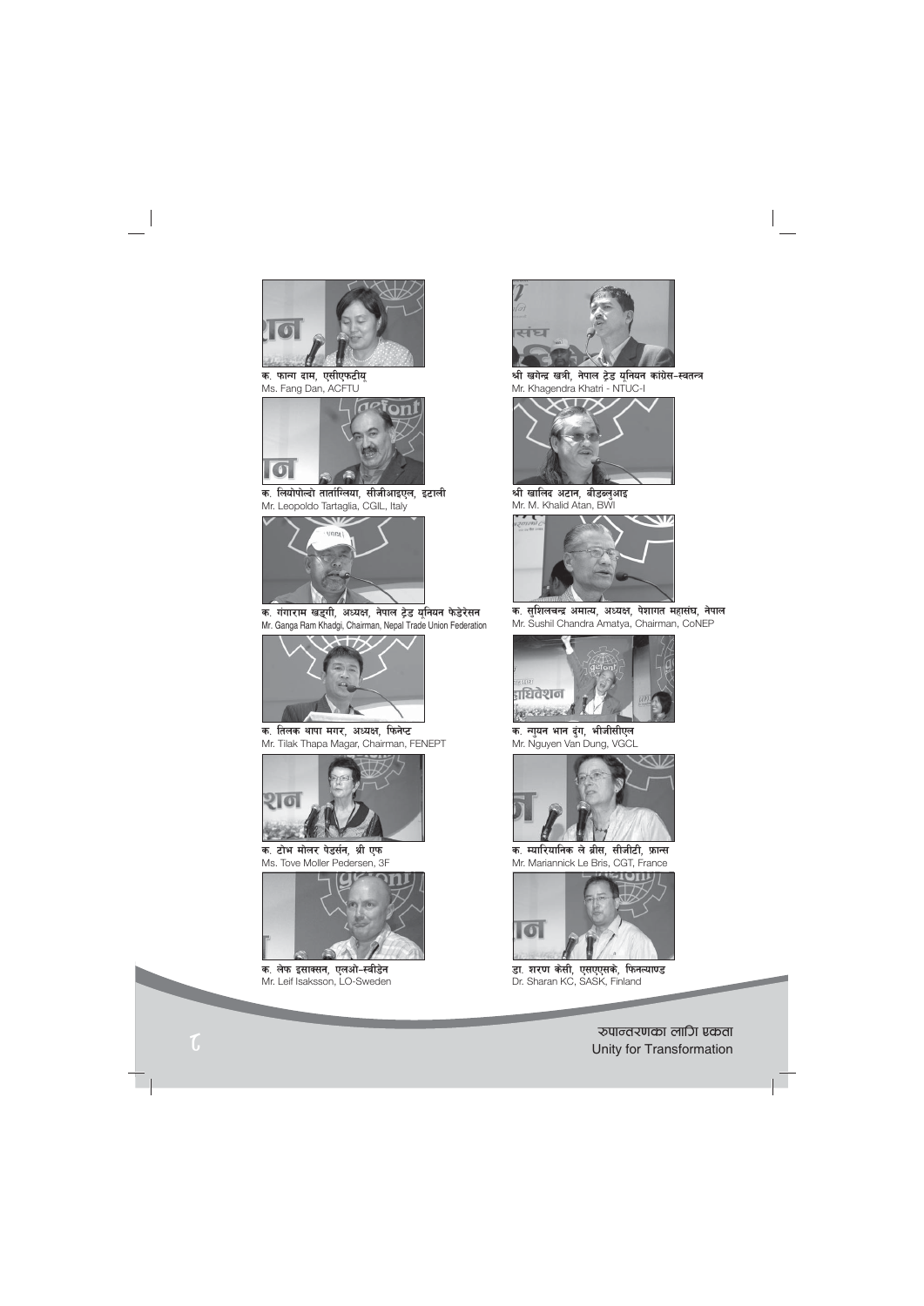क. फाङ दाम, एसीएफटीयू
Ms. Fang Dan, ACFTU

क. लियोपोल्दो तार्तांग्लिया, सीजीआइएल, इटाली
Mr. Leopoldo Tartaglia, CGIL, Italy

क. गंगाराम खड्गी, अध्यक्ष, नेपाल ट्रेड युनियन फेडेरेसन
Mr. Ganga Ram Khadgi, Chairman, Nepal Trade Union Federation

क. तिलक थापा मगर, अध्यक्ष, फिनेप्ट
Mr. Tilak Thapa Magar, Chairman, FENEPT

क. टोभ मोलर पेडर्सन, थ्री एफ
Ms. Tove Moller Pedersen, 3F

क. लेफ इसाक्सन, एलओ-स्वीडेन
Mr. Leif Isaksson, LO-Sweden

श्री खगेन्द्र खत्री, नेपाल ट्रेड युनियन कांग्रेस-स्वतन्त्र
Mr. Khagendra Khatri - NTUC-I

श्री खालिद अटान, बीडब्लुआइ
Mr. M. Khalid Atan, BWI

क. सुशिलचन्द्र अमात्य, अध्यक्ष, पेशागत महासंघ, नेपाल
Mr. Sushil Chandra Amatya, Chairman, CoNEP

क. न्गुयन भान डुंग, भीजीसीएल
Mr. Nguyen Van Dung, VGCL

क. म्यारियानिक ले ब्रीस, सीजीटी, फ्रान्स
Mr. Mariannick Le Bris, CGT, France

डा. शरण केसी, एसएएसके, फिनल्याण्ड
Dr. Sharan KC, SASK, Finland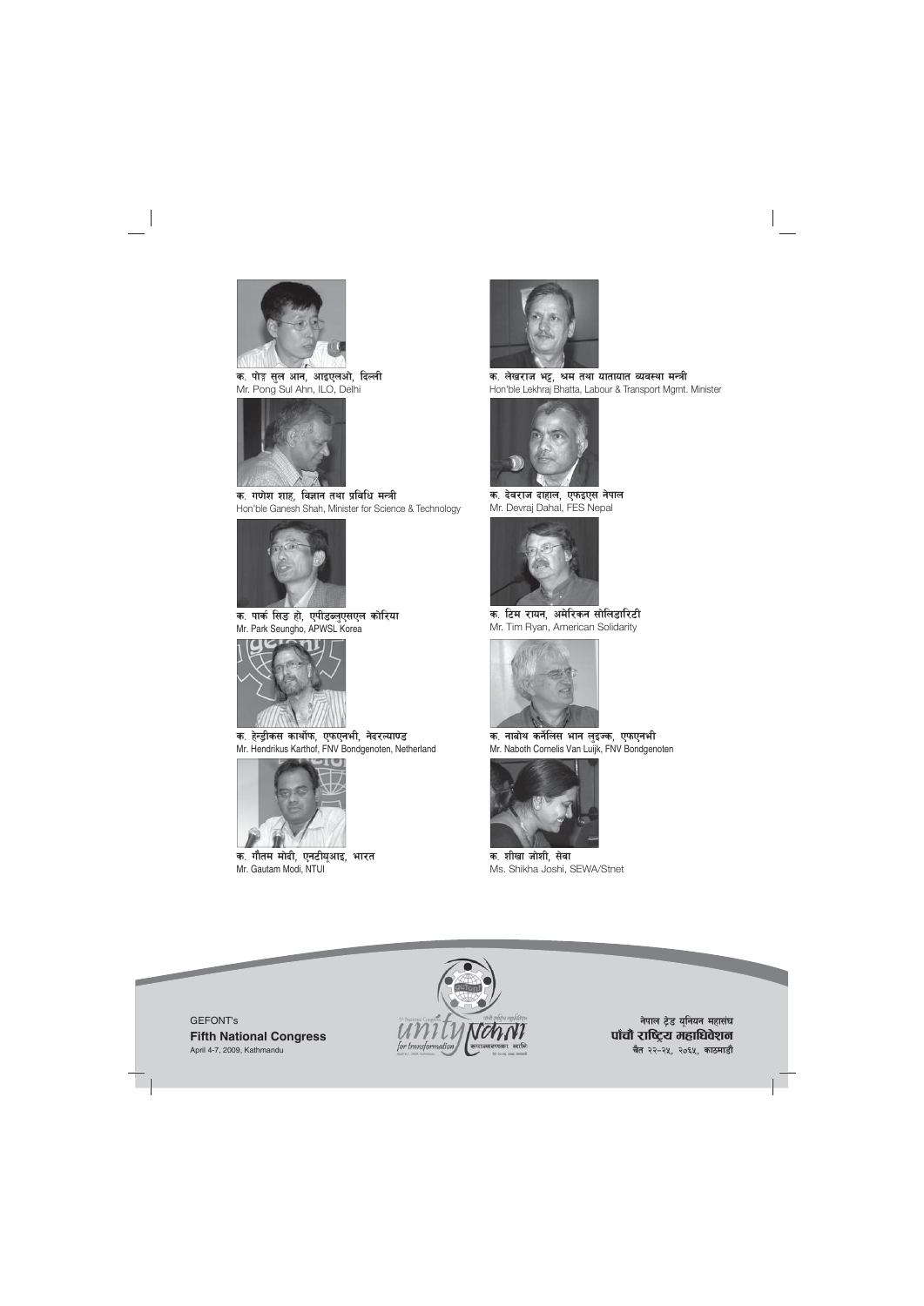क. पोङ सुल आन, आइएलओ, दिल्ली
Mr. Pong Sul Ahn, ILO, Delhi

क. गणेश शाह, विज्ञान तथा प्रविधि मन्त्री
Hon'ble Ganesh Shah, Minister for Science & Technology

क. पार्क सिङ हो, एपीडब्लुएसएल कोरिया
Mr. Park Seungho, APWSL Korea

क. हेन्ड्रीकस कार्थोफ, एफएनभी, नेदरल्याण्ड
Mr. Hendrikus Karthof, FNV Bondgenoten, Netherland

क. गौतम मोदी, एनटीयूआइ, भारत
Mr. Gautam Modi, NTUI

क. लेखराज भट्ट, श्रम तथा यातायात व्यवस्था मन्त्री
Hon'ble Lekhraj Bhatta, Labour & Transport Mgmt. Minister

क. देवराज दाहाल, एफइएस नेपाल
Mr. Devraj Dahal, FES Nepal

क. टिम रायन, अमेरिकन सोलिडारिटी
Mr. Tim Ryan, American Solidarity

क. नाबोथ कर्नेलिस भान लुइज्क, एफएनभी
Mr. Naboth Cornelis Van Luijk, FNV Bondgenoten

क. शीखा जोशी, सेवा
Ms. Shikha Joshi, SEWA/Stnet

GEFONT's
**Fifth National Congress**
April 4-7, 2009, Kathmandu

नेपाल ट्रेड यूनियन महासंघ
**पाँचौं राष्ट्रिय महाधिवेशन**
चैत २२-२५, २०६५, काठमाडौं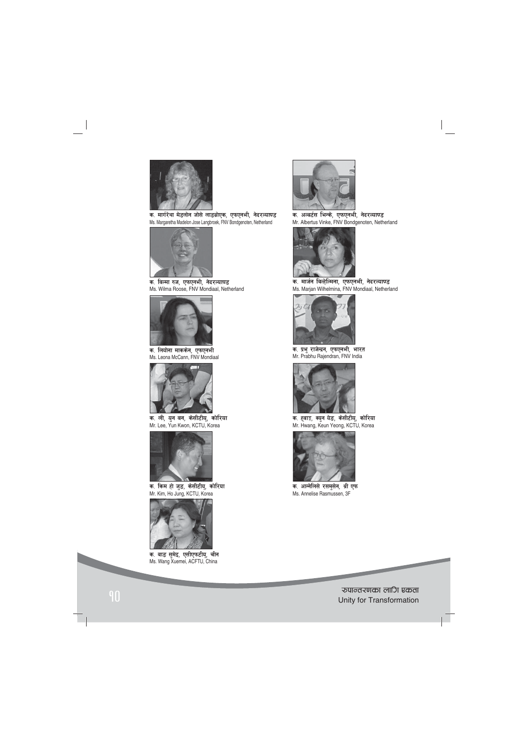क. मार्गरेथा मेडलोन जोसे लाङब्रोएक, एफएनभी, नेदरल्याण्ड
Ms. Margaretha Madelon Jose Langbroek, FNV Bondgenoten, Netherland

क. विल्मा रुज, एफएनभी, नेदरल्याण्ड
Ms. Wilma Roose, FNV Mondiaal, Netherland

क. लियोना माककेन, एफएनभी
Ms. Leona McCann, FNV Mondiaal

क. ली, युन क्वन, केसीटीयू, कोरिया
Mr. Lee, Yun Kwon, KCTU, Korea

क. किम हो जुङ, केसीटीयू, कोरिया
Mr. Kim, Ho Jung, KCTU, Korea

क. वाङ सुमेइ, एसीएफटीयू, चीन
Ms. Wang Xuemei, ACFTU, China

क. अल्बर्टस भिन्के, एफएनभी, नेदरल्याण्ड
Mr. Albertus Vinke, FNV Bondgenoten, Netherland

क. मार्जन विल्हेल्मिना, एफएनभी, नेदरल्याण्ड
Ms. Marjan Wilhelmina, FNV Mondiaal, Netherland

क. प्रभु राजेन्द्रन, एफएनभी, भारत
Mr. Prabhu Rajendran, FNV India

क. ह्वाङ, क्युन येङ, केसीटीयू, कोरिया
Mr. Hwang, Keun Yeong, KCTU, Korea

क. आन्नेलिसे रसमुसेन, थ्री एफ
Ms. Annelise Rasmussen, 3F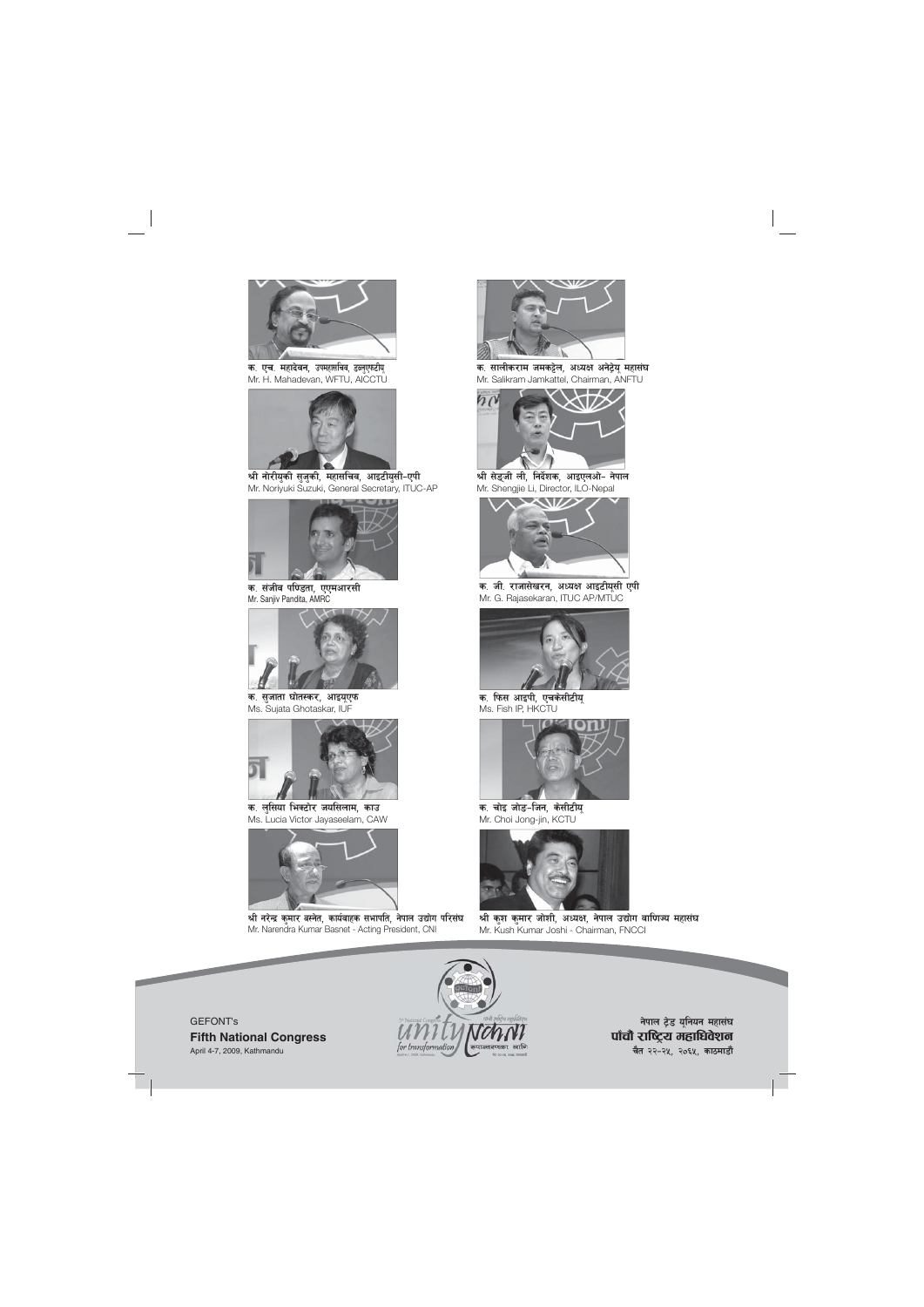क. एच. महादेवन, उपमहासचिव, डब्लुएफटीयू
Mr. H. Mahadevan, WFTU, AICCTU

क. सालीकराम जमकट्टेल, अध्यक्ष अनेट्रेयु महासंघ
Mr. Salikram Jamkattel, Chairman, ANFTU

श्री नोरीयुकी सुजुकी, महासचिव, आइटीयुसी-एपी
Mr. Noriyuki Suzuki, General Secretary, ITUC-AP

श्री सेङ्जी ली, निर्देशक, आइएलओ- नेपाल
Mr. Shengjie Li, Director, ILO-Nepal

क. संजीव पण्डिता, एएमआरसी
Mr. Sanjiv Pandita, AMRC

क. जी. राजासेखरन, अध्यक्ष आइटीयुसी एपी
Mr. G. Rajasekaran, ITUC AP/MTUC

क. सुजाता घोतस्कर, आइयुएफ
Ms. Sujata Ghotaskar, IUF

क. फिस आइपी, एचकेसीटीयू
Ms. Fish IP, HKCTU

क. लुसिया भिक्टोर जयसिलाम, काउ
Ms. Lucia Victor Jayaseelam, CAW

क. चोइ जोङ-जिन, केसीटीयू
Mr. Choi Jong-jin, KCTU

श्री नरेन्द्र कुमार बस्नेत, कार्यवाहक सभापति, नेपाल उद्योग परिसंघ
Mr. Narendra Kumar Basnet - Acting President, CNI

श्री कुश कुमार जोशी, अध्यक्ष, नेपाल उद्योग वाणिज्य महासंघ
Mr. Kush Kumar Joshi - Chairman, FNCCI

GEFONT's
**Fifth National Congress**
April 4-7, 2009, Kathmandu

नेपाल ट्रेड यूनियन महासंघ
**पाँचौ राष्ट्रिय महाधिवेशन**
चैत २२-२५, २०६५, काठमाडौं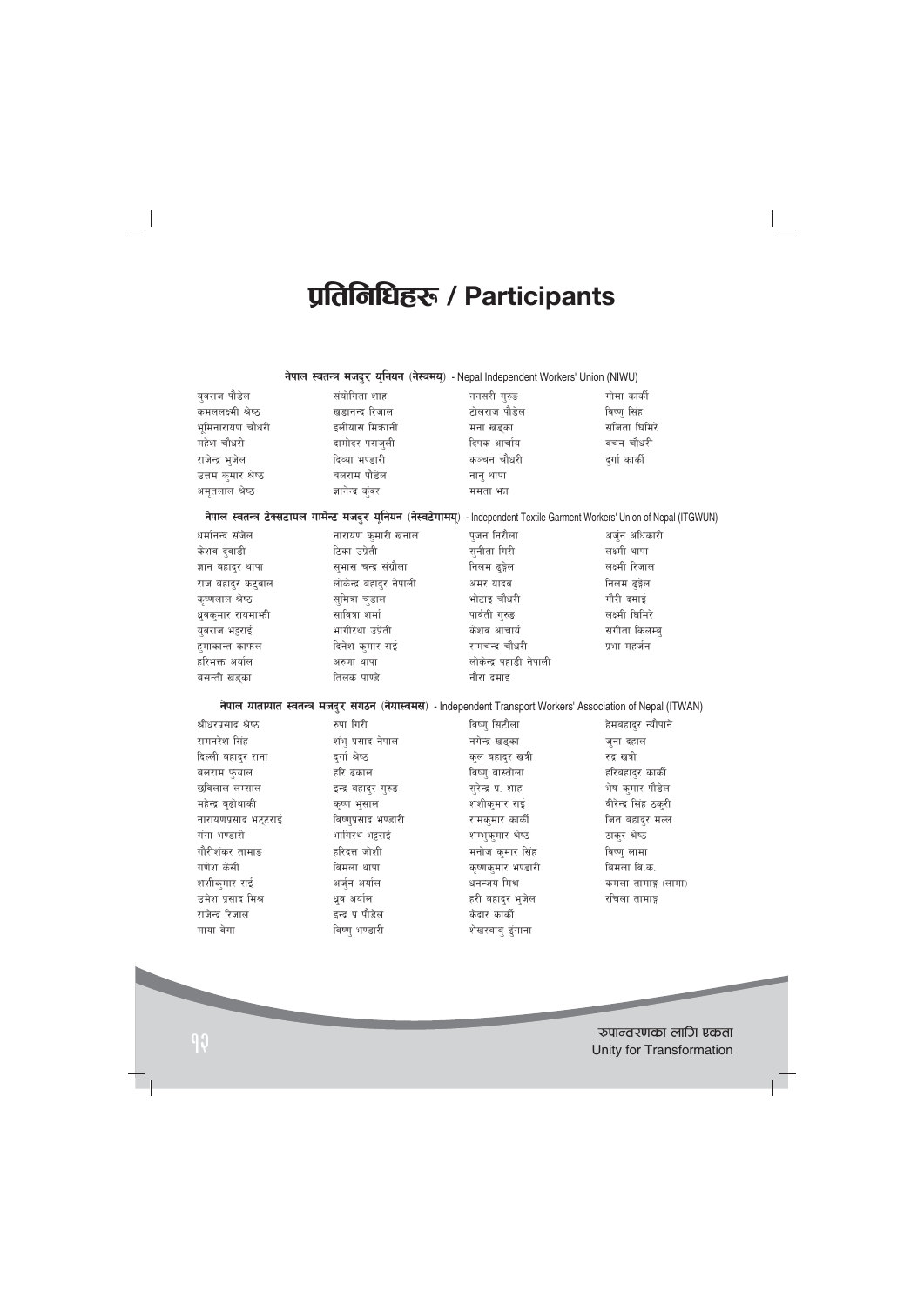# प्रतिनिधिहरू / Participants

**नेपाल स्वतन्त्र मजदुर यूनियन (नेस्वमयू)** - Nepal Independent Workers' Union (NIWU)

| | | | |
|---|---|---|---|
| युवराज पौडेल | संयोगिता शाह | ननसरी गुरुङ | गोमा कार्की |
| कमललक्ष्मी श्रेष्ठ | खडानन्द रिजाल | टोलराज पौडेल | विष्णु सिंह |
| भूमिनारायण चौधरी | इलीयास मिक्रानी | मना खड्का | संजिता घिमिरे |
| महेश चौधरी | दामोदर पराजुली | दिपक आचार्य | वचन चौधरी |
| राजेन्द्र भुजेल | दिव्या भण्डारी | कञ्चन चौधरी | दुर्गा कार्की |
| उत्तम कुमार श्रेष्ठ | बलराम पौडेल | नानु थापा | |
| अमृतलाल श्रेष्ठ | ज्ञानेन्द्र कुंवर | ममता झा | |

**नेपाल स्वतन्त्र टेक्सटायल गार्मेन्ट मजदुर यूनियन (नेस्वटेगामयू)** - Independent Textile Garment Workers' Union of Nepal (ITGWUN)

| | | | |
|---|---|---|---|
| धर्मानन्द संजेल | नारायण कुमारी खनाल | पुजन निरौला | अर्जुन अधिकारी |
| केशव दुवाडी | टिका उप्रेती | सुनीता गिरी | लक्ष्मी थापा |
| ज्ञान बहादुर थापा | सुभास चन्द्र संग्रौला | निलम ढुङ्गेल | लक्ष्मी रिजाल |
| राज बहादुर कटुवाल | लोकेन्द्र बहादुर नेपाली | अमर यादव | निलम ढुङ्गेल |
| कृष्णलाल श्रेष्ठ | सुमित्रा चुडाल | भोटाइ चौधरी | गौरी दमाई |
| ध्रुवकुमार रायमाझी | सावित्रा शर्मा | पार्वती गुरुङ | लक्ष्मी घिमिरे |
| युवराज भट्टराई | भागीरथा उप्रेती | केशव आचार्य | संगीता किलम्बु |
| हुमाकान्त काफल | दिनेश कुमार राई | रामचन्द्र चौधरी | प्रभा महर्जन |
| हरिभक्त अर्याल | अरुणा थापा | लोकेन्द्र पहाडी नेपाली | |
| बसन्ती खड्का | तिलक पाण्डे | नौरा दमाइ | |

**नेपाल यातायात स्वतन्त्र मजदुर संगठन (नेयास्वमसं)** - Independent Transport Workers' Association of Nepal (ITWAN)

| | | | |
|---|---|---|---|
| श्रीधरप्रसाद श्रेष्ठ | रुपा गिरी | विष्णु सिटौला | हेमबहादुर न्यौपाने |
| रामनरेश सिंह | शंभु प्रसाद नेपाल | नगेन्द्र खड्का | जुना दहाल |
| दिल्ली बहादुर राना | दुर्गा श्रेष्ठ | कुल बहादुर खत्री | रुद्र खत्री |
| बलराम फुयाल | हरि ढकाल | विष्णु बास्तोला | हरिबहादुर कार्की |
| छविलाल लम्साल | इन्द्र बहादुर गुरुङ | सुरेन्द्र प्र. शाह | भेष कुमार पौडेल |
| महेन्द्र बुढाथोकी | कृष्ण भुसाल | शशीकुमार राई | बीरेन्द्र सिंह ठकुरी |
| नारायणप्रसाद भट्टराई | विष्णुप्रसाद भण्डारी | रामकुमार कार्की | जित बहादुर मल्ल |
| गंगा भण्डारी | भागिरथ भट्टराई | शम्भुकुमार श्रेष्ठ | ठाकुर श्रेष्ठ |
| गौरीशंकर तामाङ | हरिदत्त जोशी | मनोज कुमार सिंह | विष्णु लामा |
| गणेश केसी | विमला थापा | कृष्णकुमार भण्डारी | विमला वि.क. |
| शशीकुमार राई | अर्जुन अर्याल | धनन्जय मिश्र | कमला तामाङ (लामा) |
| उमेश प्रसाद मिश्र | ध्रुव अर्याल | हरी बहादुर भुजेल | रचिला तामाङ |
| राजेन्द्र रिजाल | इन्द्र प्र पौडेल | केदार कार्की | |
| माया वेगा | विष्णु भण्डारी | शेखरबाबु ढुंगाना | |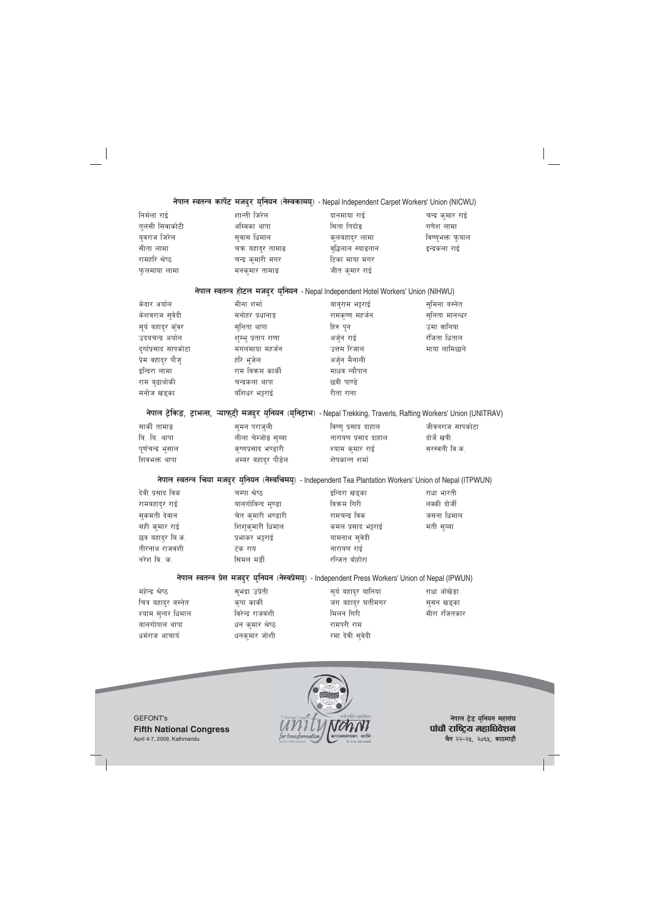## नेपाल स्वतन्त्र कार्पेट मजदुर युनियन (नेस्वकामयु) - Nepal Independent Carpet Workers' Union (NICWU)

| | | | |
|---|---|---|---|
| निर्मला राई | शान्ती जिरेल | दानमाया राई | चन्द्र कुमार राई |
| तुलसी सिवाकोटी | अम्बिका थापा | सिता तिदोङ | गणेश लामा |
| युवराज जिरेल | सुवास धिमाल | कुलबहादुर लामा | विष्णुभक्त फुयाल |
| सीता लामा | चक्र बहादुर तामाङ | बुद्धिलाल स्याङतान | इन्द्रकला राई |
| रामहरि श्रेष्ठ | चन्द्र कुमारी मगर | टिका माया मगर | |
| फुलमाया लामा | मनकुमार तामाङ | जीत कुमार राई | |

## नेपाल स्वतन्त्र होटल मजदुर युनियन - Nepal Independent Hotel Workers' Union (NIHWU)

| | | | |
|---|---|---|---|
| केदार अर्याल | मीना शर्मा | बाबुराम भट्टराई | सुमिना बस्नेत |
| केशवराज सुवेदी | मनोहर प्रधानाङ्ग | रामकृष्ण महर्जन | सुनिता मानन्धर |
| सूर्य बहादुर कुँवर | सुनिता थापा | हिरु पुन | उमा वानिया |
| उदयचन्द्र अर्याल | शुम्भु प्रताप राणा | अर्जुन राई | रंजिता धिताल |
| दुर्गाप्रसाद सापकोटा | मंगलमाया महर्जन | उत्तम रिजाल | माया लामिछाने |
| प्रेम बहादुर पौजु | हरि भुजेल | अर्जुन मैनाली | |
| इन्दिरा लामा | राम बिक्रम कार्की | माधव न्यौपान | |
| राम बुढाथोकी | चन्द्रकला थापा | छवी पाण्डे | |
| मनोज खड्का | बशिधर भट्टराई | रीता राना | |

## नेपाल ट्रेकिङ, ट्राभल्स, ऱ्याफ्टी मजदुर युनियन (युनिट्राभ) - Nepal Trekking, Traverls, Rafting Workers' Union (UNITRAV)

| | | | |
|---|---|---|---|
| सार्की तामाङ | सुमन पराजुली | विष्णु प्रसाद दाहाल | जीवनराज सापकोटा |
| वि. वि. थापा | लीला चेम्जोङ सुब्बा | नारायण प्रसाद दाहाल | दोर्जे खत्री |
| पूर्णचन्द्र भुसाल | कृष्णप्रसाद भण्डारी | श्याम कुमार राई | सरस्वती वि.क. |
| शिवभक्त थापा | अम्बर बहादुर पौडेल | शेषकान्त शर्मा | |

## नेपाल स्वतन्त्र चिया मजदुर युनियन (नेस्वचिमयु) - Independent Tea Plantation Workers' Union of Nepal (ITPWUN)

| | | | |
|---|---|---|---|
| देवी प्रसाद विक | चम्पा श्रेष्ठ | इन्दिरा खड्का | राधा भारती |
| रामबहादुर राई | बालगोबिन्द मुण्डा | विक्रम गिरी | लक्की दोर्जी |
| सुकमती देवान | चेत कुमारी भण्डारी | रामचन्द्र विक | जसना धिमाल |
| सही कुमार राई | शिशुकुमारी धिमाल | कमल प्रसाद भट्टराई | मती सुब्बा |
| छत्र बहादुर वि.क. | प्रभाकर भट्टराई | यामनाथ सुवेदी | |
| तीरनाथ राजवंशी | टंक राय | नारायण राई | |
| नरेश वि. क. | सिमल मर्डी | रन्जित बोहोरा | |

## नेपाल स्वतन्त्र प्रेस मजदुर युनियन (नेस्वप्रेमयु) - Independent Press Workers' Union of Nepal (IPWUN)

| | | | |
|---|---|---|---|
| महेन्द्र श्रेष्ठ | सुभद्रा उप्रेती | सुर्य बहादुर बानिया | राधा ओखेडा |
| चित्र बहादुर बस्नेत | कृपा कार्की | जंग बहादुर घर्तीमगर | सुसन खड्का |
| श्याम सुन्दर धिमाल | विरेन्द्र राजवंशी | मिलन गिरी | मीरा रंजितकार |
| बालगोपाल थापा | धन कुमार श्रेष्ठ | रामपरी राम | |
| धर्मराज आचार्य | धनकुमार जोशी | रमा देवी सुवेदी | |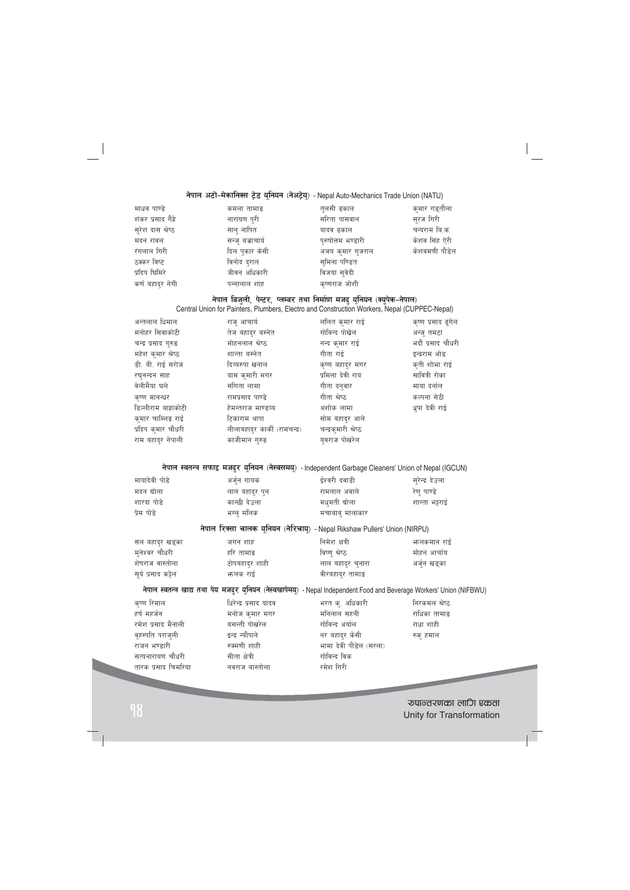### नेपाल अटो–मेकानिक्स ट्रेड यूनियन (नेअट्रेयू) - Nepal Auto-Mechanics Trade Union (NATU)

| | | | |
|---|---|---|---|
| माधव पाण्डे | कमला तामाङ | तुलसी ढकाल | कुमार गड्तौला |
| शंकर प्रसाद गैह्रे | नारायण पुरी | सरिता पासवान | सुरज गिरी |
| सुरेश दास श्रेष्ठ | सानु नापित | यादव ढकाल | चन्दराम वि.क. |
| मदन रावल | सन्जु बज्राचार्य | पुरुषोत्तम भण्डारी | केशव सिंह ऐरी |
| रंगलाल गिरी | दिल पुकार केसी | अजय कुमार गुजराल | केशवमणी पौडेल |
| ठक्कर विष्ट | विनोद दुराल | सुमिना पण्डित | |
| प्रदिप घिमिरे | जीवन अधिकारी | विजया सुवेदी | |
| कर्ण बहादुर नेगी | पन्नालाल शाह | कृष्णराज जोशी | |

### नेपाल बिजुली, पेन्टर, प्लम्बर तथा निर्माण मजदु यूनियन (क्युपेक–नेपाल)
Central Union for Painters, Plumbers, Electro and Construction Workers, Nepal (CUPPEC-Nepal)

| | | | |
|---|---|---|---|
| अन्तलाल धिमाल | राजु आचार्य | ललित कुमार राई | कृष्ण प्रसाद ढुंगेल |
| मनोहर सिवाकोटी | तेज बहादुर वस्नेत | गोविन्द पोखेल | अन्जु तमटा |
| चन्द्र प्रसाद गुरुङ | मोहनलाल श्रेष्ठ | नन्द कुमार राई | भदौ प्रसाद चौधरी |
| महेश कुमार श्रेष्ठ | शान्ता वस्नेत | गीता राई | इन्द्रराम ओड |
| डी. वी. राई सरोज | दिव्यरुपा खनाल | कृष्ण बहादुर मगर | कृती शोभा राई |
| रघुनन्दन साह | याम कुमारी मगर | प्रमिला देवी राय | सावित्री रोका |
| बैलीमैया घले | संगिता लामा | गीता दनुवार | माया दर्नाल |
| कृष्ण मानन्धर | रामप्रसाद पाण्डे | गीता श्रेष्ठ | कल्पना सेठी |
| डिल्लीराम बाह्राकोटी | हेमन्तराज माण्डव्य | अशोक लामा | धुपा देवी राई |
| कुमार चाम्लिङ राई | टिकाराम थापा | सोम बहादुर आले | |
| प्रदिप कुमार चौधरी | लीलाबहादुर कार्की (रामचन्द्र) | चन्द्रकुमारी श्रेष्ठ | |
| राम बहादुर नेपाली | काजीमान गुरुङ | युवराज पोखरेल | |

### नेपाल स्वतन्त्र सफाइ मजदुर यूनियन (नेस्वसमयू) - Independent Garbage Cleaners' Union of Nepal (IGCUN)

| | | | |
|---|---|---|---|
| मायादेवी पोडे | अर्जुन गायक | ईश्वरी दवाडी | सुरेन्द्र देउला |
| मदन चोला | लाल बहादुर पुन | रामलाल अवाले | रेणु पाण्डे |
| शारदा पोडे | कान्छी देउला | मधुमती चोला | शान्ता भट्टराई |
| प्रेम पोडे | भरत्तु मलिक | मचाबाबु मालाकार | |

### नेपाल रिक्सा चालक यूनियन (नेरिचायू) - Nepal Rikshaw Pullers' Union (NIRPU)

| | | | |
|---|---|---|---|
| सल बहादुर खड्का | जगन शाह | निमेश क्षत्री | झलकमान राई |
| मुनेश्वर चौधरी | हरि तामाङ | विष्णु श्रेष्ठ | मोहन आचार्य |
| शेषराज बास्तोला | टोपबहादुर शाही | लाल बहादुर चुनारा | अर्जुन खड्का |
| सूर्य प्रसाद कट्टेल | झलक राई | वीरबहादुर तामाङ | |

### नेपाल स्वतन्त्र खाद्य तथा पेय मजदुर यूनियन (नेस्वखापेमयू) - Nepal Independent Food and Beverage Workers' Union (NIFBWU)

| | | | |
|---|---|---|---|
| कृष्ण रिमाल | धिरेन्द्र प्रसाद यादव | भरत कु. अधिकारी | निरकमल श्रेष्ठ |
| हर्ष महर्जन | मनोज कुमार मगर | मनिलाल सहनी | राधिका तामाङ |
| रमेश प्रसाद मैनाली | बसन्ती पोखरेल | गोविन्द अर्याल | राधा शाही |
| बृहस्पति पराजुली | इन्द्र न्यौपाने | नर बहादुर केसी | रुकु हमाल |
| राजन भण्डारी | रुक्मणी शाही | भामा देवी पौडेल (सरला) | |
| सत्यनारायण चौधरी | सीता क्षेत्री | गोविन्द विक | |
| तारक प्रसाद घिमिरिया | नवराज बास्तोला | रमेश गिरी | |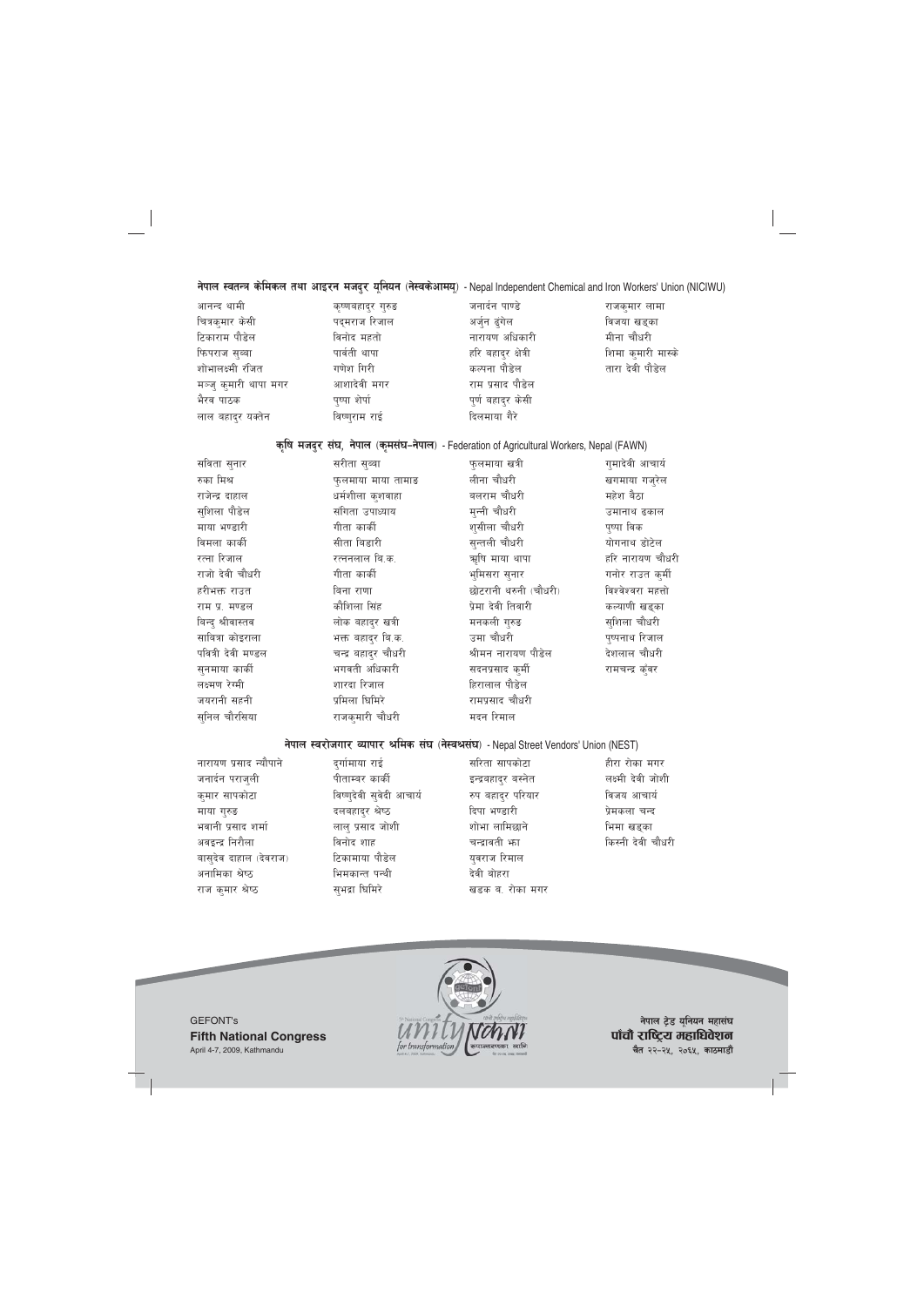### नेपाल स्वतन्त्र केमिकल तथा आइरन मजदुर यूनियन (नेस्वकेआमयू) - Nepal Independent Chemical and Iron Workers' Union (NICIWU)

| | | | |
|---|---|---|---|
| आनन्द धामी | कृष्णबहादुर गुरुङ | जनार्दन पाण्डे | राजकुमार लामा |
| चित्रकुमार केसी | पद्मराज रिजाल | अर्जुन ढुंगेल | विजया खड्का |
| टिकाराम पौडेल | विनोद महतो | नारायण अधिकारी | मीना चौधरी |
| फिपराज सुब्बा | पार्वती थापा | हरि बहादुर क्षेत्री | शिमा कुमारी मास्के |
| शोभालक्ष्मी रंजित | गणेश गिरी | कल्पना पौडेल | तारा देवी पौडेल |
| मञ्जु कुमारी थापा मगर | आशादेवी मगर | राम प्रसाद पौडेल | |
| भैरव पाठक | पुष्पा शेर्पा | पूर्ण बहादुर केसी | |
| लाल बहादुर यक्तेन | विष्णुराम राई | दिलमाया गैरे | |

### कृषि मजदुर संघ, नेपाल (कृमसंघ–नेपाल) - Federation of Agricultural Workers, Nepal (FAWN)

| | | | |
|---|---|---|---|
| सविता सुनार | सरीता सुब्बा | फुलमाया खत्री | गुमादेवी आचार्य |
| रुका मिश्र | फुलमाया माया तामाङ | लीना चौधरी | खगमाया गजुरेल |
| राजेन्द्र दाहाल | धर्मशीला कुशवाहा | बलराम चौधरी | महेश बैठा |
| सुशिला पौडेल | संगिता उपाध्याय | मुन्नी चौधरी | उमानाथ ढकाल |
| माया भण्डारी | गीता कार्की | शुसीला चौधरी | पुष्पा विक |
| विमला कार्की | सीता बिडारी | सुन्तली चौधरी | योगनाथ डोटेल |
| रत्ना रिजाल | रत्नलाल बि.क. | ऋषि माया थापा | हरि नारायण चौधरी |
| राजो देवी चौधरी | गीता कार्की | भुमिसरा सुनार | गनोर राउत कुर्मी |
| हरीभक्त राउत | विना राणा | छोटरानी धरुनी (चौधरी) | विश्वेश्वरा महत्तो |
| राम प्र. मण्डल | कौशिला सिंह | प्रेमा देवी तिवारी | कल्याणी खड्का |
| विन्दु श्रीवास्तव | लोक बहादुर खत्री | मनकली गुरुङ | सुशिला चौधरी |
| सावित्रा कोइराला | भक्त बहादुर वि.क. | उमा चौधरी | पुष्पनाथ रिजाल |
| पवित्री देवी मण्डल | चन्द्र बहादुर चौधरी | श्रीमन नारायण पौडेल | देशलाल चौधरी |
| सुनमाया कार्की | भगवती अधिकारी | सदनप्रसाद कुर्मी | रामचन्द्र कुँवर |
| लक्ष्मण रेग्मी | शारदा रिजाल | हिरालाल पौडेल | |
| जयरानी सहनी | प्रमिला घिमिरे | रामप्रसाद चौधरी | |
| सुनिल चौरसिया | राजकुमारी चौधरी | मदन रिमाल | |

### नेपाल स्वरोजगार व्यापार श्रमिक संघ (नेस्वश्रसंघ) - Nepal Street Vendors' Union (NEST)

| | | | |
|---|---|---|---|
| नारायण प्रसाद त्यौपाने | दुर्गामाया राई | सरिता सापकोटा | हीरा रोका मगर |
| जनार्दन पराजुली | पीताम्बर कार्की | इन्द्रबहादुर बस्नेत | लक्ष्मी देवी जोशी |
| कुमार सापकोटा | विष्णुदेवी सुवेदी आचार्य | रुप बहादुर परियार | विजय आचार्य |
| माया गुरुङ | दलबहादुर श्रेष्ठ | दिपा भण्डारी | प्रेमकला चन्द |
| भवानी प्रसाद शर्मा | लालु प्रसाद जोशी | शोभा लामिछाने | भिमा खड्का |
| अवइन्द्र निरौला | विनोद शाह | चन्द्रावती झा | किस्नी देवी चौधरी |
| वासुदेव दाहाल (देवराज) | टिकामाया पौडेल | युवराज रिमाल | |
| अनामिका श्रेष्ठ | भिमकान्त पन्थी | देवी बोहरा | |
| राज कुमार श्रेष्ठ | सुभद्रा घिमिरे | खडक ब. रोका मगर | |

GEFONT's
**Fifth National Congress**
April 4-7, 2009, Kathmandu

नेपाल ट्रेड यूनियन महासंघ
**पाँचौं राष्ट्रिय महाधिवेशन**
चैत २२–२५, २०६५, काठमाडौं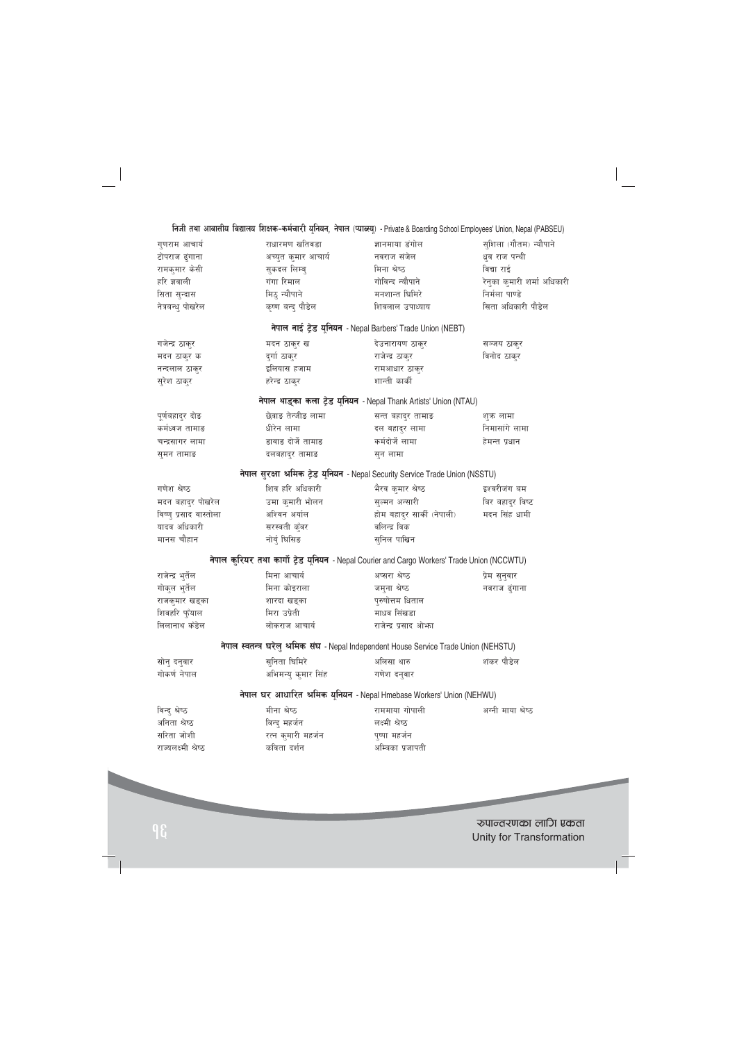**निजी तथा आवासीय विद्यालय शिक्षक-कर्मचारी यूनियन, नेपाल (प्याब्स्यू) - Private & Boarding School Employees' Union, Nepal (PABSEU)**

| | | | |
|---|---|---|---|
| गुणराम आचार्य | राधारमण खतिवडा | ज्ञानमाया डंगोल | सुशिला (गौतम) न्यौपाने |
| टोपराज ढुंगाना | अच्युत कुमार आचार्य | नवराज संजेल | ध्रुव राज पन्थी |
| रामकुमार केसी | सुकदल लिम्बु | मिना श्रेष्ठ | विद्या राई |
| हरि ज्ञवाली | गंगा रिमाल | गोविन्द न्यौपाने | रेनुका कुमारी शर्मा अधिकारी |
| सिता सुन्दास | मिठु न्यौपाने | मनशान्त घिमिरे | निर्मला पाण्डे |
| नेत्रबन्धु पोखरेल | कृष्ण बन्दु पौडेल | शिवलाल उपाध्याय | सिता अधिकारी पौडेल |

**नेपाल नाई ट्रेड यूनियन - Nepal Barbers' Trade Union (NEBT)**

| | | | |
|---|---|---|---|
| गजेन्द्र ठाकुर | मदन ठाकुर ख | देउनारायण ठाकुर | सञ्जय ठाकुर |
| मदन ठाकुर क | दुर्गा ठाकुर | राजेन्द्र ठाकुर | विनोद ठाकुर |
| नन्दलाल ठाकुर | इलियास हजाम | रामआधार ठाकुर | |
| सुरेश ठाकुर | हरेन्द्र ठाकुर | शान्ती कार्की | |

**नेपाल थाङ्का कला ट्रेड यूनियन - Nepal Thank Artists' Union (NTAU)**

| | | | |
|---|---|---|---|
| पूर्णबहादुर दोङ | छेवाङ तेन्जीङ लामा | सन्त बहादुर तामाङ | शुक्र लामा |
| कर्मध्वज तामाङ | धीरेन लामा | दल बहादुर लामा | निमासांगे लामा |
| चन्द्रसागर लामा | ङावाङ दोर्जे तामाङ | कर्मदोर्जे लामा | हेमन्त प्रधान |
| सुमन तामाङ | दलबहादुर तामाङ | सुन लामा | |

**नेपाल सुरक्षा श्रमिक ट्रेड यूनियन - Nepal Security Service Trade Union (NSSTU)**

| | | | |
|---|---|---|---|
| गणेश श्रेष्ठ | शिव हरि अधिकारी | भैरव कुमार श्रेष्ठ | इश्वरीजंग बम |
| मदन बहादुर पोखरेल | उमा कुमारी भोलन | सुल्मन अन्सारी | बिर बहादुर विष्ट |
| विष्णु प्रसाद बास्तोला | अश्विन अर्याल | होम बहादुर सार्की (नेपाली) | मदन सिंह धामी |
| यादव अधिकारी | सरस्वती कुंवर | वलिन्द्र बिक | |
| मानस चौहान | नोर्बु घिसिङ | सुनिल पाखिन | |

**नेपाल कुरियर तथा कार्गो ट्रेड यूनियन - Nepal Courier and Cargo Workers' Trade Union (NCCWTU)**

| | | | |
|---|---|---|---|
| राजेन्द्र भुर्तेल | मिना आचार्य | अप्सरा श्रेष्ठ | प्रेम सुनुवार |
| गोकुल भुर्तेल | मिना कोइराला | जमुना श्रेष्ठ | नवराज ढुंगाना |
| राजकुमार खड्का | शारदा खड्का | पुरुषोत्तम धिताल | |
| शिवहरि फुंयाल | मिरा उप्रेती | माधव सिखडा | |
| लिलानाथ कँडेल | लोकराज आचार्य | राजेन्द्र प्रसाद ओझा | |

**नेपाल स्वतन्त्र घरेलु श्रमिक संघ - Nepal Independent House Service Trade Union (NEHSTU)**

| | | | |
|---|---|---|---|
| सोनु दनुवार | सुनिता घिमिरे | अलिसा थारु | शंकर पौडेल |
| गोकर्ण नेपाल | अभिमन्यु कुमार सिंह | गणेश दनुवार | |

**नेपाल घर आधारित श्रमिक यूनियन - Nepal Hmebase Workers' Union (NEHWU)**

| | | | |
|---|---|---|---|
| विन्दु श्रेष्ठ | मीना श्रेष्ठ | राममाया गोपाली | अन्नी माया श्रेष्ठ |
| अनिता श्रेष्ठ | विन्दु महर्जन | लक्ष्मी श्रेष्ठ | |
| सरिता जोशी | रत्न कुमारी महर्जन | पुष्पा महर्जन | |
| राज्यलक्ष्मी श्रेष्ठ | कविता दर्शन | अम्बिका प्रजापती | |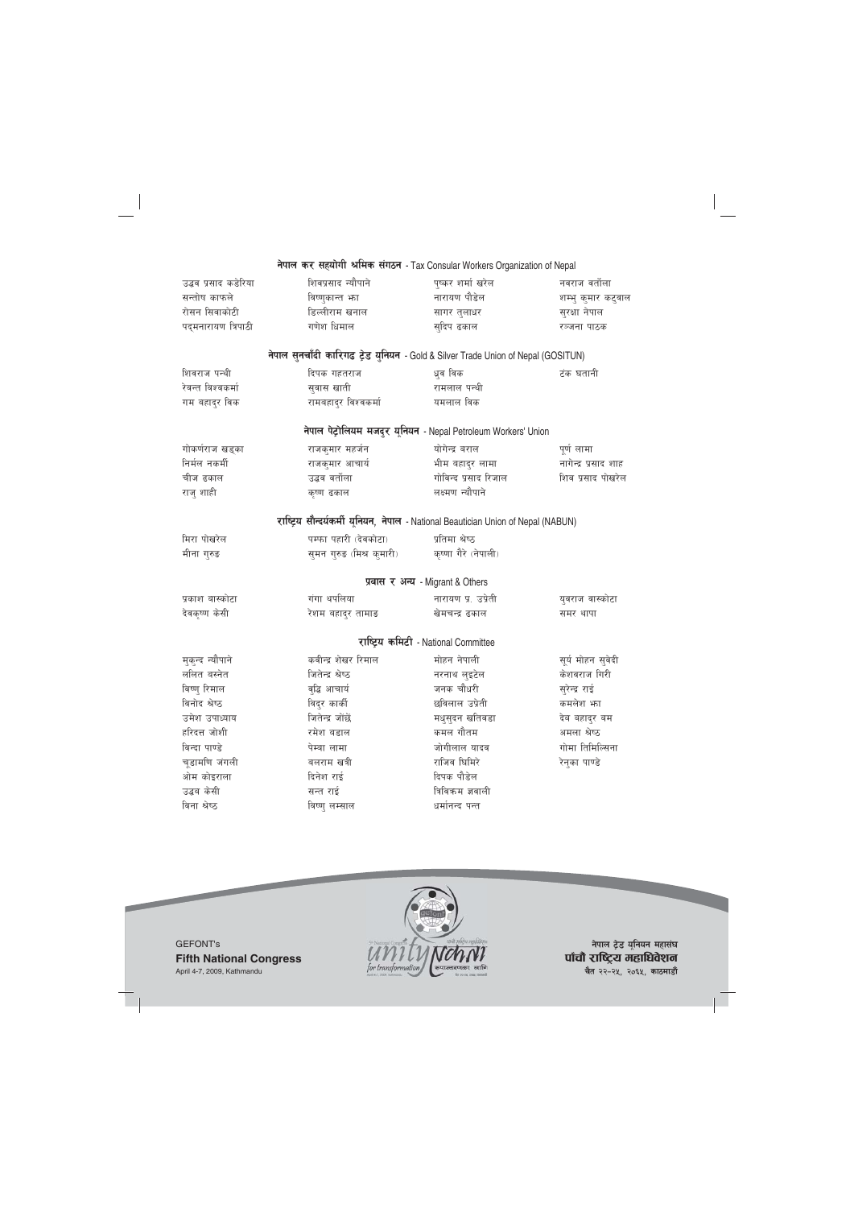### नेपाल कर सहयोगी श्रमिक संगठन - Tax Consular Workers Organization of Nepal

| | | | |
|---|---|---|---|
| उद्धव प्रसाद कडेरिया | शिवप्रसाद न्यौपाने | पुष्कर शर्मा खरेल | नवराज वर्तोला |
| सन्तोष काफ्ले | विष्णुकान्त झा | नारायण पौडेल | शम्भु कुमार कटुवाल |
| रोसन सिवाकोटी | डिल्लीराम खनाल | सागर तुलाधर | सुरक्षा नेपाल |
| पद्मनारायण त्रिपाठी | गणेश धिमाल | सुदिप ढकाल | रञ्जना पाठक |

### नेपाल सुनचाँदी कारिगढ ट्रेड युनियन - Gold & Silver Trade Union of Nepal (GOSITUN)

| | | | |
|---|---|---|---|
| शिवराज पन्थी | दिपक गहतराज | ध्रुव विक | टंक घतानी |
| रेवन्त विश्वकर्मा | सुवास खाती | रामलाल पन्थी | |
| गम बहादुर विक | रामबहादुर विश्वकर्मा | यमलाल विक | |

### नेपाल पेट्रोलियम मजदुर यूनियन - Nepal Petroleum Workers' Union

| | | | |
|---|---|---|---|
| गोकर्णराज खड्का | राजकुमार महर्जन | योगेन्द्र बराल | पूर्ण लामा |
| निर्मल नकर्मी | राजकुमार आचार्य | भीम बहादुर लामा | नागेन्द्र प्रसाद शाह |
| चीज ढकाल | उद्धव वर्तोला | गोविन्द प्रसाद रिजाल | शिव प्रसाद पोखरेल |
| राजु शाही | कृष्ण ढकाल | लक्ष्मण न्यौपाने | |

### राष्ट्रिय सौन्दर्यकर्मी यूनियन, नेपाल - National Beautician Union of Nepal (NABUN)

| | | |
|---|---|---|
| मिरा पोखरेल | पम्फा पहारी (देवकोटा) | प्रतिमा श्रेष्ठ |
| मीना गुरुङ | सुमन गुरुङ (मिश्र कुमारी) | कृष्णा गैरे (नेपाली) |

### प्रवास र अन्य - Migrant & Others

| | | | |
|---|---|---|---|
| प्रकाश बास्कोटा | गंगा थपलिया | नारायण प्र. उप्रेती | युवराज बास्कोटा |
| देवकृष्ण केसी | रेशम बहादुर तामाङ | खेमचन्द्र ढकाल | समर थापा |

### राष्ट्रिय कमिटी - National Committee

| | | | |
|---|---|---|---|
| मुकुन्द न्यौपाने | कवीन्द्र शेखर रिमाल | मोहन नेपाली | सूर्य मोहन सुवेदी |
| ललित बस्नेत | जितेन्द्र श्रेष्ठ | नरनाथ लुइटेल | केशवराज गिरी |
| विष्णु रिमाल | बुद्धि आचार्य | जनक चौधरी | सुरेन्द्र राई |
| विनोद श्रेष्ठ | विदुर कार्की | छविलाल उप्रेती | कमलेश झा |
| उमेश उपाध्याय | जितेन्द्र जोंछे | मधुसुदन खतिवडा | देव बहादुर बम |
| हरिदत्त जोशी | रमेश बडाल | कमल गौतम | अमला श्रेष्ठ |
| विन्दा पाण्डे | पेम्बा लामा | जोगीलाल यादव | गोमा तिमिल्सिना |
| चुडामणि जंगली | बलराम खत्री | राजिव घिमिरे | रेनुका पाण्डे |
| ओम कोइराला | दिनेश राई | दिपक पौडेल | |
| उद्धव केसी | सन्त राई | त्रिविकम ज्ञवाली | |
| विना श्रेष्ठ | विष्णु लम्साल | धर्मानन्द पन्त | |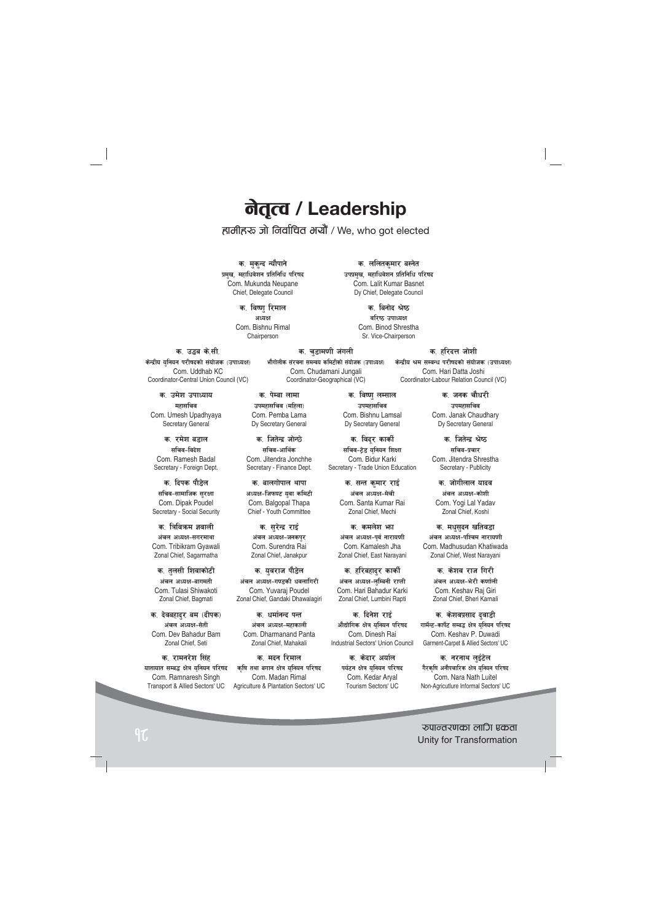# नेतृत्व / Leadership

हामीहरु जो निर्वाचित भयौं / We, who got elected

क. मुकुन्द न्यौपाने
प्रमुख, महाधिवेशन प्रतिनिधि परिषद
Com. Mukunda Neupane
Chief, Delegate Council

क. ललितकुमार बस्नेत
उपप्रमुख, महाधिवेशन प्रतिनिधि परिषद
Com. Lalit Kumar Basnet
Dy Chief, Delegate Council

क. विष्णु रिमाल
अध्यक्ष
Com. Bishnu Rimal
Chairperson

क. बिनोद श्रेष्ठ
वरिष्ठ उपाध्यक्ष
Com. Binod Shrestha
Sr. Vice-Chairperson

क. उद्धब के.सी.
केन्द्रीय युनियन परीषदको संयोजक (उपाध्यक्ष)
Com. Uddhab KC
Coordinator-Central Union Council (VC)

क. चुडामणी जंगली
भौगोलीक संरचना समन्वय कमिटीको संयोजक (उपाध्यक्ष)
Com. Chudamani Jungali
Coordinator-Geographical (VC)

क. हरिदत्त जोशी
केन्द्रीय श्रम सम्बन्ध परीषदको संयोजक (उपाध्यक्ष)
Com. Hari Datta Joshi
Coordinator-Labour Relation Council (VC)

क. उमेश उपाध्याय
महासचिव
Com. Umesh Upadhyaya
Secretary General

क. पेम्बा लामा
उपमहासचिव (महिला)
Com. Pemba Lama
Dy Secretary General

क. विष्णु लम्साल
उपमहासचिव
Com. Bishnu Lamsal
Dy Secretary General

क. जनक चौधरी
उपमहासचिव
Com. Janak Chaudhary
Dy Secretary General

क. रमेश बडाल
सचिव-विदेश
Com. Ramesh Badal
Secretary - Foreign Dept.

क. जितेन्द्र जोन्छे
सचिव-आर्थिक
Com. Jitendra Jonchhe
Secretary - Finance Dept.

क. विदुर कार्की
सचिव-ट्रेड युनियन शिक्षा
Com. Bidur Karki
Secretary - Trade Union Education

क. जितेन्द्र श्रेष्ठ
सचिव-प्रचार
Com. Jitendra Shrestha
Secretary - Publicity

क. दिपक पौडेल
सचिव-सामाजिक सुरक्षा
Com. Dipak Poudel
Secretary - Social Security

क. बालगोपाल थापा
अध्यक्ष-जिफण्ट युवा कमिटी
Com. Balgopal Thapa
Chief - Youth Committee

क. सन्त कुमार राई
अंचल अध्यक्ष-मेची
Com. Santa Kumar Rai
Zonal Chief, Mechi

क. जोगीलाल यादव
अंचल अध्यक्ष-कोशी
Com. Yogi Lal Yadav
Zonal Chief, Koshi

क. त्रिविक्रम ज्ञवाली
अंचल अध्यक्ष-सगरमाथा
Com. Tribikram Gyawali
Zonal Chief, Sagarmatha

क. सुरेन्द्र राई
अंचल अध्यक्ष-जनकपुर
Com. Surendra Rai
Zonal Chief, Janakpur

क. कमलेश झा
अंचल अध्यक्ष-पूर्व नारायणी
Com. Kamalesh Jha
Zonal Chief, East Narayani

क. मधुसुदन खतिवडा
अंचल अध्यक्ष-पश्चिम नारायणी
Com. Madhusudan Khatiwada
Zonal Chief, West Narayani

क. तुलसी शिवाकोटी
अंचल अध्यक्ष-बागमती
Com. Tulasi Shiwakoti
Zonal Chief, Bagmati

क. युवराज पौडेल
अंचल अध्यक्ष-गण्डकी धवलागिरी
Com. Yuvaraj Poudel
Zonal Chief, Gandaki Dhawalagiri

क. हरिबहादुर कार्की
अंचल अध्यक्ष-लुम्बिनी राप्ती
Com. Hari Bahadur Karki
Zonal Chief, Lumbini Rapti

क. केशव राज गिरी
अंचल अध्यक्ष-भेरी कर्णाली
Com. Keshav Raj Giri
Zonal Chief, Bheri Karnali

क. देवबहादुर बम (दीपक)
अंचल अध्यक्ष-सेती
Com. Dev Bahadur Bam
Zonal Chief, Seti

क. धर्मानन्द पन्त
अंचल अध्यक्ष-महाकाली
Com. Dharmanand Panta
Zonal Chief, Mahakali

क. दिनेश राई
औद्योगिक क्षेत्र युनियन परिषद
Com. Dinesh Rai
Industrial Sectors' Union Council

क. केशवप्रसाद दुवाडी
गार्मेन्ट-कार्पेट सम्बद्ध क्षेत्र युनियन परिषद
Com. Keshav P. Duwadi
Garment-Carpet & Allied Sectors' UC

क. रामनरेश सिंह
यातायात सम्बद्ध क्षेत्र युनियन परिषद
Com. Ramnaresh Singh
Transport & Allied Sectors' UC

क. मदन रिमाल
कृषि तथा बगान क्षेत्र युनियन परिषद
Com. Madan Rimal
Agriculture & Plantation Sectors' UC

क. केदार अर्याल
पर्यटन क्षेत्र युनियन परिषद
Com. Kedar Aryal
Tourism Sectors' UC

क. नरनाथ लुइंटेल
गैरकृषि अनौपचारिक क्षेत्र युनियन परिषद
Com. Nara Nath Luitel
Non-Agricutlure Informal Sectors' UC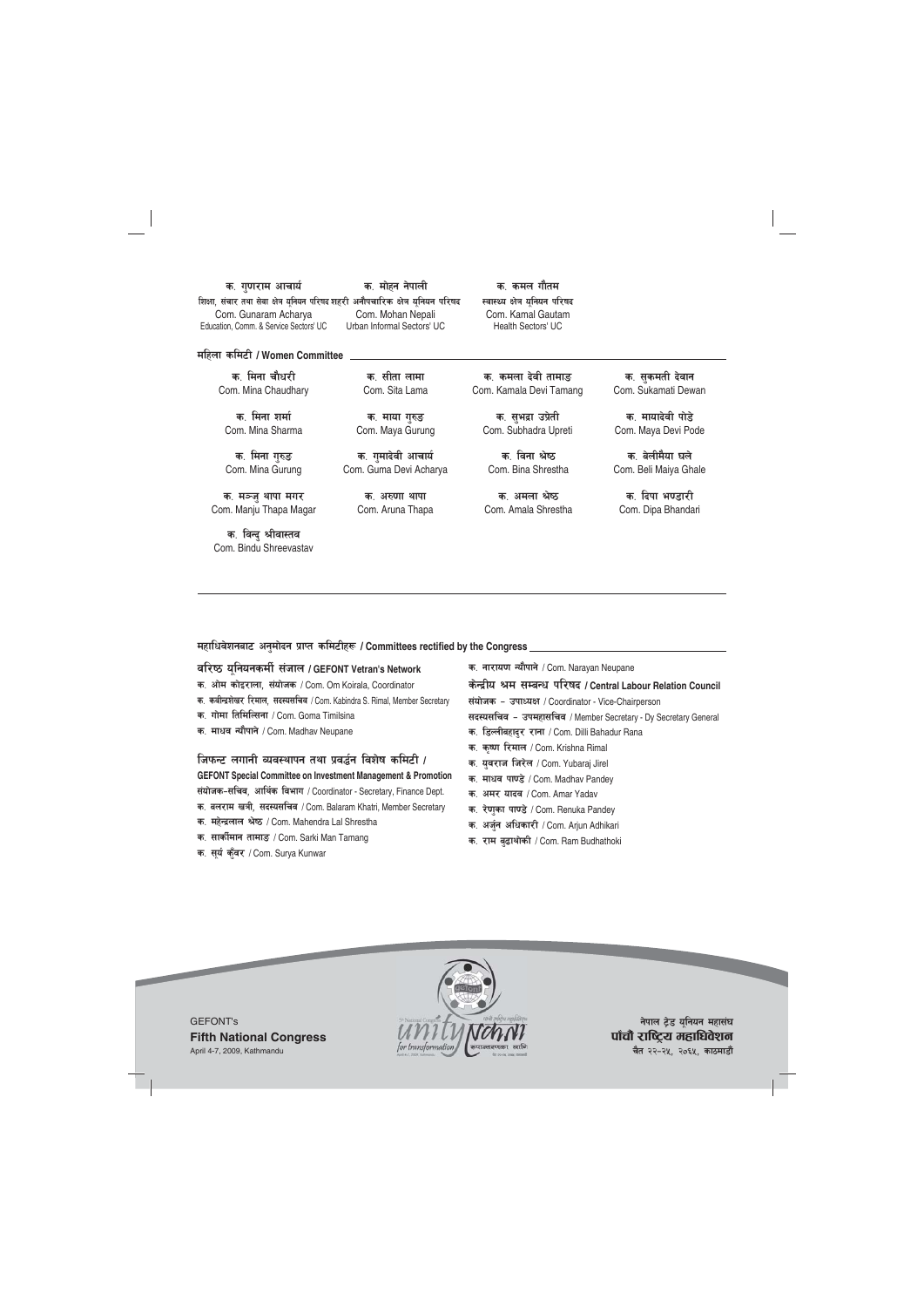| क. गुणराम आचार्य | क. मोहन नेपाली | क. कमल गौतम |
| --- | --- | --- |
| शिक्षा, संचार तथा सेवा क्षेत्र युनियन परिषद | शहरी अनौपचारिक क्षेत्र युनियन परिषद | स्वास्थ्य क्षेत्र युनियन परिषद |
| Com. Gunaram Acharya | Com. Mohan Nepali | Com. Kamal Gautam |
| Education, Comm. & Service Sectors' UC | Urban Informal Sectors' UC | Health Sectors' UC |

## महिला कमिटी / Women Committee

| | | | |
| --- | --- | --- | --- |
| क. मिना चौधरी<br>Com. Mina Chaudhary | क. सीता लामा<br>Com. Sita Lama | क. कमला देवी तामाङ<br>Com. Kamala Devi Tamang | क. सुकमती देवान<br>Com. Sukamati Dewan |
| क. मिना शर्मा<br>Com. Mina Sharma | क. माया गुरुङ<br>Com. Maya Gurung | क. सुभद्रा उप्रेती<br>Com. Subhadra Upreti | क. मायादेवी पोडे<br>Com. Maya Devi Pode |
| क. मिना गुरुङ<br>Com. Mina Gurung | क. गुमादेवी आचार्य<br>Com. Guma Devi Acharya | क. विना श्रेष्ठ<br>Com. Bina Shrestha | क. बेलीमैया घले<br>Com. Beli Maiya Ghale |
| क. मञ्जु थापा मगर<br>Com. Manju Thapa Magar | क. अरुणा थापा<br>Com. Aruna Thapa | क. अमला श्रेष्ठ<br>Com. Amala Shrestha | क. दिपा भण्डारी<br>Com. Dipa Bhandari |
| क. बिन्दु श्रीवास्तव<br>Com. Bindu Shreevastav | | | |

## महाधिवेशनबाट अनुमोदन प्राप्त कमिटीहरू / Committees rectified by the Congress

### वरिष्ठ यूनियनकर्मी संजाल / GEFONT Vetran's Network

- क. ओम कोइराला, संयोजक / Com. Om Koirala, Coordinator
- क. कबीन्द्रशेखर रिमाल, सदस्यसचिव / Com. Kabindra S. Rimal, Member Secretary
- क. गोमा तिमिल्सिना / Com. Goma Timilsina
- क. माधव न्यौपाने / Com. Madhav Neupane

### जिफन्ट लगानी व्यवस्थापन तथा प्रवर्द्धन विशेष कमिटी / GEFONT Special Committee on Investment Management & Promotion

- संयोजक-सचिव, आर्थिक विभाग / Coordinator - Secretary, Finance Dept.
- क. बलराम खत्री, सदस्यसचिव / Com. Balaram Khatri, Member Secretary
- क. महेन्द्रलाल श्रेष्ठ / Com. Mahendra Lal Shrestha
- क. सार्कीमान तामाङ / Com. Sarki Man Tamang
- क. सूर्य कुँवर / Com. Surya Kunwar
- क. नारायण न्यौपाने / Com. Narayan Neupane

### केन्द्रीय श्रम सम्बन्ध परिषद / Central Labour Relation Council

- संयोजक – उपाध्यक्ष / Coordinator - Vice-Chairperson
- सदस्यसचिव – उपमहासचिव / Member Secretary - Dy Secretary General
- क. डिल्लीबहादुर राना / Com. Dilli Bahadur Rana
- क. कृष्ण रिमाल / Com. Krishna Rimal
- क. युवराज जिरेल / Com. Yubaraj Jirel
- क. माधव पाण्डे / Com. Madhav Pandey
- क. अमर यादव / Com. Amar Yadav
- क. रेणुका पाण्डे / Com. Renuka Pandey
- क. अर्जुन अधिकारी / Com. Arjun Adhikari
- क. राम बुढाथोकी / Com. Ram Budhathoki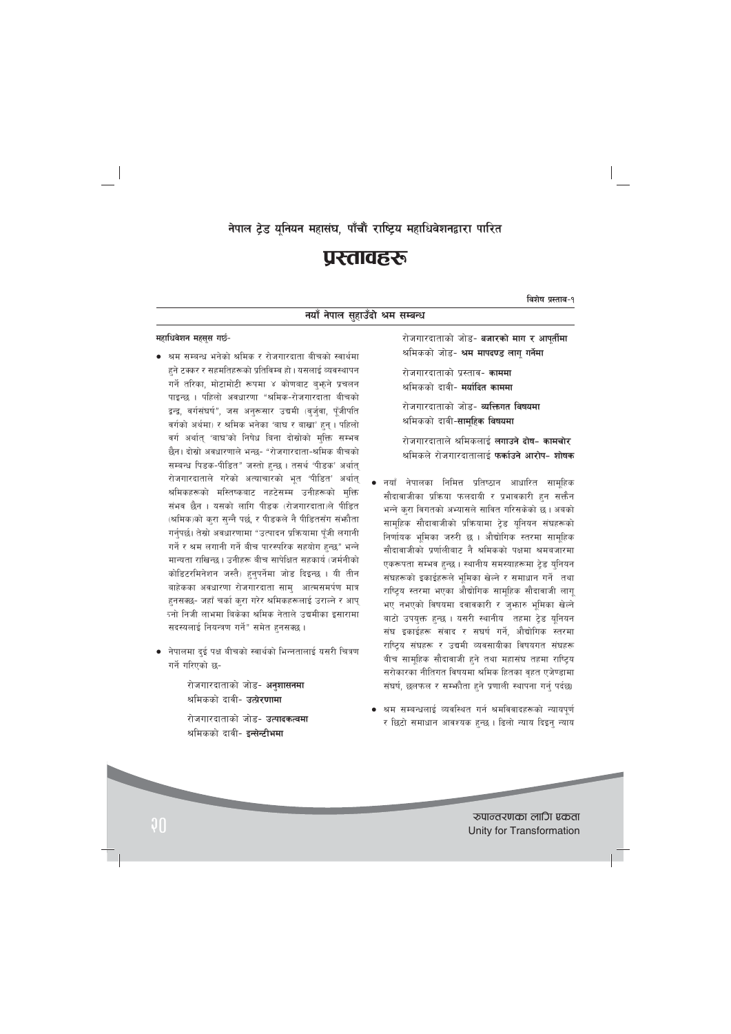## नेपाल ट्रेड यूनियन महासंघ, पाँचौं राष्ट्रिय महाधिवेशनद्वारा पारित

# प्रस्तावहरू

**विशेष प्रस्ताव-१**

### नयाँ नेपाल सुहाउँदो श्रम सम्बन्ध

**महाधिवेशन महसुस गर्छ-**

- श्रम सम्बन्ध भनेको श्रमिक र रोजगारदाता बीचको स्वार्थमा हुने टक्कर र सहमतिहरूको प्रतिबिम्ब हो। यसलाई व्यवस्थापन गर्ने तरिका, मोटामोटी रूपमा ४ कोणबाट बुझ्ने प्रचलन पाइन्छ। पहिलो अवधारणा "श्रमिक-रोजगारदाता बीचको द्वन्द्व, वर्गसंघर्ष", जस अनुरूसार उद्यमी (बुर्जुवा, पूँजीपति वर्गको अर्थमा) र श्रमिक भनेका 'बाघ र बाख्रा' हुन्। पहिलो वर्ग अर्थात् 'बाघ'को निषेध विना दोस्रोको मुक्ति सम्भव छैन। दोस्रो अवधारणाले भन्छ- "रोजगारदाता-श्रमिक बीचको सम्बन्ध पिडक-पीडित" जस्तो हुन्छ। तसर्थ 'पीडक' अर्थात् रोजगारदाताले गरेको अत्याचारको भूत 'पीडित' अर्थात् श्रमिकहरूको मस्तिष्कबाट नहटेसम्म उनीहरूको मुक्ति संभव छैन। यसको लागि पीडक (रोजगारदाता)ले पीडित (श्रमिक)को कुरा सुन्नै पर्छ, र पीडकले नै पीडितसँग संभौता गर्नुपर्छ। तेस्रो अवधारणामा "उत्पादन प्रक्रियामा पूँजी लगानी गर्ने र श्रम लगानी गर्ने बीच पारस्परिक सहयोग हुन्छ" भन्ने मान्यता राखिन्छ। उनीहरू बीच सापेक्षित सहकार्य (जर्मनीको कोडिटरमिनेशन जस्तै) हुनुपर्नेमा जोड दिइन्छ। यी तीन बाहेकका अवधारणा रोजगारदाता सामु आत्मसमर्पण मात्र हुनसक्छ- जहाँ चर्का कुरा गरेर श्रमिकहरूलाई उराल्ने र आफ्नो निजी लाभमा बिकेका श्रमिक नेताले उद्यमीका इसारामा सदस्यलाई नियन्त्रण गर्ने" समेत हुनसक्छ।
- नेपालमा दुई पक्ष बीचको स्वार्थको भिन्नतालाई यसरी चित्रण गर्ने गरिएको छ-

  रोजगारदाताको जोड- **अनुशासनमा**
  श्रमिकको दाबी- **उत्प्रेरणामा**

  रोजगारदाताको जोड- **उत्पादकत्वमा**
  श्रमिकको दाबी- **इन्सेन्टीभमा**

  रोजगारदाताको जोड- **बजारको माग र आपूर्तीमा**
  श्रमिकको जोड- **श्रम मापदण्ड लागू गर्नेमा**

  रोजगारदाताको प्रस्ताव- **काममा**
  श्रमिकको दावी- **मर्यादित काममा**

  रोजगारदाताको जोड- **व्यक्तिगत विषयमा**
  श्रमिकको दावी-**सामूहिक विषयमा**

  रोजगारदाताले श्रमिकलाई **लगाउने दोष- कामचोर**
  श्रमिकले रोजगारदातालाई **फर्काउने आरोप- शोषक**

- नयाँ नेपालका निमित्त प्रतिष्ठान आधारित सामूहिक सौदावाजीका प्रक्रिया फलदायी र प्रभावकारी हुन सक्तैन भन्ने कुरा विगतको अभ्यासले सावित गरिसकेको छ। अबको सामूहिक सौदावाजीको प्रक्रियामा ट्रेड युनियन संघहरूको निर्णायक भूमिका जरुरी छ। औद्योगिक स्तरमा सामूहिक सौदावाजीको प्रणालीबाट नै श्रमिकको पक्षमा श्रमबजारमा एकरूपता सम्भव हुन्छ। स्थानीय समस्याहरूमा ट्रेड युनियन संघहरूको इकाईहरूले भूमिका खेल्ने र समाधान गर्ने तथा राष्ट्रिय स्तरमा भएका औद्योगिक सामूहिक सौदावाजी लागू भए नभएको विषयमा दवावकारी र जुझारु भूमिका खेल्ने बाटो उपयुक्त हुन्छ। यसरी स्थानीय तहमा ट्रेड युनियन संघ इकाईहरू संवाद र सघर्ष गर्ने, औद्योगिक स्तरमा राष्ट्रिय संघहरू र उद्यमी व्यवसायीका विषयगत संघहरू बीच सामूहिक सौदावाजी हुने तथा महासंघ तहमा राष्ट्रिय सरोकारका नीतिगत विषयमा श्रमिक हितका बृहत एजेण्डामा संघर्ष, छलफल र सम्भौता हुने प्रणाली स्थापना गर्नु पर्दछ।
- श्रम सम्बन्धलाई व्यवस्थित गर्न श्रमविवादहरूको न्यायपूर्ण र छिटो समाधान आवश्यक हुन्छ। ढिलो न्याय दिइनु न्याय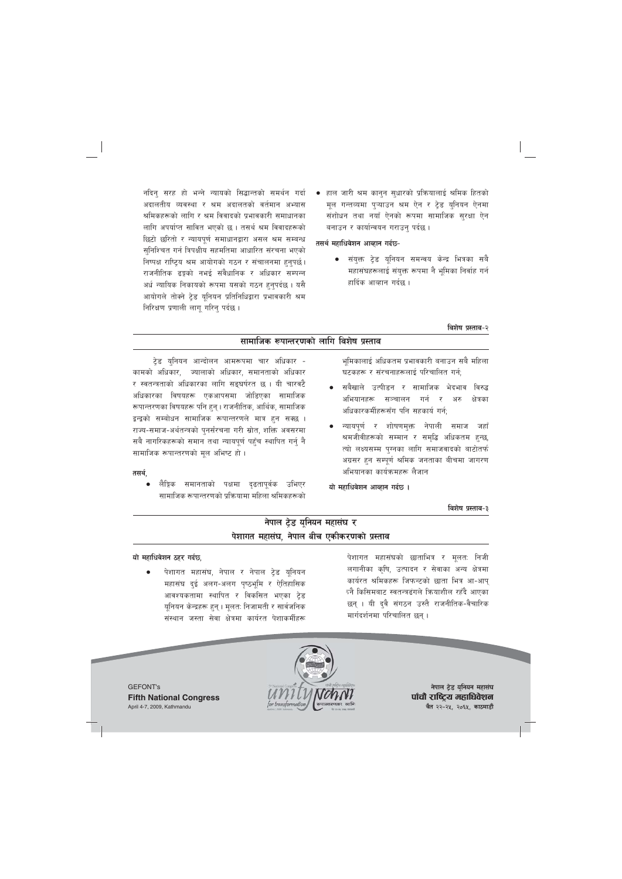नदिनु सरह हो भन्ने न्यायको सिद्धान्तको समर्थन गर्दा अदालतीय व्यवस्था र श्रम अदालतको वर्तमान अभ्यास श्रमिकहरूको लागि र श्रम विवादको प्रभावकारी समाधानका लागि अपर्याप्त साबित भएको छ । तसर्थ श्रम विवादहरूको छिटो छरितो र न्यायपूर्ण समाधानद्वारा असल श्रम सम्बन्ध सुनिश्चित गर्न त्रिपक्षीय सहमतिमा आधारित संरचना भएको निष्पक्ष राष्ट्रिय श्रम आयोगको गठन र संचालनमा हुनुपर्छ । राजनीतिक ढङ्गको नभई संवैधानिक र अधिकार सम्पन्न अर्ध न्यायिक निकायको रूपमा यसको गठन हुनुपर्दछ । यसै आयोगले तोक्ने ट्रेड युनियन प्रतिनिधिद्वारा प्रभावकारी श्रम निरिक्षण प्रणाली लागू गरिनु पर्दछ ।

- हाल जारी श्रम कानुन सुधारको प्रक्रियालाई श्रमिक हितको मूल गन्तव्यमा पुऱ्याउन श्रम ऐन र ट्रेड युनियन ऐनमा संशोधन तथा नयाँ ऐनको रूपमा सामाजिक सुरक्षा ऐन बनाउन र कार्यान्वयन गराउनु पर्दछ ।

**तसर्थ महाधिवेशन आव्हान गर्दछ-**

- संयुक्त ट्रेड युनियन समन्वय केन्द्र भित्रका सबै महासंघहरूलाई संयुक्त रूपमा नै भूमिका निर्वाह गर्न हार्दिक आव्हान गर्दछ ।

**विशेष प्रस्ताव-२**

## सामाजिक रूपान्तरणको लागि विशेष प्रस्ताव

ट्रेड युनियन आन्दोलन आमरूपमा चार अधिकार - कामको अधिकार, ज्यालाको अधिकार, समानताको अधिकार र स्वतन्त्रताको अधिकारका लागि सङ्घर्षरत छ । यी चारवटै अधिकारका विषयहरू एकआपसमा जोडिएका सामाजिक रूपान्तरणका विषयहरू पनि हुन् । राजनीतिक, आर्थिक, सामाजिक द्वन्द्वको सम्बोधन सामाजिक रूपान्तरणले मात्र हुन सक्छ । राज्य-समाज-अर्थतन्त्रको पुनर्संरचना गरी स्रोत, शक्ति अवसरमा सबै नागरिकहरूको समान तथा न्यायपूर्ण पहुँच स्थापित गर्नु नै सामाजिक रूपान्तरणको मूल अभिष्ट हो ।

**तसर्थ,**

- लैङ्गिक समानताको पक्षमा दृढतापूर्वक उभिएर सामाजिक रूपान्तरणको प्रक्रियामा महिला श्रमिकहरूको भूमिकालाई अधिकतम प्रभावकारी बनाउन सबै महिला घटकहरू र संरचनाहरूलाई परिचालित गर्न;
- सबैखाले उत्पीडन र सामाजिक भेदभाव विरुद्ध अभियानहरू सञ्चालन गर्न र अरु क्षेत्रका अधिकारकर्मीहरूसँग पनि सहकार्य गर्न;
- न्यायपूर्ण र शोषणमुक्त नेपाली समाज जहाँ श्रमजीवीहरूको सम्मान र समृद्धि अधिकतम हुन्छ, त्यो लक्ष्यसम्म पुग्नका लागि समाजवादको बाटोतर्फ अग्रसर हुन सम्पूर्ण श्रमिक जनताका बीचमा जागरण अभियानका कार्यक्रमहरू लैजान

**यो महाधिवेशन आव्हान गर्दछ ।**

**विशेष प्रस्ताव-३**

## नेपाल ट्रेड यूनियन महासंघ र पेशागत महासंघ, नेपाल बीच एकीकरणको प्रस्ताव

**यो महाधिवेशन ठहर गर्दछ,**

- पेशागत महासंघ, नेपाल र नेपाल ट्रेड युनियन महासंघ दुई अलग-अलग पृष्ठभूमि र ऐतिहासिक आवश्यकतामा स्थापित र विकसित भएका ट्रेड युनियन केन्द्रहरू हुन् । मूलतः निजामती र सार्वजनिक संस्थान जस्ता सेवा क्षेत्रमा कार्यरत पेशाकर्मीहरू पेशागत महासंघको छाताभित्र र मूलतः निजी लगानीका कृषि, उत्पादन र सेवाका अन्य क्षेत्रमा कार्यरत श्रमिकहरू जिफन्टको छाता भित्र आ-आफ्नै किसिमबाट स्वतन्त्रढंगले क्रियाशील रहँदै आएका छन् । यी दुवै संगठन उस्तै राजनीतिक-वैचारिक मार्गदर्शनमा परिचालित छन् ।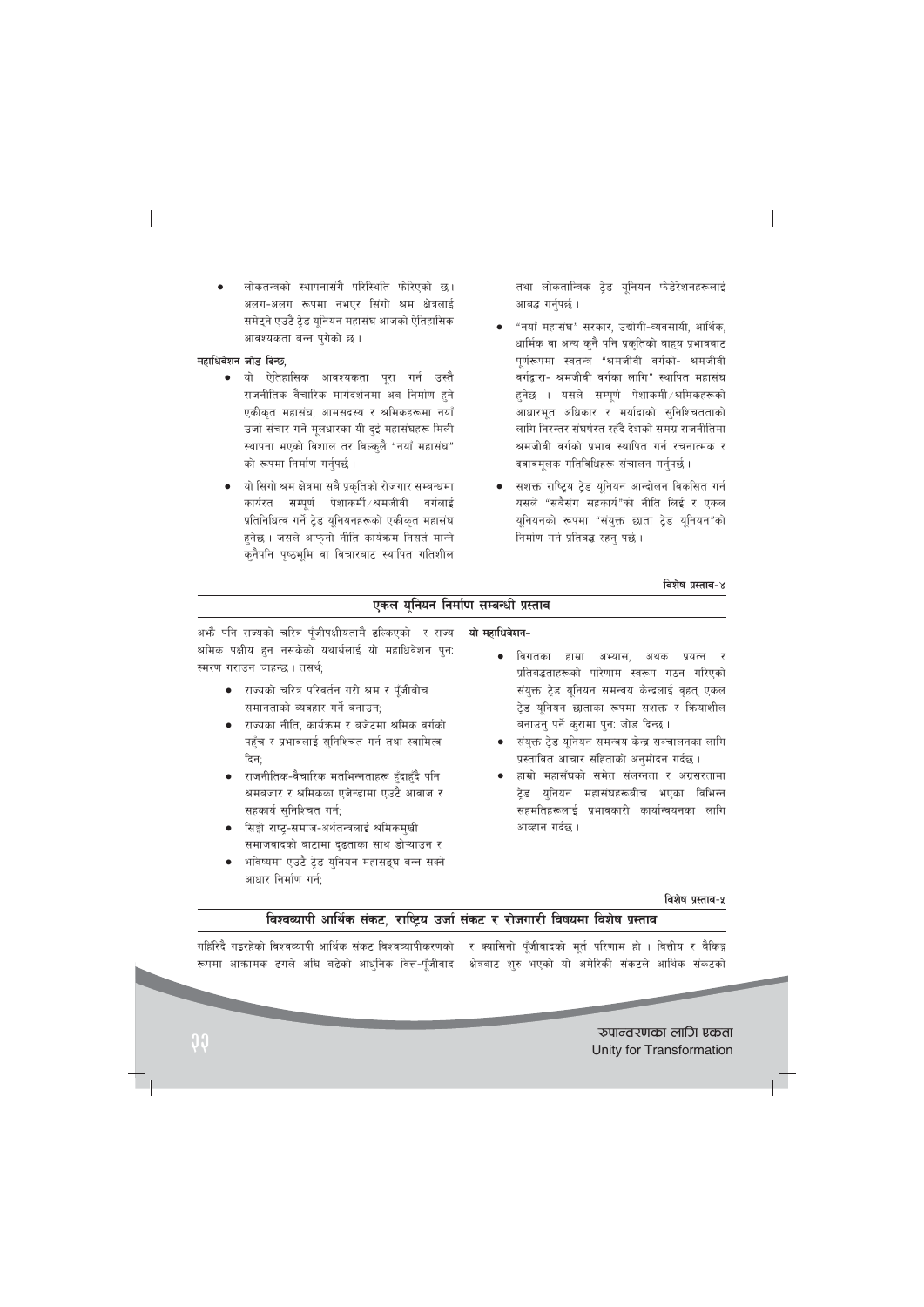- लोकतन्त्रको स्थापनासँगै परिस्थिति फेरिएको छ। अलग-अलग रूपमा नभएर सिंगो श्रम क्षेत्रलाई समेट्ने एउटै ट्रेड यूनियन महासंघ आजको ऐतिहासिक आवश्यकता बन्न पुगेको छ।

**महाधिवेशन जोड दिन्छ,**

- यो ऐतिहासिक आवश्यकता पूरा गर्न उस्तै राजनीतिक वैचारिक मार्गदर्शनमा अब निर्माण हुने एकीकृत महासंघ, आमसदस्य र श्रमिकहरूमा नयाँ उर्जा संचार गर्ने मूलधारका यी दुई महासंघहरू मिली स्थापना भएको विशाल तर बिल्कुलै "नयाँ महासंघ" को रूपमा निर्माण गर्नुपर्छ।
- यो सिंगो श्रम क्षेत्रमा सबै प्रकृतिको रोजगार सम्बन्धमा कार्यरत सम्पूर्ण पेशाकर्मी/श्रमजीवी वर्गलाई प्रतिनिधित्व गर्ने ट्रेड यूनियनहरूको एकीकृत महासंघ हुनेछ। जसले आफ्नो नीति कार्यक्रम निसर्त मान्ने कुनैपनि पृष्ठभूमि वा विचारबाट स्थापित गतिशील तथा लोकतान्त्रिक ट्रेड यूनियन फेडेरेशनहरूलाई आबद्ध गर्नुपर्छ।
- "नयाँ महासंघ" सरकार, उद्योगी-व्यवसायी, आर्थिक, धार्मिक वा अन्य कुनै पनि प्रकृतिको बाह्य प्रभावबाट पूर्णरूपमा स्वतन्त्र "श्रमजीवी वर्गको- श्रमजीवी वर्गद्वारा- श्रमजीवी वर्गका लागि" स्थापित महासंघ हुनेछ। यसले सम्पूर्ण पेशाकर्मी/श्रमिकहरूको आधारभूत अधिकार र मर्यादाको सुनिश्चितताको लागि निरन्तर संघर्षरत रहँदै देशको समग्र राजनीतिमा श्रमजीवी वर्गको प्रभाव स्थापित गर्न रचनात्मक र दवावमूलक गतिविधिहरू संचालन गर्नुपर्छ।
- सशक्त राष्ट्रिय ट्रेड यूनियन आन्दोलन विकसित गर्न यसले "सबैसंग सहकार्य"को नीति लिई र एकल यूनियनको रूपमा "संयुक्त छाता ट्रेड यूनियन"को निर्माण गर्न प्रतिबद्ध रहनु पर्छ।

**विशेष प्रस्ताव-४**

## एकल यूनियन निर्माण सम्बन्धी प्रस्ताव

अझै पनि राज्यको चरित्र पूँजीपक्षीयतामै ढल्किएको र राज्य श्रमिक पक्षीय हुन नसकेको यथार्थलाई यो महाधिवेशन पुनः स्मरण गराउन चाहन्छ। तसर्थ,

- राज्यको चरित्र परिवर्तन गरी श्रम र पूँजीबीच समानताको व्यवहार गर्ने बनाउन,
- राज्यका नीति, कार्यक्रम र बजेटमा श्रमिक वर्गको पहुँच र प्रभावलाई सुनिश्चित गर्न तथा स्वामित्व दिन,
- राजनीतिक-वैचारिक मतभिन्नताहरू हुँदाहुँदै पनि श्रमबजार र श्रमिकका एजेन्डामा एउटै आवाज र सहकार्य सुनिश्चित गर्न,
- सिङ्गो राष्ट्र-समाज-अर्थतन्त्रलाई श्रमिकमुखी समाजवादको बाटामा दृढताका साथ डोऱ्याउन र
- भविष्यमा एउटै ट्रेड यूनियन महासङ्घ बन्न सक्ने आधार निर्माण गर्न,

**यो महाधिवेशन-**

- विगतका हाम्रा अभ्यास, अथक प्रयत्न र प्रतिबद्धताहरूको परिणाम स्वरूप गठन गरिएको संयुक्त ट्रेड यूनियन समन्वय केन्द्रलाई वृहत् एकल ट्रेड यूनियन छाताका रूपमा सशक्त र क्रियाशील बनाउनु पर्ने कुरामा पुनः जोड दिन्छ।
- संयुक्त ट्रेड यूनियन समन्वय केन्द्र सञ्चालनका लागि प्रस्तावित आचार संहिताको अनुमोदन गर्दछ।
- हाम्रो महासंघको समेत संलग्नता र अग्रसरतामा ट्रेड यूनियन महासंघहरूबीच भएका विभिन्न सहमतिहरूलाई प्रभावकारी कार्यान्वयनका लागि आव्हान गर्दछ।

**विशेष प्रस्ताव-५**

## विश्वव्यापी आर्थिक संकट, राष्ट्रिय उर्जा संकट र रोजगारी विषयमा विशेष प्रस्ताव

गहिरिदै गइरहेको विश्वव्यापी आर्थिक संकट विश्वव्यापीकरणको रूपमा आक्रामक ढंगले अघि बढेको आधुनिक वित्त-पूँजीवाद र क्यासिनो पूँजीवादको मूर्त परिणाम हो। वित्तीय र बैकिङ्ग क्षेत्रबाट शुरु भएको यो अमेरिकी संकटले आर्थिक संकटको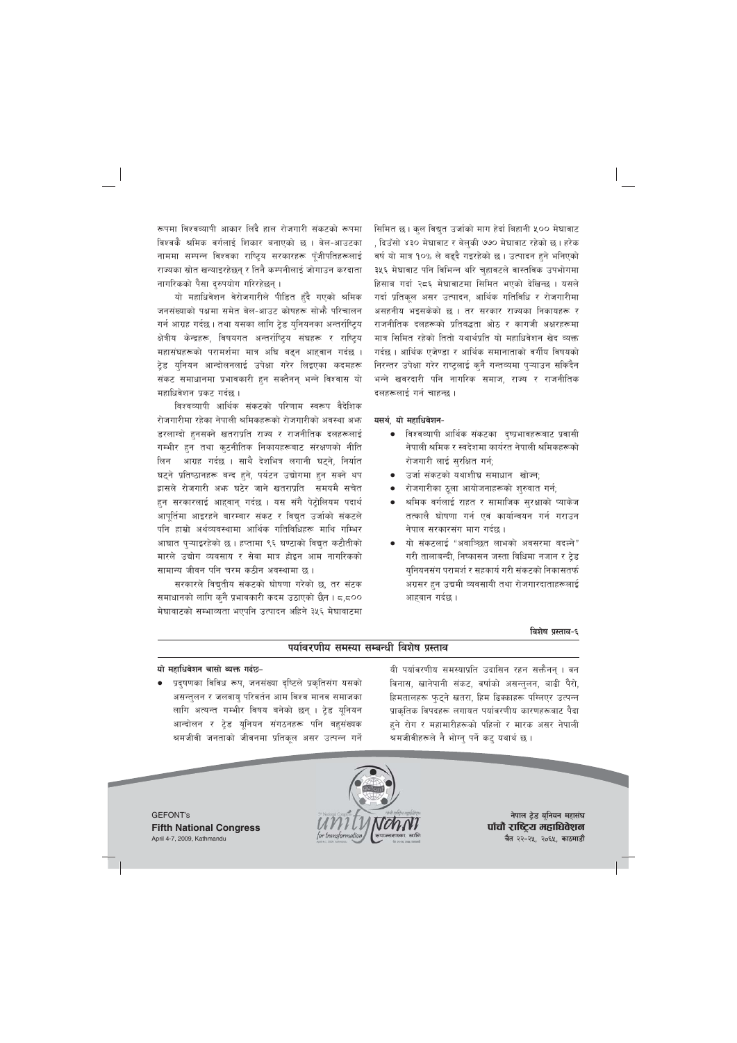रूपमा विश्वव्यापी आकार लिदै हाल रोजगारी संकटको रूपमा विश्वकै श्रमिक वर्गलाई शिकार बनाएको छ । बेल-आउटका नाममा सम्पन्न विश्वका राष्ट्रिय सरकारहरू पूँजीपतिहरूलाई राज्यका स्रोत खन्याइरहेछन् र तिनै कम्पनीलाई जोगाउन करदाता नागरिकको पैसा दुरुपयोग गरिरहेछन् ।

यो महाधिवेशन बेरोजगारीले पीडित हुँदै गएको श्रमिक जनसंख्याको पक्षमा समेत बेल-आउट कोषहरू सोभै परिचालन गर्न आग्रह गर्दछ । तथा यसका लागि ट्रेड युनियनका अन्तर्राष्ट्रिय क्षेत्रीय केन्द्रहरू, विषयगत अन्तर्राष्ट्रिय संघहरू र राष्ट्रिय महासंघहरूको परामर्शमा मात्र अघि बढ्न आह्वान गर्दछ । ट्रेड युनियन आन्दोलनलाई उपेक्षा गरेर लिइएका कदमहरू संकट समाधानमा प्रभावकारी हुन सक्तैनन् भन्ने विश्वास यो महाधिवेशन प्रकट गर्दछ ।

विश्वव्यापी आर्थिक संकटको परिणाम स्वरूप वैदेशिक रोजगारीमा रहेका नेपाली श्रमिकहरूको रोजगारीको अवस्था अभ्र डरलाग्दो हुनसक्ने खतराप्रति राज्य र राजनीतिक दलहरूलाई गम्भीर हुन तथा कूटनीतिक निकायहरूबाट संरक्षणको नीति लिन आग्रह गर्दछ । साथै देशभित्र लगानी घट्ने, निर्यात घट्ने प्रतिष्ठानहरू बन्द हुने, पर्यटन उद्योगमा हुन सक्ने थप ह्रासले रोजगारी अभ्र घट्न जाने खतराप्रति समयमै सचेत हुन सरकारलाई आह्वान् गर्दछ । यस सँगै पेट्रोलियम पदार्थ आपूर्तिमा आइरहने बारम्बार संकट र विद्युत उर्जाको संकटले पनि हाम्रो अर्थव्यवस्थामा आर्थिक गतिविधिहरू माथि गम्भिर आघात पुऱ्याइरहेको छ । हप्तामा ९६ घण्टाको विद्युत कटौतीको मारले उद्योग व्यवसाय र सेवा मात्र होइन आम नागरिकको सामान्य जीवन पनि चरम कठिन अवस्थामा छ ।

सरकारले विद्युतीय संकटको घोषणा गरेको छ, तर संटक समाधानको लागि कुनै प्रभावकारी कदम उठाएको छैन । ८,८०० मेघावाटको सम्भाव्यता भएपनि उत्पादन अहिले ३५६ मेघावाटमा सिमित छ । कुल विद्युत उर्जाको माग हेर्दा बिहानी ५०० मेघावाट, दिउँसो ४३० मेघावाट र बेलुकी ७७० मेघावाट रहेको छ । हरेक वर्ष यो माग १०% ले बढ्दै गइरहेको छ । उत्पादन हुने भनिएको ३५६ मेघावाट पनि बिभिन्न थरि चुहावटले वास्तविक उपभोगमा हिसाब गर्दा २८६ मेघावाटमा सिमित भएको देखिन्छ । यसले गर्दा प्रतिकूल असर उत्पादन, आर्थिक गतिविधि र रोजगारीमा असहनीय भइसकेको छ । तर सरकार राज्यका निकायहरू र राजनीतिक दलहरूको प्रतिबद्धता ओठ र कागजी अक्षरहरूमा मात्र सिमित रहेको तितो यथार्थप्रति यो महाधिवेशन खेद व्यक्त गर्दछ । आर्थिक एजेण्डा र आर्थिक समानाताको वर्गीय विषयको निरन्तर उपेक्षा गरेर राष्ट्रलाई कुनै गन्तव्यमा पुऱ्याउन सकिदैन भन्ने खबरदारी पनि नागरिक समाज, राज्य र राजनीतिक दलहरूलाई गर्न चाहन्छ ।

**यसर्थ, यो महाधिवेशन-**

- विश्वव्यापी आर्थिक संकटका दुष्प्रभावहरूबाट प्रवासी नेपाली श्रमिक र स्वदेशमा कार्यरत नेपाली श्रमिकहरूको रोजगारी लाई सुरक्षित गर्न,
- उर्जा संकटको यथाशीघ्र समाधान खोज्न,
- रोजगारीका ठूला आयोजनाहरूको शुरुवात गर्न,
- श्रमिक वर्गलाई राहत र सामाजिक सुरक्षाको प्याकेज तत्काले घोषणा गर्न एवं कार्यान्वयन गर्न गराउन नेपाल सरकारसंग माग गर्दछ ।
- यो संकटलाई "अवाञ्छित लाभको अवसरमा बदल्ने" गरी तालाबन्दी, निष्कासन जस्ता विधिमा नजान र ट्रेड युनियनसंग परामर्श र सहकार्य गरी संकटको निकासतर्फ अग्रसर हुन उद्यमी व्यवसायी तथा रोजगारदाताहरूलाई आह्वान गर्दछ ।

**विशेष प्रस्ताव-६**

## पर्यावरणीय समस्या सम्बन्धी विशेष प्रस्ताव

**यो महाधिवेशन चासो व्यक्त गर्दछ-**

- प्रदुषणका विविध रूप, जनसंख्या दृष्टिले प्रकृतिसंग यसको असन्तुलन र जलवायु परिवर्तन आम विश्व मानव समाजका लागि अत्यन्त गम्भीर विषय बनेको छन् । ट्रेड यूनियन आन्दोलन र ट्रेड यूनियन संगठनहरू पनि बहुसंख्यक श्रमजीवी जनताको जीवनमा प्रतिकूल असर उत्पन्न गर्ने यी पर्यावरणीय समस्याप्रति उदासिन रहन सक्तैनन् । वन विनास, खानेपानी संकट, वर्षाको असन्तुलन, बाढी पैरो, हिमतालहरू फुट्ने खतरा, हिम ढिक्काहरू पग्लिएर उत्पन्न प्राकृतिक विपदहरू लगायत पर्यावरणीय कारणहरूबाट पैदा हुने रोग र महामारीहरूको पहिलो र मारक असर नेपाली श्रमजीवीहरूले नै भोग्नु पर्ने कटु यथार्थ छ ।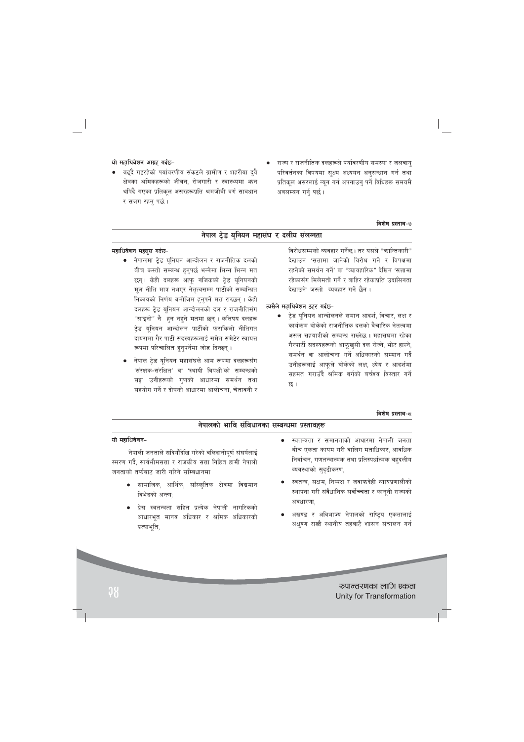**यो महाधिवेशन आग्रह गर्दछ–**

- बढ्दै गइरहेको पर्यावरणीय संकटले ग्रामीण र शहरीया दुवै क्षेत्रका श्रमिकहरूको जीवन, रोजगारी र स्वास्थ्यमा झन थपिदै गएका प्रतिकूल असरहरूप्रति श्रमजीवी वर्ग सावधान र सजग रहनु पर्छ ।
- राज्य र राजनीतिक दलहरूले पर्यावरणीय समस्या र जलवायु परिवर्तनका विषयमा सूक्ष्म अध्ययन अनुसन्धान गर्न तथा प्रतिकूल असरलाई न्यून गर्न अपनाउनु पर्ने विधिहरू समयमै अवलम्बन गर्नु पर्छ ।

**विशेष प्रस्ताव–७**

## नेपाल ट्रेड यूनियन महासंघ र दलीय संलग्नता

**महाधिवेशन महसुस गर्दछ–**

- नेपालमा ट्रेड यूनियन आन्दोलन र राजनीतिक दलको बीच कस्तो सम्बन्ध हुनुपर्छ भन्नेमा भिन्न भिन्न मत छन् । केही दलहरू आफू नजिकको ट्रेड यूनियनको मूल नीति मात्र नभएर नेतृत्वसम्म पार्टीको सम्बन्धित निकायको निर्णय बमोजिम हुनुपर्ने मत राख्छन् । केही दलहरू ट्रेड यूनियन आन्दोलनको दल र राजनीतिसंग "साइनो" नै हुन नहुने मतमा छन् । कतिपय दलहरू ट्रेड यूनियन आन्दोलन पार्टीको फराकिलो नीतिगत दायरामा गैर पार्टी सदस्यहरूलाई समेत समेटेर स्वायत्त रूपमा परिचालित हुनुपर्नेमा जोड दिन्छन् ।
- नेपाल ट्रेड यूनियन महासंघले आम रूपमा दलहरूसँग 'संरक्षक–संरक्षित' वा 'स्थायी विपक्षी'को सम्बन्धको सट्टा उनीहरूको गुणको आधारमा समर्थन तथा सहयोग गर्ने र दोषको आधारमा आलोचना, चेतावनी र विरोधसम्मको व्यवहार गर्नेछ । तर यसले "क्रान्तिकारी" देखाउन 'सत्तामा जानेको विरोध गर्ने र विपक्षमा रहनेको समर्थन गर्ने' वा "व्यावहारिक" देखिन 'सत्तामा रहेकासँग मिलेमतो गर्ने र बाहिर रहेकाप्रति उदासिनता देखाउने' जस्तो व्यवहार गर्ने छैन ।

**त्यसैले महाधिवेशन ठहर गर्दछ–**

- ट्रेड यूनियन आन्दोलनले समान आदर्श, विचार, लक्ष र कार्यक्रम बोकेको राजनीतिक दलको वैचारिक नेतत्वमा असल सहयात्रीको सम्बन्ध राख्नेछ । महासंघमा रहेका गैरपार्टी सदस्यहरूको आफूखुसी दल रोज्ने, भोट हाल्ने, समर्थन वा आलोचना गर्ने अधिकारको सम्मान गर्दै उनीहरूलाई आफूले बोकेको लक्ष, ध्येय र आदर्शमा सहमत गराउँदै श्रमिक वर्गको वर्चश्व विस्तार गर्ने छ ।

**विशेष प्रस्ताव–८**

## नेपालको भावि संविधानका सम्बन्धमा प्रस्तावहरू

**यो महाधिवेशन–**

नेपाली जनताले सदियौंदेखि गरेको बलिदानीपूर्ण संघर्षलाई स्मरण गर्दै, सार्वभौमसत्ता र राजकीय सत्ता निहित हामी नेपाली जनताको तर्फबाट जारी गरिने सम्विधानमा

- सामाजिक, आर्थिक, साँस्कृतिक क्षेत्रमा विद्यमान विभेदको अन्त्य;
- प्रेस स्वतन्त्रता सहित प्रत्येक नेपाली नागरिकको आधारभूत मानव अधिकार र श्रमिक अधिकारको प्रत्याभूति,
- स्वतन्त्रता र समानताको आधारमा नेपाली जनता बीच एकता कायम गरी बालिग मताधिकार, आवधिक निर्वाचन, गणतन्त्रात्मक तथा प्रतिस्पर्धात्मक बहुदलीय व्यवस्थाको सुदृढीकरण,
- स्वतन्त्र, सक्षम, निष्पक्ष र जवाफदेही न्यायप्रणालीको स्थापना गरी संवैधानिक सर्वोच्चता र कानूनी राज्यको अवधारणा,
- अखण्ड र अविभाज्य नेपालको राष्ट्रिय एकतालाई अक्षुण्ण राख्दै स्थानीय तहबाटै शासन संचालन गर्न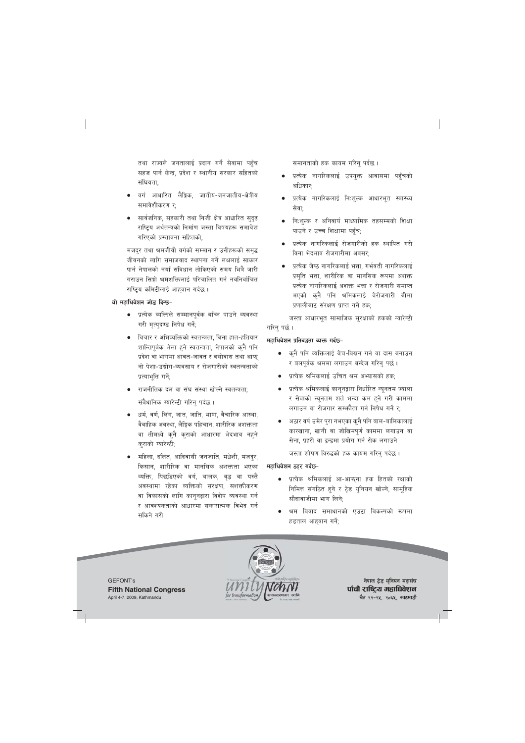तथा राज्यले जनतालाई प्रदान गर्ने सेवामा पहुँच सहज पार्न केन्द्र, प्रदेश र स्थानीय सरकार सहितको संघियता,

- वर्ग आधारित लैङ्गिक, जातीय-जनजातीय-क्षेत्रीय समावेशीकरण र;
- सार्वजनिक, सहकारी तथा निजी क्षेत्र आधारित सुदृढ राष्ट्रिय अर्थतन्त्रको निर्माण जस्ता विषयहरू समावेश गरिएको प्रस्तावना सहितको,

मजदुर तथा श्रमजीवी वर्गको सम्मान र उनीहरूको समृद्ध जीवनको लागि समाजवाद स्थापना गर्ने लक्ष्यलाई साकार पार्न नेपालको नयाँ संविधान तोकिएको समय भित्रै जारी गराउन सिङ्गो श्रमशक्तिलाई परिचालित गर्न नवनिर्वाचित राष्ट्रिय कमिटीलाई आह्वान गर्दछ ।

**यो महाधिवेशन जोड दिन्छ–**

- प्रत्येक व्यक्तिले सम्मानपूर्वक बाँच्न पाउने व्यवस्था गरी मृत्युदण्ड निषेध गर्ने;
- विचार र अभिव्यक्तिको स्वतन्त्रता, बिना हात-हतियार शान्तिपूर्वक भेला हुने स्वतन्त्रता, नेपालको कुनै पनि प्रदेश वा भागमा आवत-जावत र बसोबास तथा आफ्नो पेशा-उद्योग-व्यवसाय र रोजगारीको स्वतन्त्रताको प्रत्याभूति गर्ने;
- राजनीतिक दल वा संघ संस्था खोल्ने स्वतन्त्रता;

  संवैधानिक ग्यारेन्टी गरिनु पर्दछ ।
- धर्म, वर्ण, लिंग, जात, जाति, भाषा, वैचारिक आस्था, वैवाहिक अवस्था, लैङ्गिक पहिचान, शारीरिक अशक्तता वा तीमध्ये कुनै कुराको आधारमा भेदभाव नहुने कुराको ग्यारेन्टी;
- महिला, दलित, आदिवासी जनजाति, मधेशी, मजदुर, किसान, शारीरिक वा मानसिक अशक्तता भएका व्यक्ति, पिछडिएको वर्ग, बालक, वृद्ध वा यस्तै अवस्थामा रहेका व्यक्तिको संरक्षण, सशक्तीकरण वा विकासको लागि कानूनद्वारा विशेष व्यवस्था गर्न र आवश्यकताको आधारमा सकारात्मक विभेद गर्न सकिने गरी

समानताको हक कायम गरिनु पर्दछ ।

- प्रत्येक नागरिकलाई उपयुक्त आवासमा पहुँचको अधिकार;
- प्रत्येक नागरिकलाई निःशुल्क आधारभूत स्वास्थ्य सेवा;
- निःशुल्क र अनिवार्य माध्यमिक तहसम्मको शिक्षा पाउने र उच्च शिक्षामा पहुँच;
- प्रत्येक नागरिकलाई रोजगारीको हक स्थापित गरी विना भेदभाव रोजगारीमा अवसर;
- प्रत्येक जेष्ठ नागरिकलाई भत्ता, गर्भवती नागरिकलाई प्रसुति भत्ता, शारीरिक वा मानसिक रूपमा अशक्त प्रत्येक नागरिकलाई अशक्त भत्ता र रोजगारी समाप्त भएको कुनै पनि श्रमिकलाई बेरोजगारी बीमा प्रणालीबाट संरक्षण प्राप्त गर्ने हक;

जस्ता आधारभूत सामाजिक सुरक्षाको हकको ग्यारेन्टी गरिनु पर्छ ।

**महाधिवेशन प्रतिबद्धता व्यक्त गर्दछ–**

- कुनै पनि व्यक्तिलाई बेच-बिखन गर्न वा दास बनाउन र बलपूर्वक श्रममा लगाउन बन्देज गरिनु पर्छ ।
- प्रत्येक श्रमिकलाई उचित श्रम अभ्यासको हक;
- प्रत्येक श्रमिकलाई कानूनद्वारा निर्धारित न्यूनतम ज्याला र सेवाको न्यूनतम शर्त भन्दा कम हुने गरी काममा लगाउन वा रोजगार सम्झौता गर्न निषेध गर्ने र;
- अठार वर्ष उमेर पुरा नभएका कुनै पनि बाल-बालिकालाई कारखाना, खानी वा जोखिमपूर्ण काममा लगाउन वा सेना, प्रहरी वा द्वन्द्वमा प्रयोग गर्न रोक लगाउने

  जस्ता शोषण विरुद्धको हक कायम गरिनु पर्दछ ।

**महाधिवेशन ठहर गर्दछ–**

- प्रत्येक श्रमिकलाई आ-आफ्ना हक हितको रक्षाको निमित्त संगठित हुने र ट्रेड युनियन खोल्ने, सामूहिक सौदावाजीमा भाग लिने;
- श्रम विवाद समाधानको एउटा विकल्पको रूपमा हडताल आह्वान गर्ने;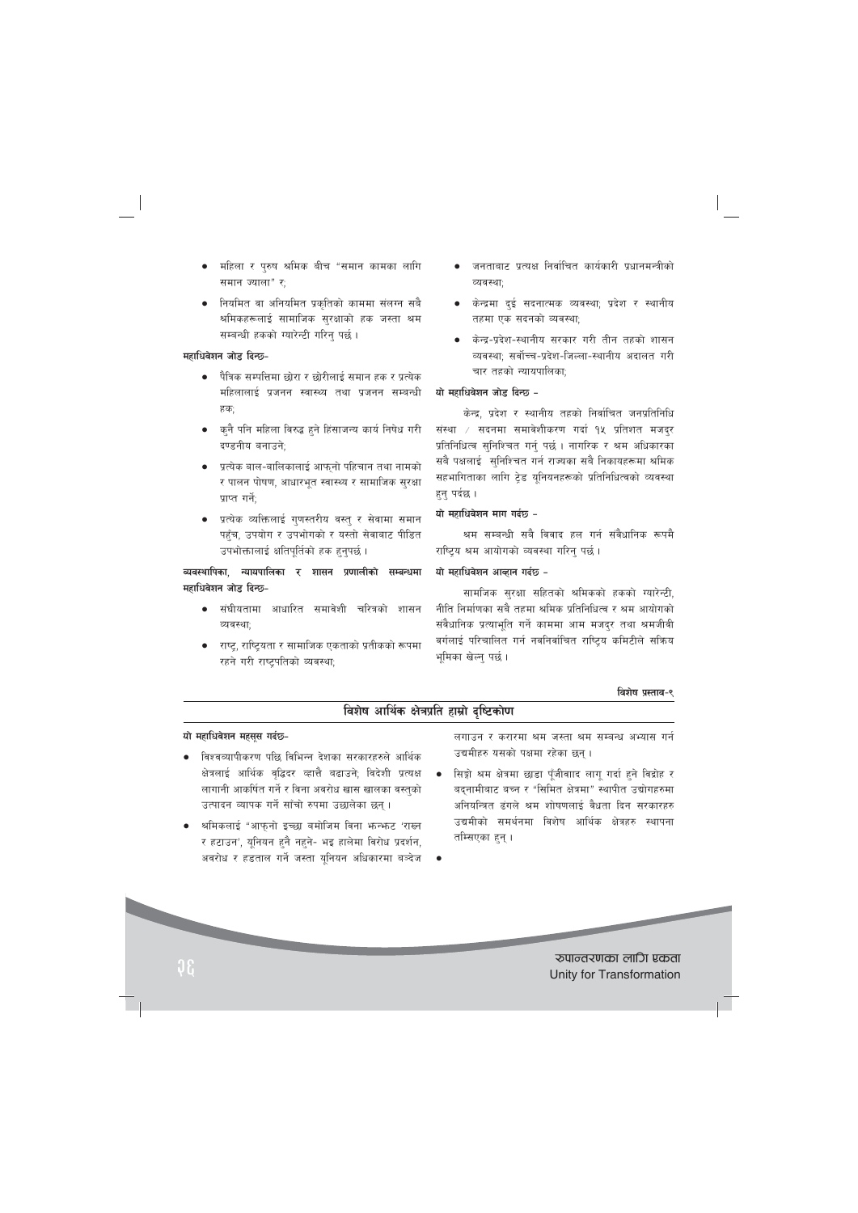- महिला र पुरुष श्रमिक बीच "समान कामका लागि समान ज्याला" र;
- नियमित वा अनियमित प्रकृतिको काममा संलग्न सबै श्रमिकहरूलाई सामाजिक सुरक्षाको हक जस्ता श्रम सम्बन्धी हकको ग्यारेन्टी गरिनु पर्छ ।

**महाधिवेशन जोड दिन्छ–**

- पैत्रिक सम्पत्तिमा छोरा र छोरीलाई समान हक र प्रत्येक महिलालाई प्रजनन स्वास्थ्य तथा प्रजनन सम्बन्धी हक;
- कुनै पनि महिला विरुद्ध हुने हिंसाजन्य कार्य निषेध गरी दण्डनीय बनाउने;
- प्रत्येक बाल–बालिकालाई आफ्नो पहिचान तथा नामको र पालन पोषण, आधारभूत स्वास्थ्य र सामाजिक सुरक्षा प्राप्त गर्ने;
- प्रत्येक व्यक्तिलाई गुणस्तरीय वस्तु र सेवामा समान पहुँच, उपयोग र उपभोगको र यस्तो सेवाबाट पीडित उपभोक्तालाई क्षतिपूर्तिको हक हुनुपर्छ ।

**व्यवस्थापिका, न्यायपालिका र शासन प्रणालीको सम्बन्धमा महाधिवेशन जोड दिन्छ–**

- संघीयतामा आधारित समावेशी चरित्रको शासन व्यवस्था;
- राष्ट्र, राष्ट्रियता र सामाजिक एकताको प्रतीकको रूपमा रहने गरी राष्ट्रपतिको व्यवस्था;
- जनताबाट प्रत्यक्ष निर्वाचित कार्यकारी प्रधानमन्त्रीको व्यवस्था;
- केन्द्रमा दुई सदनात्मक व्यवस्था; प्रदेश र स्थानीय तहमा एक सदनको व्यवस्था;
- केन्द्र-प्रदेश-स्थानीय सरकार गरी तीन तहको शासन व्यवस्था; सर्वोच्च-प्रदेश-जिल्ला-स्थानीय अदालत गरी चार तहको न्यायपालिका;

**यो महाधिवेशन जोड दिन्छ –**

केन्द्र, प्रदेश र स्थानीय तहको निर्वाचित जनप्रतिनिधि संस्था / सदनमा समावेशीकरण गर्दा १५ प्रतिशत मजदुर प्रतिनिधित्व सुनिश्चित गर्नु पर्छ । नागरिक र श्रम अधिकारका सबै पक्षलाई सुनिश्चित गर्न राज्यका सबै निकायहरूमा श्रमिक सहभागिताका लागि ट्रेड युनियनहरूको प्रतिनिधित्वको व्यवस्था हुनु पर्दछ ।

**यो महाधिवेशन माग गर्दछ –**

श्रम सम्बन्धी सबै विवाद हल गर्न संवैधानिक रूपमै राष्ट्रिय श्रम आयोगको व्यवस्था गरिनु पर्छ ।

**यो महाधिवेशन आव्हान गर्दछ –**

सामजिक सुरक्षा सहितको श्रमिकको हकको ग्यारेन्टी, नीति निर्माणका सबै तहमा श्रमिक प्रतिनिधित्व र श्रम आयोगको संवैधानिक प्रत्याभूति गर्ने काममा आम मजदुर तथा श्रमजीवी वर्गलाई परिचालित गर्न नवनिर्वाचित राष्ट्रिय कमिटीले सक्रिय भूमिका खेल्नु पर्छ ।

**विशेष प्रस्ताव-९**

## विशेष आर्थिक क्षेत्रप्रति हाम्रो दृष्टिकोण

**यो महाधिवेशन महसुस गर्दछ–**

- विश्वव्यापीकरण पछि विभिन्न देशका सरकारहरुले आर्थिक क्षेत्रलाई आर्थिक वृद्धिदर व्हात्तै बढाउने; विदेशी प्रत्यक्ष लागानी आकर्षित गर्ने र विना अवरोध खास खालका वस्तुको उत्पादन व्यापक गर्ने साँचो रुपमा उछालेका छन् ।
- श्रमिकलाई "आफ्नो इच्छा बमोजिम विना झन्झट 'राख्न र हटाउन', युनियन हुनै नहुने- भइ हालेमा विरोध प्रदर्शन, अवरोध र हडताल गर्ने जस्ता युनियन अधिकारमा बन्देज लगाउन र करारमा श्रम जस्ता श्रम सम्बन्ध अभ्यास गर्न उद्यमीहरु यसको पक्षमा रहेका छन् ।
- सिङ्गो श्रम क्षेत्रमा छाडा पूँजीवाद लागू गर्दा हुने विद्रोह र बद्नामीबाट बच्न र "सिमित क्षेत्रमा" स्थापीत उद्योगहरुमा अनियन्त्रित ढंगले श्रम शोषणलाई वैधता दिन सरकारहरु उद्यमीको समर्थनमा विशेष आर्थिक क्षेत्रहरु स्थापना तम्सिएका हुन् ।
-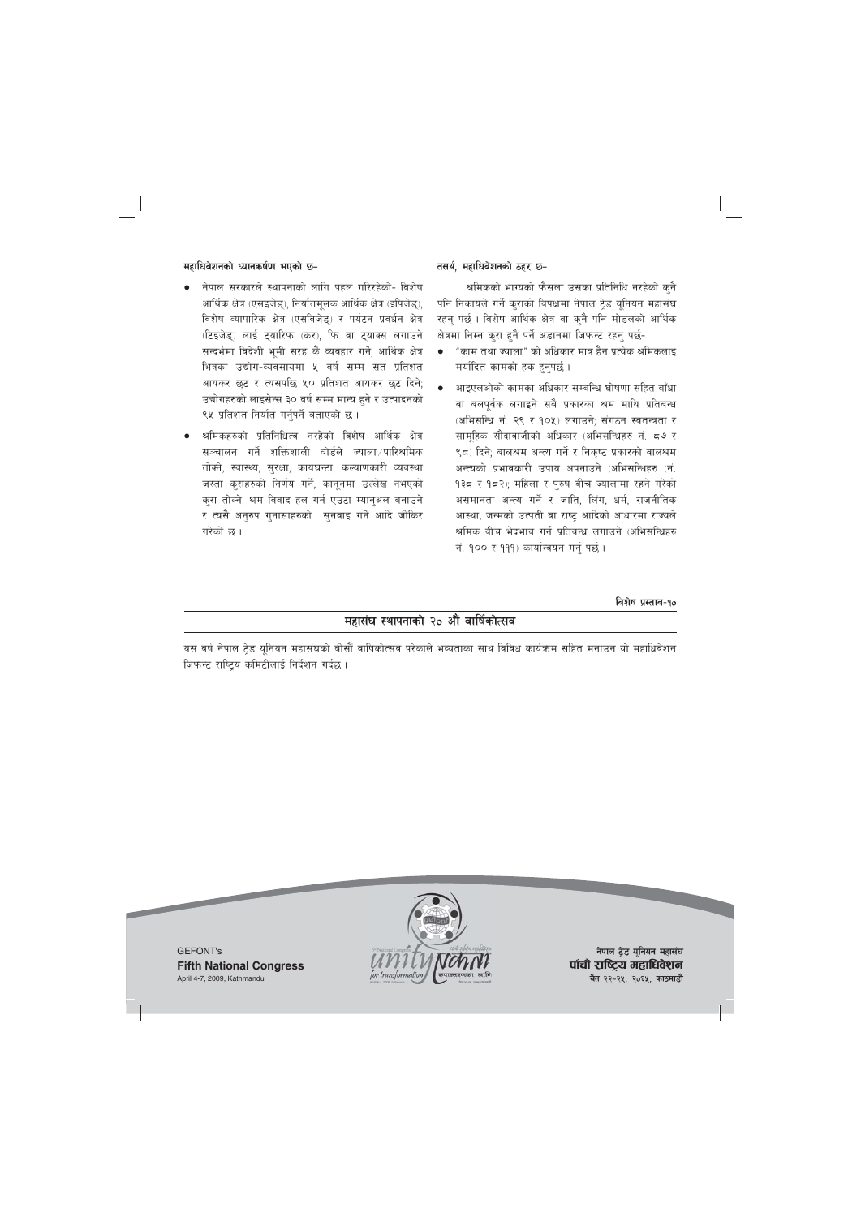**महाधिवेशनको ध्यानकर्षण भएको छ-**

- नेपाल सरकारले स्थापनाको लागि पहल गरिरहेको- विशेष आर्थिक क्षेत्र (एसइजेड), निर्यातमूलक आर्थिक क्षेत्र (इपिजेड), विशेष व्यापारिक क्षेत्र (एसविजेड) र पर्यटन प्रवर्धन क्षेत्र (टिइजेड) लाई ट्यारिफ (कर), फि वा ट्याक्स लगाउने सन्दर्भमा विदेशी भूमी सरह कै व्यवहार गर्ने; आर्थिक क्षेत्र भित्रका उद्योग-व्यवसायमा ५ वर्ष सम्म सत प्रतिशत आयकर छुट र त्यसपछि ५० प्रतिशत आयकर छुट दिने; उद्योगहरुको लाइसेन्स ३० वर्ष सम्म मान्य हुने र उत्पादनको ९५ प्रतिशत निर्यात गर्नुपर्ने बताएको छ ।
- श्रमिकहरुको प्रतिनिधित्व नरहेको विशेष आर्थिक क्षेत्र सञ्चालन गर्ने शक्तिशाली बोर्डले ज्याला/पारिश्रमिक तोक्ने, स्वास्थ्य, सुरक्षा, कार्यघन्टा, कल्याणकारी व्यवस्था जस्ता कुराहरुको निर्णय गर्ने, कानूनमा उल्लेख नभएको कुरा तोक्ने, श्रम विवाद हल गर्न एउटा म्यानुअल बनाउने र त्यसै अनुरुप गुनासाहरुको सुनवाइ गर्ने आदि जीकिर गरेको छ ।

**तसर्थ, महाधिवेशनको ठहर छ-**

श्रमिकको भाग्यको फैसला उसका प्रतिनिधि नरहेको कुनै पनि निकायले गर्ने कुराको विपक्षमा नेपाल ट्रेड यूनियन महासंघ रहनु पर्छ । विशेष आर्थिक क्षेत्र वा कुनै पनि मोडलको आर्थिक क्षेत्रमा निम्न कुरा हुनै पर्ने अडानमा जिफन्ट रहनु पर्छ-

- "काम तथा ज्याला" को अधिकार मात्र हैन प्रत्येक श्रमिकलाई मर्यादित कामको हक हुनुपर्छ ।
- आइएलओको कामका अधिकार सम्बन्धि घोषणा सहित बाँधा वा बलपूर्वक लगाइने सबै प्रकारका श्रम माथि प्रतिबन्ध (अभिसन्धि नं. २९ र १०५) लगाउने; संगठन स्वतन्त्रता र सामूहिक सौदाबाजीको अधिकार (अभिसन्धिहरु नं. ८७ र ९८) दिने; बालश्रम अन्त्य गर्ने र निकृष्ट प्रकारको बालश्रम अन्त्यको प्रभावकारी उपाय अपनाउने (अभिसन्धिहरु (नं. १३८ र १८२); महिला र पुरुष बीच ज्यालामा रहने गरेको असमानता अन्त्य गर्ने र जाति, लिंग, धर्म, राजनीतिक आस्था, जन्मको उत्पती वा राष्ट्र आदिको आधारमा राज्यले श्रमिक बीच भेदभाव गर्न प्रतिबन्ध लगाउने (अभिसन्धिहरु नं. १०० र १११) कार्यान्वयन गर्नु पर्छ ।

**विशेष प्रस्ताव-१०**

## महासंघ स्थापनाको २० औं वार्षिकोत्सव

यस वर्ष नेपाल ट्रेड यूनियन महासंघको बीसौं वार्षिकोत्सव परेकाले भव्यताका साथ विविध कार्यक्रम सहित मनाउन यो महाधिवेशन जिफन्ट राष्ट्रिय कमिटीलाई निर्देशन गर्दछ ।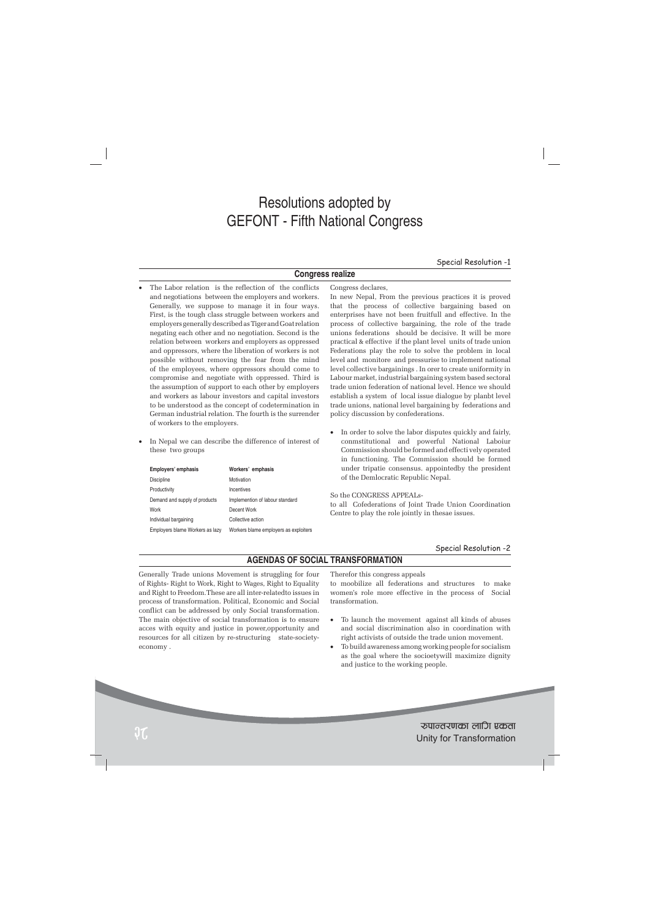# Resolutions adopted by GEFONT - Fifth National Congress

Special Resolution -1

## Congress realize

- The Labor relation is the reflection of the conflicts and negotiations between the employers and workers. Generally, we suppose to manage it in four ways. First, is the tough class struggle between workers and employers generally described as Tiger and Goat relation negating each other and no negotiation. Second is the relation between workers and employers as oppressed and oppressors, where the liberation of workers is not possible without removing the fear from the mind of the employees, where oppressors should come to compromise and negotiate with oppressed. Third is the assumption of support to each other by employers and workers as labour investors and capital investors to be understood as the concept of codetermination in German industrial relation. The fourth is the surrender of workers to the employers.
- In Nepal we can describe the difference of interest of these two groups

| Employers' emphasis | Workers' emphasis |
| --- | --- |
| Discipline | Motivation |
| Productivity | Incentives |
| Demand and supply of products | Implemention of labour standard |
| Work | Decent Work |
| Individual bargaining | Collective action |
| Employers blame Workers as lazy | Workers blame employers as exploiters |

Congress declares,

In new Nepal, From the previous practices it is proved that the process of collective bargaining based on enterprises have not been fruitfull and effective. In the process of collective bargaining, the role of the trade unions federations should be decisive. It will be more practical & effective if the plant level units of trade union Federations play the role to solve the problem in local level and monitore and pressurise to implement national level collective bargainings . In orer to create uniformity in Labour market, industrial bargaining system based sectoral trade union federation of national level. Hence we should establish a system of local issue dialogue by planbt level trade unions, national level bargaining by federations and policy discussion by confederations.

- In order to solve the labor disputes quickly and fairly, conmstitutional and powerful National Laboiur Commission should be formed and effecti vely operated in functioning. The Commission should be formed under tripatie consensus. appointedby the president of the Demlocratic Republic Nepal.

So the CONGRESS APPEALs-

to all Cofederations of Joint Trade Union Coordination Centre to play the role jointly in thesae issues.

Special Resolution -2

## AGENDAS OF SOCIAL TRANSFORMATION

Generally Trade unions Movement is struggling for four of Rights- Right to Work, Right to Wages, Right to Equality and Right to Freedom.These are all inter-relatedto issues in process of transformation. Political, Economic and Social conflict can be addressed by only Social transformation. The main objective of social transformation is to ensure acces with equity and justice in power,opportunity and resources for all citizen by re-structuring state-society-economy .

Therefor this congress appeals

to moobilize all federations and structures to make women's role more effective in the process of Social transformation.

- To launch the movement against all kinds of abuses and social discrimination also in coordination with right activists of outside the trade union movement.
- To build awareness among working people for socialism as the goal where the socioetywill maximize dignity and justice to the working people.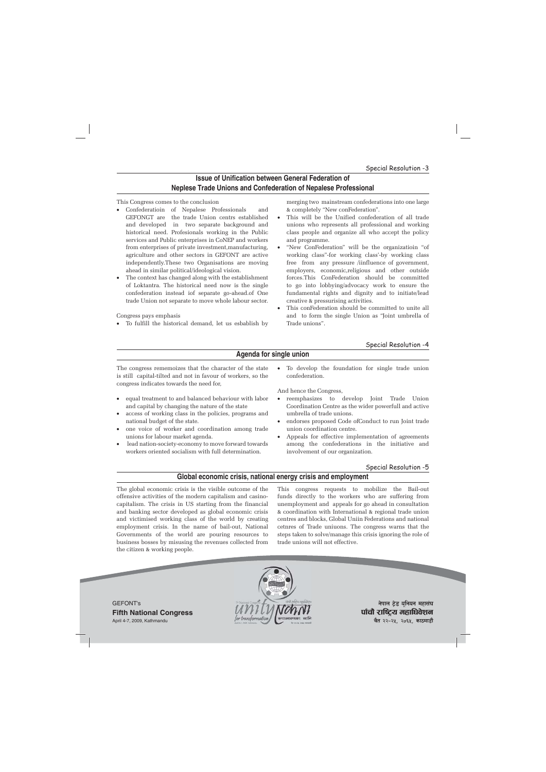Special Resolution -3

## Issue of Unification between General Federation of Neplese Trade Unions and Confederation of Nepalese Professional

This Congress comes to the conclusion

- Confederatioin of Nepalese Professionals and GEFONGT are the trade Union centrs established and developed in two separate background and historical need. Profesionals working in the Public services and Public enterprises in CoNEP and workers from enterprises of private investment,manufacturing, agriculture and other sectors in GEFONT are active independently.These two Organisations are moving ahead in similar political/ideological vision.
- The context has changed along with the establishment of Loktantra. The historical need now is the single confederation instead iof separate go-ahead.of One trade Union not separate to move whole labour sector.

Congress pays emphasis

- To fulfill the historical demand, let us esbablish by merging two mainstream confederations into one large & completely "New conFederation".
- This will be the Unified confederation of all trade unions who represents all professional and working class people and organize all who accept the policy and programme.
- "New ConFederation" will be the organizatioin "of working class"-for working class'-by working class free from any pressure /iinfluence of government, employers, economic,religious and other outside forces.This ConFederation should be committed to go into lobbying/advocacy work to ensure the fundamental rights and dignity and to initiate/lead creative & pressurising activities.
- This conFederation should be committed to unite all and to form the single Union as "Joint umbrella of Trade unions".

Special Resolution -4

## Agenda for single union

The congress rememoizes that the character of the state is still capital-tilted and not in favour of workers, so the congress indicates towards the need for,

- equal treatment to and balanced behaviour with labor and capital by changing the nature of the state
- access of working class in the policies, programs and national budget of the state.
- one voice of worker and coordination among trade unions for labour market agenda.
- lead nation-society-economy to move forward towards workers oriented socialism with full determination.
- To develop the foundation for single trade union confederation.

And hence the Congress,

- reemphasizes to develop Joint Trade Union Coordination Centre as the wider powerfull and active umbrella of trade unions.
- endorses proposed Code ofConduct to run Joint trade union coordination centre.
- Appeals for effective implementation of agreements among the confederations in the initiative and involvement of our organization.

Special Resolution -5

## Global economic crisis, national energy crisis and employment

The global economic crisis is the visible outcome of the offensive activities of the modern capitalism and casino-capitalism. The crisis in US starting from the financial and banking sector developed as global economic crisis and victimised working class of the world by creating employment crisis. In the name of bail-out, National Governments of the world are pouring resources to business bosses by misusing the revenues collected from the citizen & working people.

This congress requests to mobilize the Bail-out funds directly to the workers who are suffering from unemployment and appeals for go ahead in consultation & coordination with International & regional trade union centres and blocks, Global Uniin Federations and national cetnres of Trade uniuons. The congress warns that the steps taken to solve/manage this crisis ignoring the role of trade unions will not effective.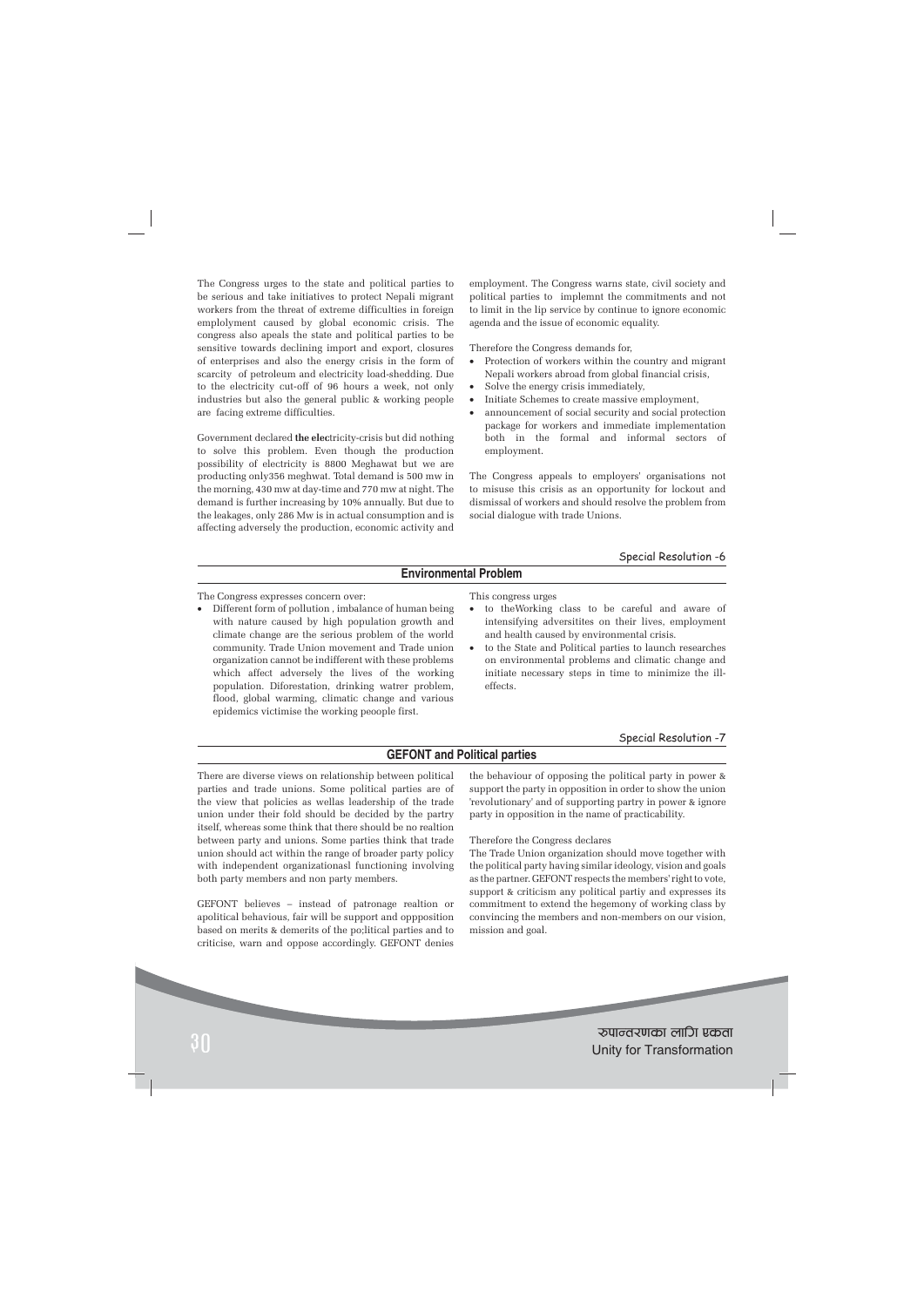The Congress urges to the state and political parties to be serious and take initiatives to protect Nepali migrant workers from the threat of extreme difficulties in foreign emplolyment caused by global economic crisis. The congress also apeals the state and political parties to be sensitive towards declining import and export, closures of enterprises and also the energy crisis in the form of scarcity of petroleum and electricity load-shedding. Due to the electricity cut-off of 96 hours a week, not only industries but also the general public & working people are facing extreme difficulties.

Government declared **the elec**tricity-crisis but did nothing to solve this problem. Even though the production possibility of electricity is 8800 Meghawat but we are producting only356 meghwat. Total demand is 500 mw in the morning, 430 mw at day-time and 770 mw at night. The demand is further increasing by 10% annually. But due to the leakages, only 286 Mw is in actual consumption and is affecting adversely the production, economic activity and employment. The Congress warns state, civil society and political parties to implemnt the commitments and not to limit in the lip service by continue to ignore economic agenda and the issue of economic equality.

Therefore the Congress demands for,

- Protection of workers within the country and migrant Nepali workers abroad from global financial crisis,
- Solve the energy crisis immediately,
- Initiate Schemes to create massive employment,
- announcement of social security and social protection package for workers and immediate implementation both in the formal and informal sectors of employment.

The Congress appeals to employers' organisations not to misuse this crisis as an opportunity for lockout and dismissal of workers and should resolve the problem from social dialogue with trade Unions.

Special Resolution -6

## Environmental Problem

The Congress expresses concern over:

- Different form of pollution , imbalance of human being with nature caused by high population growth and climate change are the serious problem of the world community. Trade Union movement and Trade union organization cannot be indifferent with these problems which affect adversely the lives of the working population. Diforestation, drinking watrer problem, flood, global warming, climatic change and various epidemics victimise the working peoople first.

This congress urges

- to theWorking class to be careful and aware of intensifying adversitites on their lives, employment and health caused by environmental crisis.
- to the State and Political parties to launch researches on environmental problems and climatic change and initiate necessary steps in time to minimize the ill-effects.

Special Resolution -7

## GEFONT and Political parties

There are diverse views on relationship between political parties and trade unions. Some political parties are of the view that policies as wellas leadership of the trade union under their fold should be decided by the partry itself, whereas some think that there should be no realtion between party and unions. Some parties think that trade union should act within the range of broader party policy with independent organizationasl functioning involving both party members and non party members.

GEFONT believes – instead of patronage realtion or apolitical behavious, fair will be support and oppposition based on merits & demerits of the po;litical parties and to criticise, warn and oppose accordingly. GEFONT denies the behaviour of opposing the political party in power & support the party in opposition in order to show the union 'revolutionary' and of supporting partry in power & ignore party in opposition in the name of practicability.

Therefore the Congress declares

The Trade Union organization should move together with the political party having similar ideology, vision and goals as the partner. GEFONT respects the members' right to vote, support & criticism any political partiy and expresses its commitment to extend the hegemony of working class by convincing the members and non-members on our vision, mission and goal.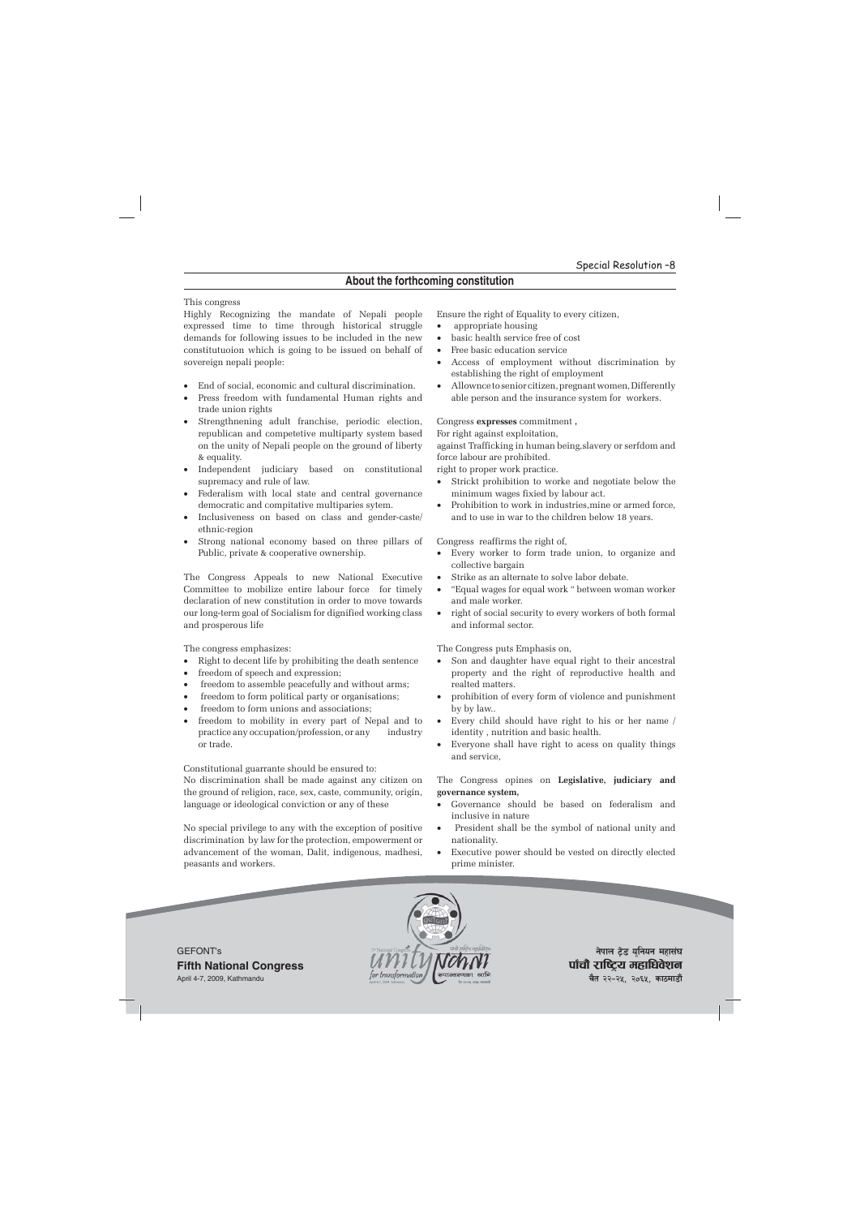Special Resolution -8

## About the forthcoming constitution

This congress

Highly Recognizing the mandate of Nepali people expressed time to time through historical struggle demands for following issues to be included in the new constitutuoion which is going to be issued on behalf of sovereign nepali people:

- End of social, economic and cultural discrimination.
- Press freedom with fundamental Human rights and trade union rights
- Strengthnening adult franchise, periodic election, republican and competetive multiparty system based on the unity of Nepali people on the ground of liberty & equality.
- Independent judiciary based on constitutional supremacy and rule of law.
- Federalism with local state and central governance democratic and compitative multiparies sytem.
- Inclusiveness on based on class and gender-caste/ ethnic-region
- Strong national economy based on three pillars of Public, private & cooperative ownership.

The Congress Appeals to new National Executive Committee to mobilize entire labour force for timely declaration of new constitution in order to move towards our long-term goal of Socialism for dignified working class and prosperous life

The congress emphasizes:

- Right to decent life by prohibiting the death sentence
- freedom of speech and expression;
- freedom to assemble peacefully and without arms;
- freedom to form political party or organisations;
- freedom to form unions and associations;
- freedom to mobility in every part of Nepal and to practice any occupation/profession, or any industry or trade.

Constitutional guarrante should be ensured to:

No discrimination shall be made against any citizen on the ground of religion, race, sex, caste, community, origin, language or ideological conviction or any of these

No special privilege to any with the exception of positive discrimination by law for the protection, empowerment or advancement of the woman, Dalit, indigenous, madhesi, peasants and workers.

Ensure the right of Equality to every citizen,

- appropriate housing
- basic health service free of cost
- Free basic education service
- Access of employment without discrimination by establishing the right of employment
- Allownce to senior citizen, pregnant women, Differently able person and the insurance system for workers.

Congress **expresses** commitment ,

For right against exploitation,

against Trafficking in human being,slavery or serfdom and force labour are prohibited.

right to proper work practice.

- Strickt prohibition to worke and negotiate below the minimum wages fixied by labour act.
- Prohibition to work in industries,mine or armed force, and to use in war to the children below 18 years.

Congress reaffirms the right of,

- Every worker to form trade union, to organize and collective bargain
- Strike as an alternate to solve labor debate.
- "Equal wages for equal work " between woman worker and male worker.
- right of social security to every workers of both formal and informal sector.

The Congress puts Emphasis on,

- Son and daughter have equal right to their ancestral property and the right of reproductive health and realted matters.
- prohibition of every form of violence and punishment by by law..
- Every child should have right to his or her name / identity , nutrition and basic health.
- Everyone shall have right to acess on quality things and service,

The Congress opines on **Legislative, judiciary and governance system,**

- Governance should be based on federalism and inclusive in nature
- President shall be the symbol of national unity and nationality.
- Executive power should be vested on directly elected prime minister.

GEFONT's
**Fifth National Congress**
April 4-7, 2009, Kathmandu

नेपाल ट्रेड यूनियन महासंघ
**पाँचौ राष्ट्रिय महाधिवेशन**
चैत २२-२५, २०६५, काठमाडौं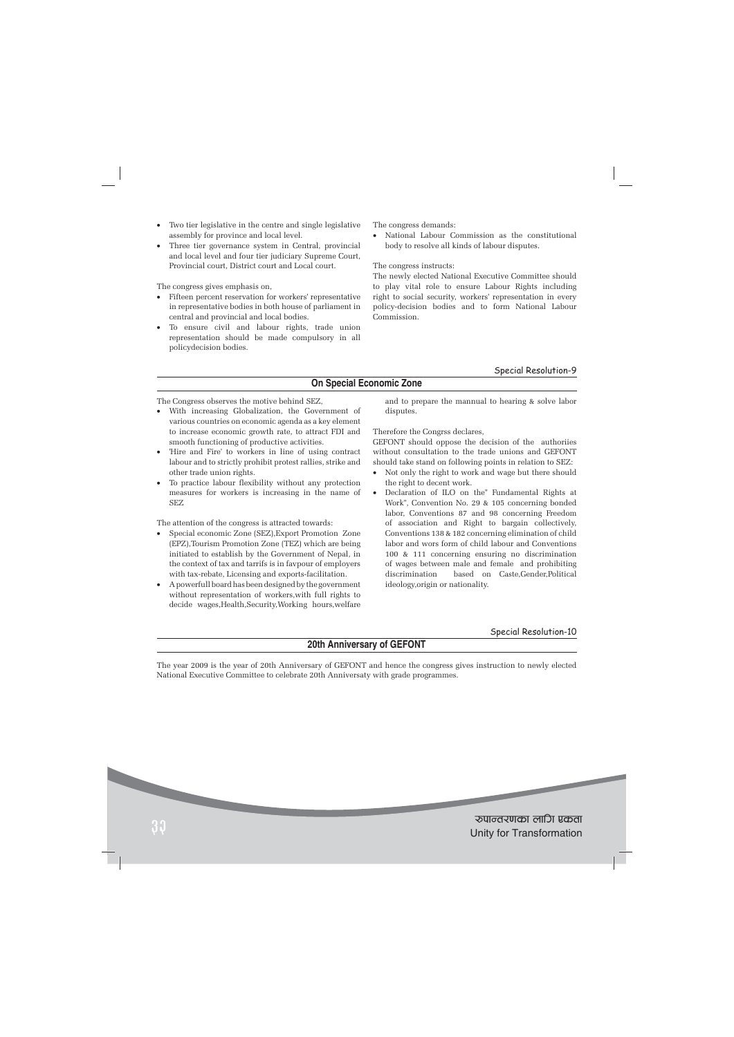- Two tier legislative in the centre and single legislative assembly for province and local level.
- Three tier governance system in Central, provincial and local level and four tier judiciary Supreme Court, Provincial court, District court and Local court.

The congress gives emphasis on,

- Fifteen percent reservation for workers' representative in representative bodies in both house of parliament in central and provincial and local bodies.
- To ensure civil and labour rights, trade union representation should be made compulsory in all policydecision bodies.

The congress demands:

- National Labour Commission as the constitutional body to resolve all kinds of labour disputes.

The congress instructs:

The newly elected National Executive Committee should to play vital role to ensure Labour Rights including right to social security, workers' representation in every policy-decision bodies and to form National Labour Commission.

Special Resolution-9

## On Special Economic Zone

The Congress observes the motive behind SEZ,

- With increasing Globalization, the Government of various countries on economic agenda as a key element to increase economic growth rate, to attract FDI and smooth functioning of productive activities.
- 'Hire and Fire' to workers in line of using contract labour and to strictly prohibit protest rallies, strike and other trade union rights.
- To practice labour flexibility without any protection measures for workers is increasing in the name of SEZ

The attention of the congress is attracted towards:

- Special economic Zone (SEZ),Export Promotion Zone (EPZ),Tourism Promotion Zone (TEZ) which are being initiated to establish by the Government of Nepal, in the context of tax and tarrifs is in favpour of employers with tax-rebate, Licensing and exports-facilitation.
- A powerfull board has been designed by the government without representation of workers,with full rights to decide wages,Health,Security,Working hours,welfare and to prepare the mannual to hearing & solve labor disputes.

Therefore the Congrss declares,

GEFONT should oppose the decision of the authoriies without consultation to the trade unions and GEFONT should take stand on following points in relation to SEZ:

- Not only the right to work and wage but there should the right to decent work.
- Declaration of ILO on the" Fundamental Rights at Work", Convention No. 29 & 105 concerning bonded labor, Conventions 87 and 98 concerning Freedom of association and Right to bargain collectively, Conventions 138 & 182 concerning elimination of child labor and wors form of child labour and Conventions 100 & 111 concerning ensuring no discrimination of wages between male and female and prohibiting discrimination based on Caste,Gender,Political ideology,origin or nationality.

Special Resolution-10

## 20th Anniversary of GEFONT

The year 2009 is the year of 20th Anniversary of GEFONT and hence the congress gives instruction to newly elected National Executive Committee to celebrate 20th Anniversaty with grade programmes.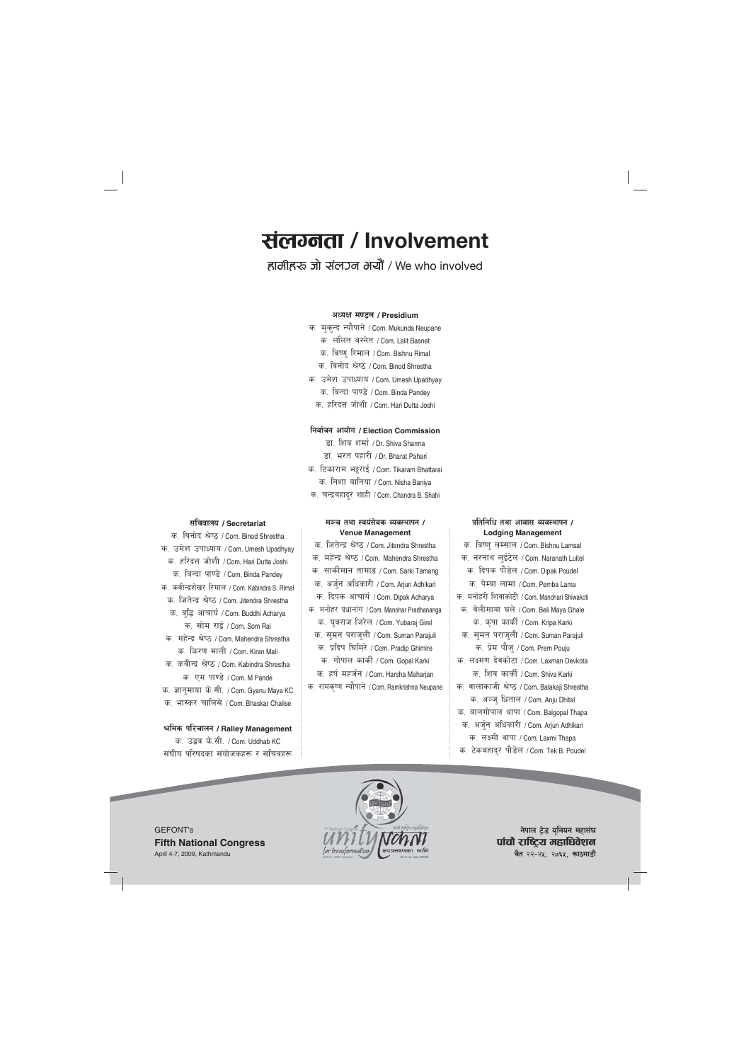# संलग्नता / Involvement

हामीहरु जो संलग्न भयौं / We who involved

### अध्यक्ष मण्डल / Presidium

क. मुकुन्द न्यौपाने / Com. Mukunda Neupane
क. ललित बस्नेत / Com. Lalit Basnet
क. विष्णु रिमाल / Com. Bishnu Rimal
क. विनोद श्रेष्ठ / Com. Binod Shrestha
क. उमेश उपाध्याय / Com. Umesh Upadhyay
क. विन्दा पाण्डे / Com. Binda Pandey
क. हरिदत्त जोशी / Com. Hari Dutta Joshi

### निर्वाचन आयोग / Election Commission

डा. शिव शर्मा / Dr. Shiva Sharma
डा. भरत पहारी / Dr. Bharat Pahari
क. टिकाराम भट्टराई / Com. Tikaram Bhattarai
क. निशा बानिया / Com. Nisha Baniya
क. चन्द्रबहादुर शाही / Com. Chandra B. Shahi

### सचिवालय / Secretariat

क. विनोद श्रेष्ठ / Com. Binod Shrestha
क. उमेश उपाध्याय / Com. Umesh Upadhyay
क. हरिदत्त जोशी / Com. Hari Dutta Joshi
क. विन्दा पाण्डे / Com. Binda Pandey
क. कवीन्द्रशेखर रिमाल / Com. Kabindra S. Rimal
क. जितेन्द्र श्रेष्ठ / Com. Jitendra Shrestha
क. बुद्धि आचार्य / Com. Buddhi Acharya
क. सोम राई / Com. Som Rai
क. महेन्द्र श्रेष्ठ / Com. Mahendra Shrestha
क. किरण माली / Com. Kiran Mali
क. कवीन्द्र श्रेष्ठ / Com. Kabindra Shrestha
क. एम पाण्डे / Com. M Pande
क. ज्ञानुमाया के.सी. / Com. Gyanu Maya KC
क. भास्कर चालिसे / Com. Bhaskar Chalise

### श्रमिक परिचालन / Ralley Management

क. उद्धव के.सी. / Com. Uddhab KC
संघीय परिषदका संयोजकहरू र सचिवहरू

### मञ्च तथा स्वयंसेवक व्यवस्थापन / Venue Management

क. जितेन्द्र श्रेष्ठ / Com. Jitendra Shrestha
क. महेन्द्र श्रेष्ठ / Com. Mahendra Shrestha
क. सार्कीमान तामाङ / Com. Sarki Tamang
क. अर्जुन अधिकारी / Com. Arjun Adhikari
क. दिपक आचार्य / Com. Dipak Acharya
क. मनोहर प्रधानांग / Com. Manohar Pradhananga
क. युवराज जिरेल / Com. Yubaraj Girel
क. सुमन पराजुली / Com. Suman Parajuli
क. प्रदिप घिमिरे / Com. Pradip Ghimire
क. गोपाल कार्की / Com. Gopal Karki
क. हर्ष महर्जन / Com. Harsha Maharjan
क. रामकृष्ण न्यौपाने / Com. Ramkrishna Neupane

### प्रतिनिधि तथा आवास व्यवस्थापन / Lodging Management

क. विष्णु लम्साल / Com. Bishnu Lamsal
क. नरनाथ लुइँटेल / Com. Naranath Luitel
क. दिपक पौडेल / Com. Dipak Poudel
क. पेम्बा लामा / Com. Pemba Lama
क. मनोहरी शिवाकोटी / Com. Manohari Shiwakoti
क. वेलीमाया घले / Com. Beli Maya Ghale
क. कृपा कार्की / Com. Kripa Karki
क. सुमन पराजुली / Com. Suman Parajuli
क. प्रेम पौजु / Com. Prem Pouju
क. लक्ष्मण देवकोटा / Com. Laxman Devkota
क. शिव कार्की / Com. Shiva Karki
क. बालाकाजी श्रेष्ठ / Com. Balakaji Shrestha
क. अञ्जु धिताल / Com. Anju Dhital
क. बालगोपाल थापा / Com. Balgopal Thapa
क. अर्जुन अधिकारी / Com. Arjun Adhikari
क. लक्ष्मी थापा / Com. Laxmi Thapa
क. टेकबहादुर पौडेल / Com. Tek B. Poudel

GEFONT's
**Fifth National Congress**
April 4-7, 2009, Kathmandu

नेपाल ट्रेड यूनियन महासंघ
**पाँचौ राष्ट्रिय महाधिवेशन**
चैत २२-२५, २०६५, काठमाडौं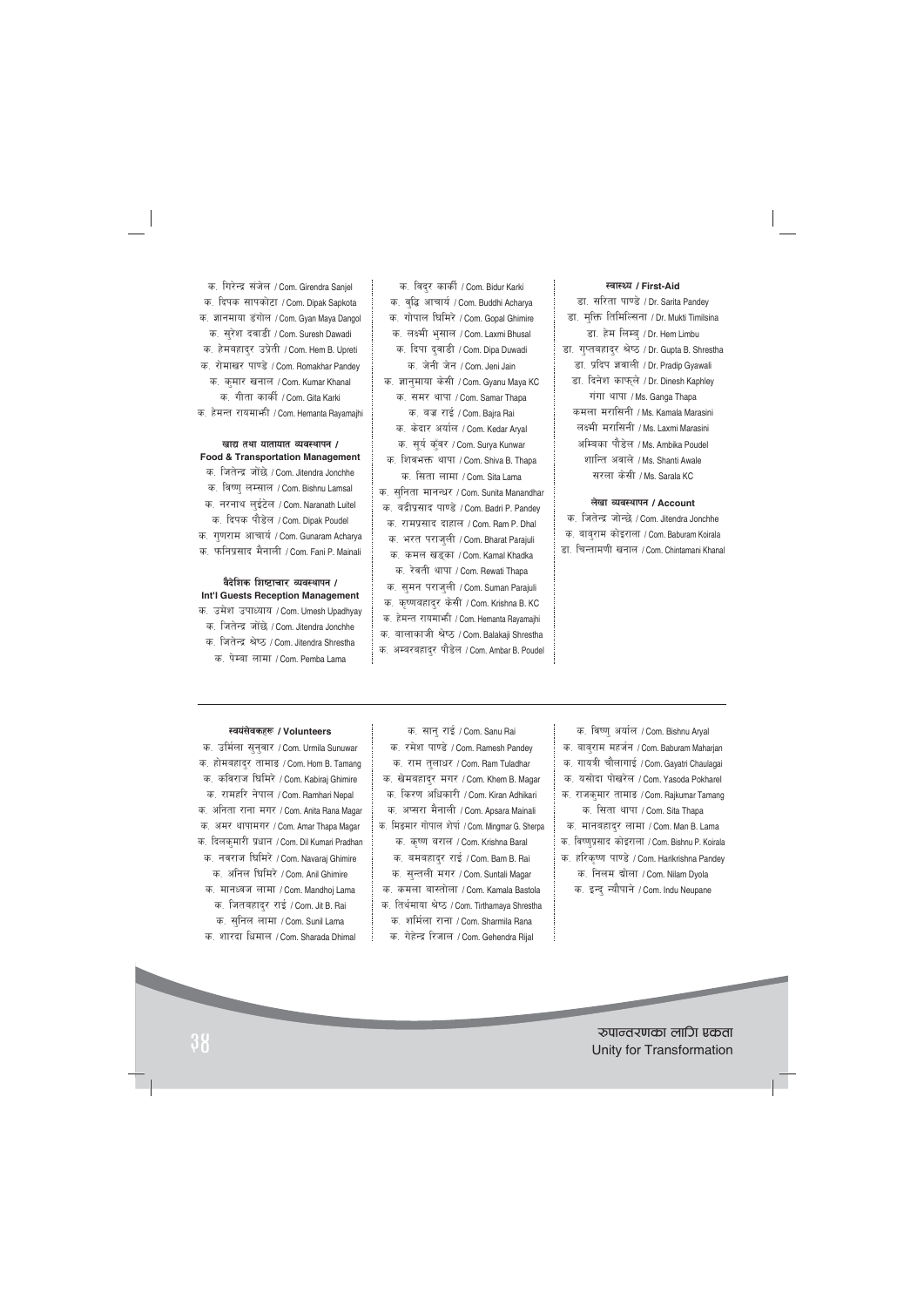क. गिरेन्द्र संजेल / Com. Girendra Sanjel
क. दिपक सापकोटा / Com. Dipak Sapkota
क. ज्ञानमाया डंगोल / Com. Gyan Maya Dangol
क. सुरेश दवाडी / Com. Suresh Dawadi
क. हेमबहादुर उप्रेती / Com. Hem B. Upreti
क. रोमाखर पाण्डे / Com. Romakhar Pandey
क. कुमार खनाल / Com. Kumar Khanal
क. गीता कार्की / Com. Gita Karki
क. हेमन्त रायमाझी / Com. Hemanta Rayamajhi

### खाद्य तथा यातायात व्यवस्थापन / Food & Transportation Management

क. जितेन्द्र जोंछे / Com. Jitendra Jonchhe
क. विष्णु लम्साल / Com. Bishnu Lamsal
क. नरनाथ लुईटेल / Com. Naranath Luitel
क. दिपक पौडेल / Com. Dipak Poudel
क. गुणराम आचार्य / Com. Gunaram Acharya
क. फनिप्रसाद मैनाली / Com. Fani P. Mainali

### वैदेशिक शिष्टाचार व्यवस्थापन / Int'l Guests Reception Management

क. उमेश उपाध्याय / Com. Umesh Upadhyay
क. जितेन्द्र जोंछे / Com. Jitendra Jonchhe
क. जितेन्द्र श्रेष्ठ / Com. Jitendra Shrestha
क. पेम्बा लामा / Com. Pemba Lama

क. विदुर कार्की / Com. Bidur Karki
क. बुद्धि आचार्य / Com. Buddhi Acharya
क. गोपाल घिमिरे / Com. Gopal Ghimire
क. लक्ष्मी भुसाल / Com. Laxmi Bhusal
क. दिपा दुवाडी / Com. Dipa Duwadi
क. जेनी जेन / Com. Jeni Jain
क. ज्ञानुमाया केसी / Com. Gyanu Maya KC
क. समर थापा / Com. Samar Thapa
क. बज्र राई / Com. Bajra Rai
क. केदार अर्याल / Com. Kedar Aryal
क. सूर्य कुंवर / Com. Surya Kunwar
क. शिवभक्त थापा / Com. Shiva B. Thapa
क. सिता लामा / Com. Sita Lama
क. सुनिता मानन्धर / Com. Sunita Manandhar
क. बद्रीप्रसाद पाण्डे / Com. Badri P. Pandey
क. रामप्रसाद दाहाल / Com. Ram P. Dhal
क. भरत पराजुली / Com. Bharat Parajuli
क. कमल खड्का / Com. Kamal Khadka
क. रेवती थापा / Com. Rewati Thapa
क. सुमन पराजुली / Com. Suman Parajuli
क. कृष्णबहादुर केसी / Com. Krishna B. KC
क. हेमन्त रायमाझी / Com. Hemanta Rayamajhi
क. बालाकाजी श्रेष्ठ / Com. Balakaji Shrestha
क. अम्बरबहादुर पौडेल / Com. Ambar B. Poudel

### स्वास्थ्य / First-Aid

डा. सरिता पाण्डे / Dr. Sarita Pandey
डा. मुक्ति तिमिल्सिना / Dr. Mukti Timilsina
डा. हेम लिम्बु / Dr. Hem Limbu
डा. गुप्तबहादुर श्रेष्ठ / Dr. Gupta B. Shrestha
डा. प्रदिप ज्ञवाली / Dr. Pradip Gyawali
डा. दिनेश काफ्ले / Dr. Dinesh Kaphley
गंगा थापा / Ms. Ganga Thapa
कमला मरासिनी / Ms. Kamala Marasini
लक्ष्मी मरासिनी / Ms. Laxmi Marasini
अम्बिका पौडेल / Ms. Ambika Poudel
शान्ति अवाले / Ms. Shanti Awale
सरला केसी / Ms. Sarala KC

### लेखा व्यवस्थापन / Account

क. जितेन्द्र जोन्छे / Com. Jitendra Jonchhe
क. बाबुराम कोइराला / Com. Baburam Koirala
डा. चिन्तामणी खनाल / Com. Chintamani Khanal

### स्वयंसेवकहरू / Volunteers

क. उर्मिला सुनुवार / Com. Urmila Sunuwar
क. होमबहादुर तामाङ / Com. Hom B. Tamang
क. कविराज घिमिरे / Com. Kabiraj Ghimire
क. रामहरि नेपाल / Com. Ramhari Nepal
क. अनिता राना मगर / Com. Anita Rana Magar
क. अमर थापामगर / Com. Amar Thapa Magar
क. दिलकुमारी प्रधान / Com. Dil Kumari Pradhan
क. नवराज घिमिरे / Com. Navaraj Ghimire
क. अनिल घिमिरे / Com. Anil Ghimire
क. मानध्वज लामा / Com. Mandhoj Lama
क. जितबहादुर राई / Com. Jit B. Rai
क. सुनिल लामा / Com. Sunil Lama
क. शारदा धिमाल / Com. Sharada Dhimal

क. सानु राई / Com. Sanu Rai
क. रमेश पाण्डे / Com. Ramesh Pandey
क. राम तुलाधर / Com. Ram Tuladhar
क. खेमबहादुर मगर / Com. Khem B. Magar
क. किरण अधिकारी / Com. Kiran Adhikari
क. अप्सरा मैनाली / Com. Apsara Mainali
क. मिङमार गोपाल शेर्पा / Com. Mingmar G. Sherpa
क. कृष्ण बराल / Com. Krishna Baral
क. बमबहादुर राई / Com. Bam B. Rai
क. सुन्तली मगर / Com. Suntali Magar
क. कमला बास्तोला / Com. Kamala Bastola
क. तिर्थमाया श्रेष्ठ / Com. Tirthamaya Shrestha
क. शर्मिला राना / Com. Sharmila Rana
क. गेहेन्द्र रिजाल / Com. Gehendra Rijal

क. बिष्णु अर्याल / Com. Bishnu Aryal
क. बाबुराम महर्जन / Com. Baburam Maharjan
क. गायत्री चौलागाई / Com. Gayatri Chaulagai
क. यसोदा पोखरेल / Com. Yasoda Pokharel
क. राजकुमार तामाङ / Com. Rajkumar Tamang
क. सिता थापा / Com. Sita Thapa
क. मानबहादुर लामा / Com. Man B. Lama
क. विष्णुप्रसाद कोइराला / Com. Bishnu P. Koirala
क. हरिकृष्ण पाण्डे / Com. Harikrishna Pandey
क. निलम द्योला / Com. Nilam Dyola
क. इन्दु न्यौपाने / Com. Indu Neupane